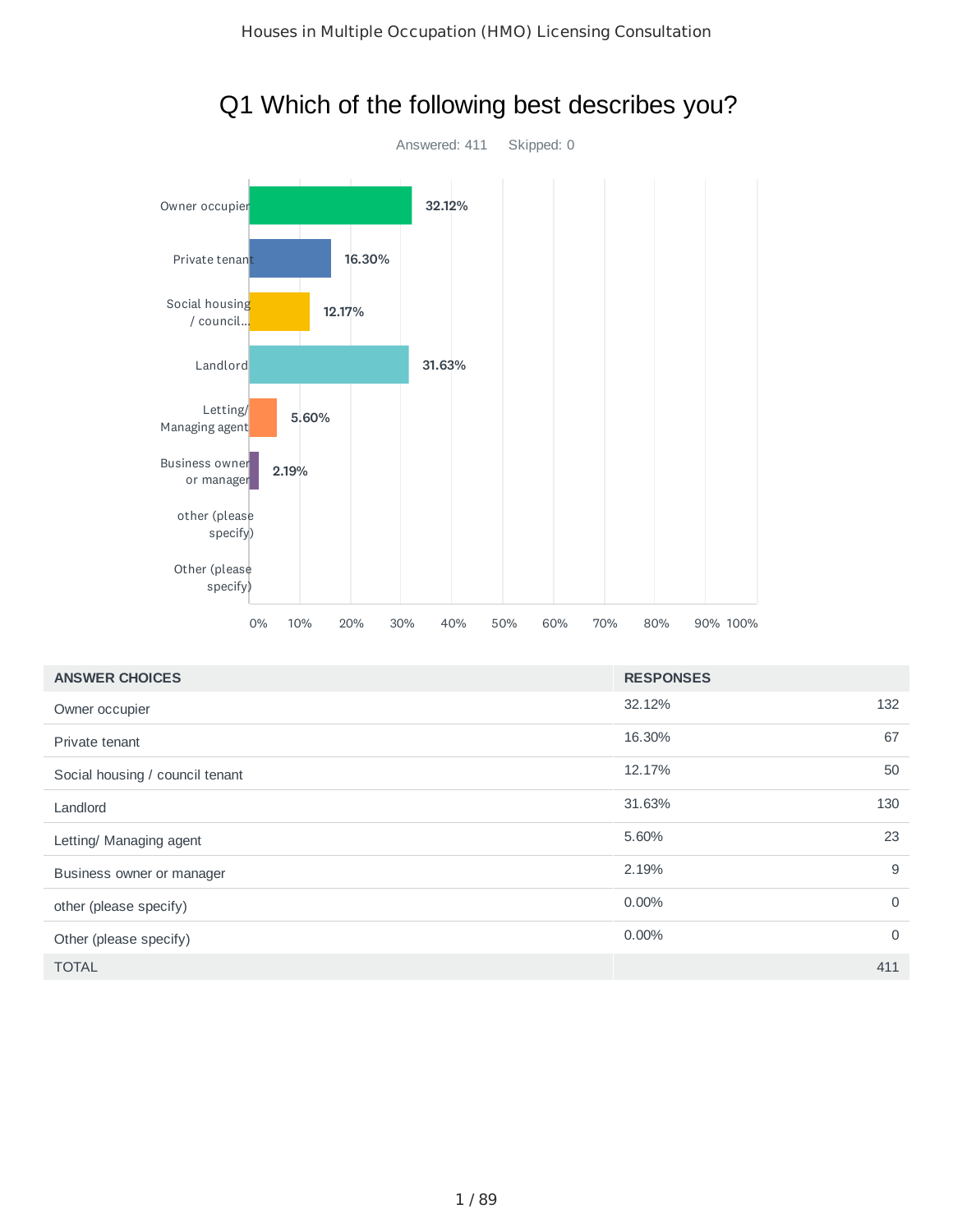# Q1 Which of the following best describes you?

Answered: 411  Skipped: 0

| ANSWER CHOICES | RESPONSES | |
|---|---|---|
| Owner occupier | 32.12% | 132 |
| Private tenant | 16.30% | 67 |
| Social housing / council tenant | 12.17% | 50 |
| Landlord | 31.63% | 130 |
| Letting/ Managing agent | 5.60% | 23 |
| Business owner or manager | 2.19% | 9 |
| other (please specify) | 0.00% | 0 |
| Other (please specify) | 0.00% | 0 |
| TOTAL | | 411 |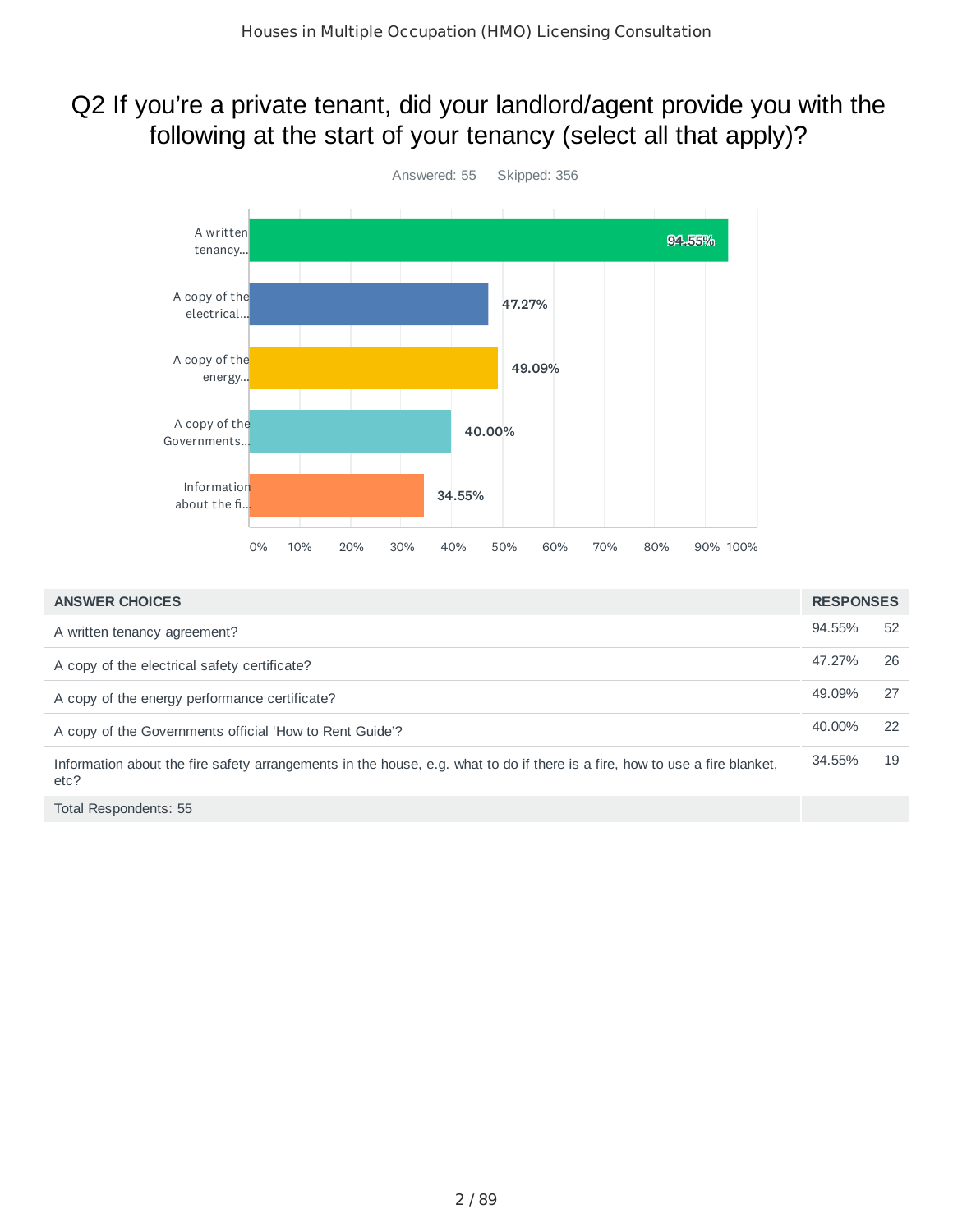# Q2 If you're a private tenant, did your landlord/agent provide you with the following at the start of your tenancy (select all that apply)?

Answered: 55 Skipped: 356

| ANSWER CHOICES | RESPONSES | |
|---|---|---|
| A written tenancy agreement? | 94.55% | 52 |
| A copy of the electrical safety certificate? | 47.27% | 26 |
| A copy of the energy performance certificate? | 49.09% | 27 |
| A copy of the Governments official 'How to Rent Guide'? | 40.00% | 22 |
| Information about the fire safety arrangements in the house, e.g. what to do if there is a fire, how to use a fire blanket, etc? | 34.55% | 19 |
| Total Respondents: 55 | | |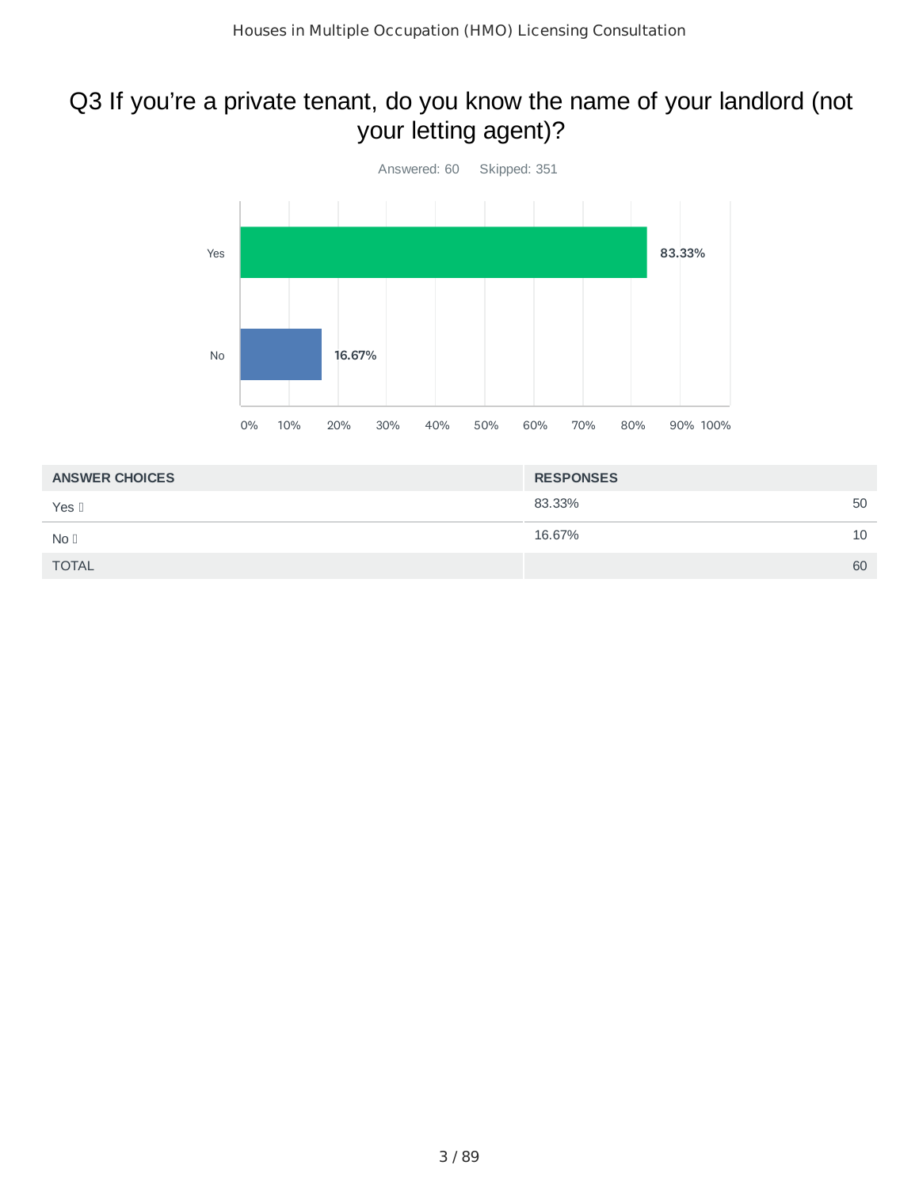# Q3 If you're a private tenant, do you know the name of your landlord (not your letting agent)?

Answered: 60    Skipped: 351

| ANSWER CHOICES | RESPONSES | |
|---|---|---|
| Yes | 83.33% | 50 |
| No | 16.67% | 10 |
| TOTAL | | 60 |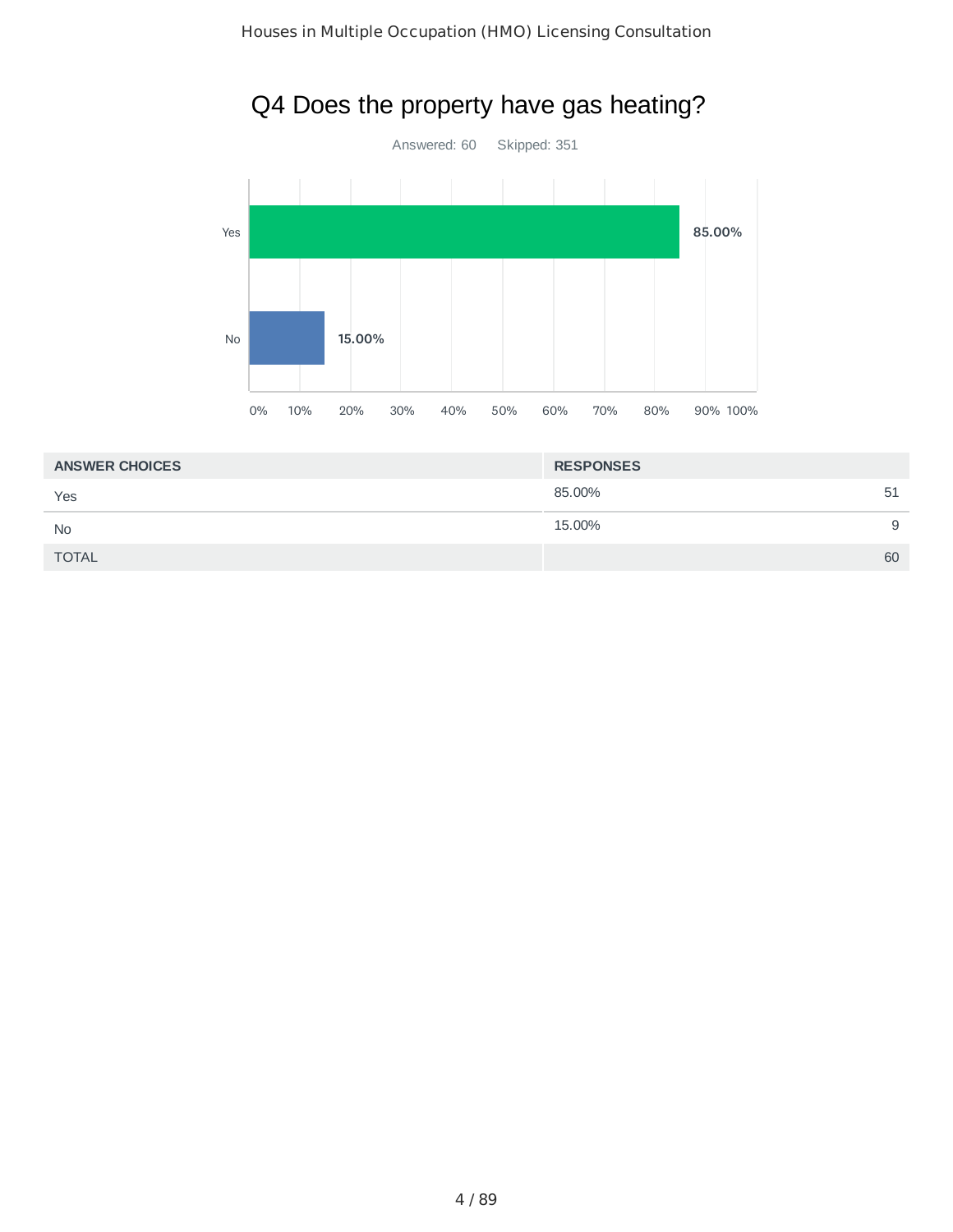## Q4 Does the property have gas heating?

Answered: 60 Skipped: 351

| ANSWER CHOICES | RESPONSES | |
|---|---|---|
| Yes | 85.00% | 51 |
| No | 15.00% | 9 |
| TOTAL | | 60 |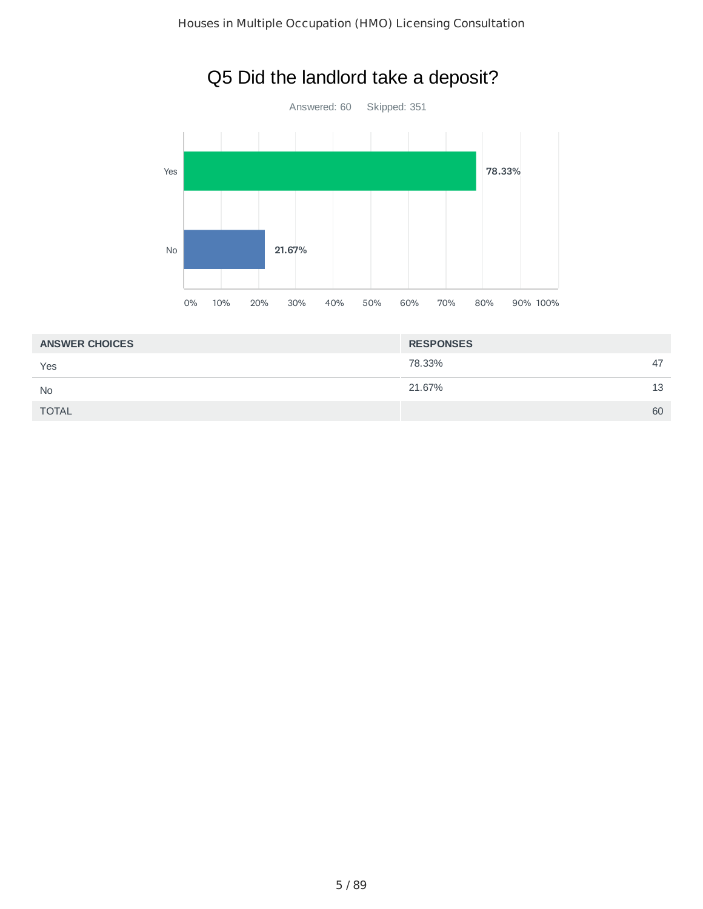# Q5 Did the landlord take a deposit?

Answered: 60 Skipped: 351

| ANSWER CHOICES | RESPONSES | |
|---|---|---|
| Yes | 78.33% | 47 |
| No | 21.67% | 13 |
| TOTAL | | 60 |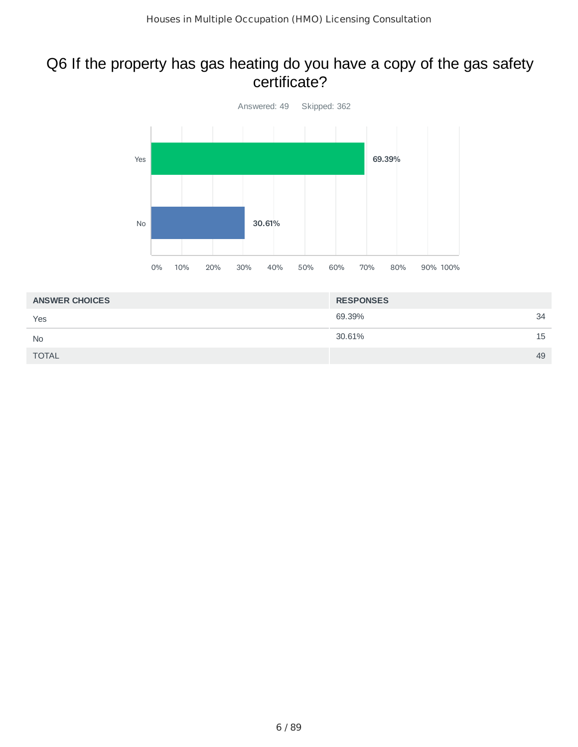## Q6 If the property has gas heating do you have a copy of the gas safety certificate?

Answered: 49 Skipped: 362

| ANSWER CHOICES | RESPONSES | |
|---|---|---|
| Yes | 69.39% | 34 |
| No | 30.61% | 15 |
| TOTAL | | 49 |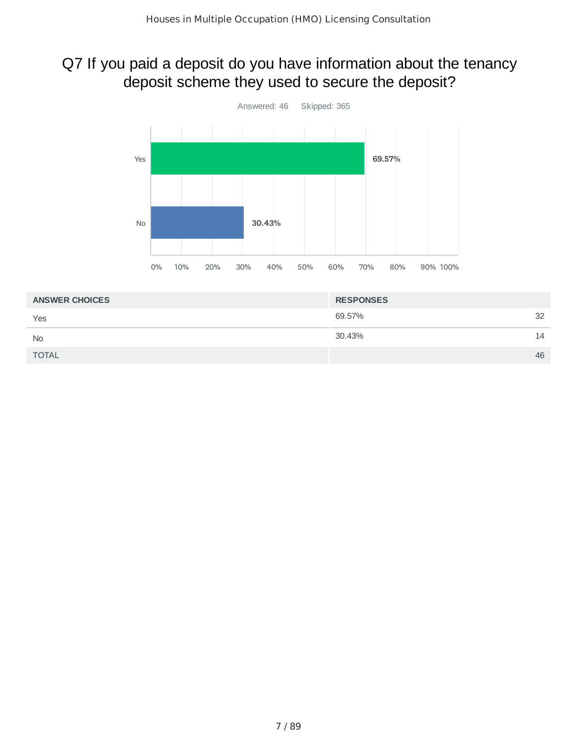## Q7 If you paid a deposit do you have information about the tenancy deposit scheme they used to secure the deposit?

Answered: 46 Skipped: 365

| ANSWER CHOICES | RESPONSES | |
|---|---|---|
| Yes | 69.57% | 32 |
| No | 30.43% | 14 |
| TOTAL | | 46 |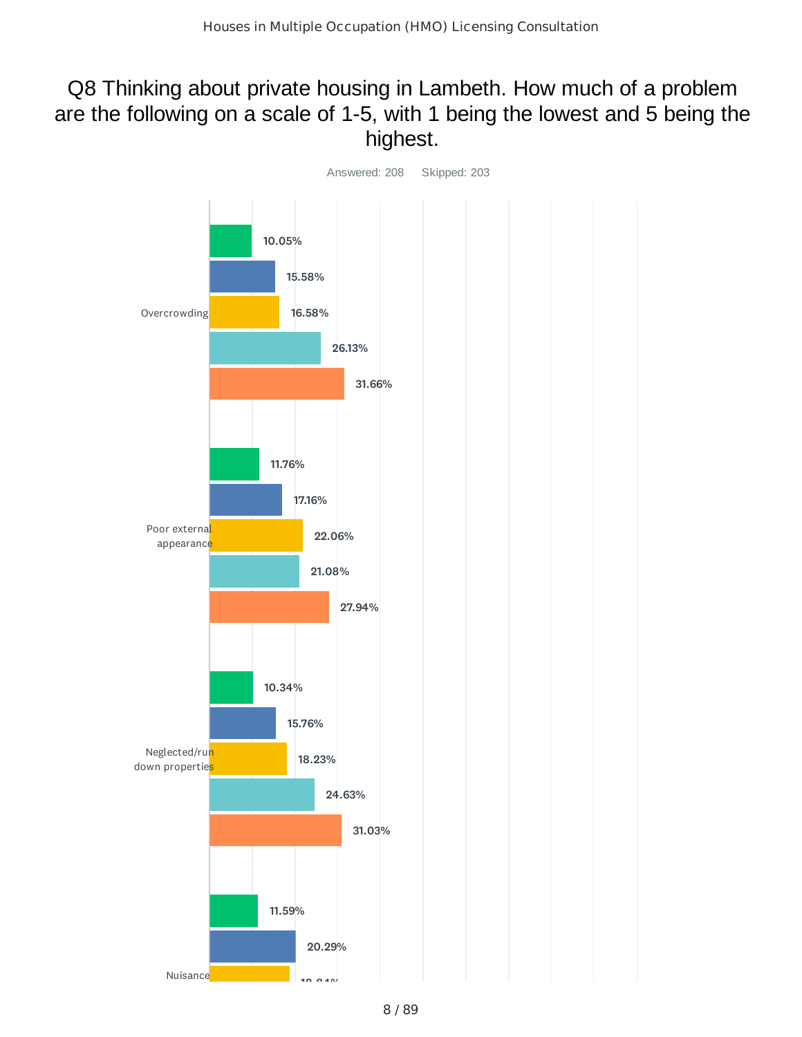## Q8 Thinking about private housing in Lambeth. How much of a problem are the following on a scale of 1-5, with 1 being the lowest and 5 being the highest.

Answered: 208 Skipped: 203

| | 1 | 2 | 3 | 4 | 5 |
|---|---|---|---|---|---|
| Overcrowding | 10.05% | 15.58% | 16.58% | 26.13% | 31.66% |
| Poor external appearance | 11.76% | 17.16% | 22.06% | 21.08% | 27.94% |
| Neglected/run down properties | 10.34% | 15.76% | 18.23% | 24.63% | 31.03% |
| Nuisance | 11.59% | 20.29% | 18.84% | | |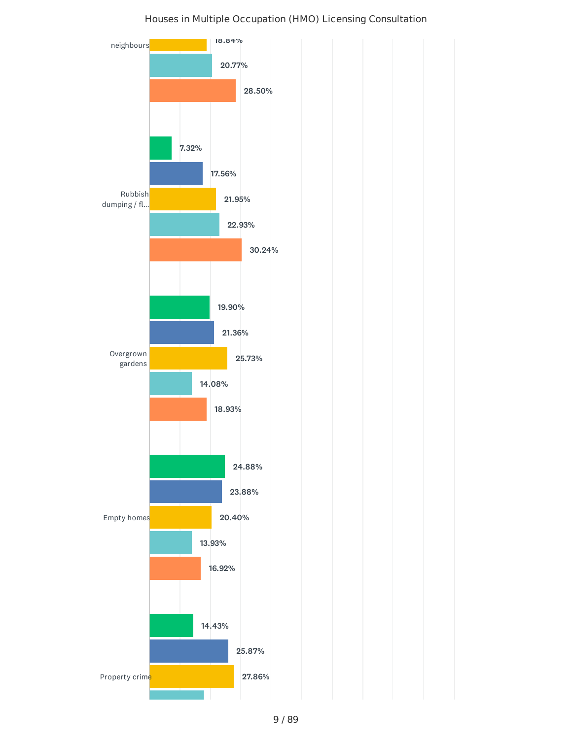Houses in Multiple Occupation (HMO) Licensing Consultation

| Category | Value 1 | Value 2 | Value 3 | Value 4 | Value 5 |
|---|---|---|---|---|---|
| neighbours | | | 18.84% | 20.77% | 28.50% |
| Rubbish dumping / fl... | 7.32% | 17.56% | 21.95% | 22.93% | 30.24% |
| Overgrown gardens | 19.90% | 21.36% | 25.73% | 14.08% | 18.93% |
| Empty homes | 24.88% | 23.88% | 20.40% | 13.93% | 16.92% |
| Property crime | 14.43% | 25.87% | 27.86% | | |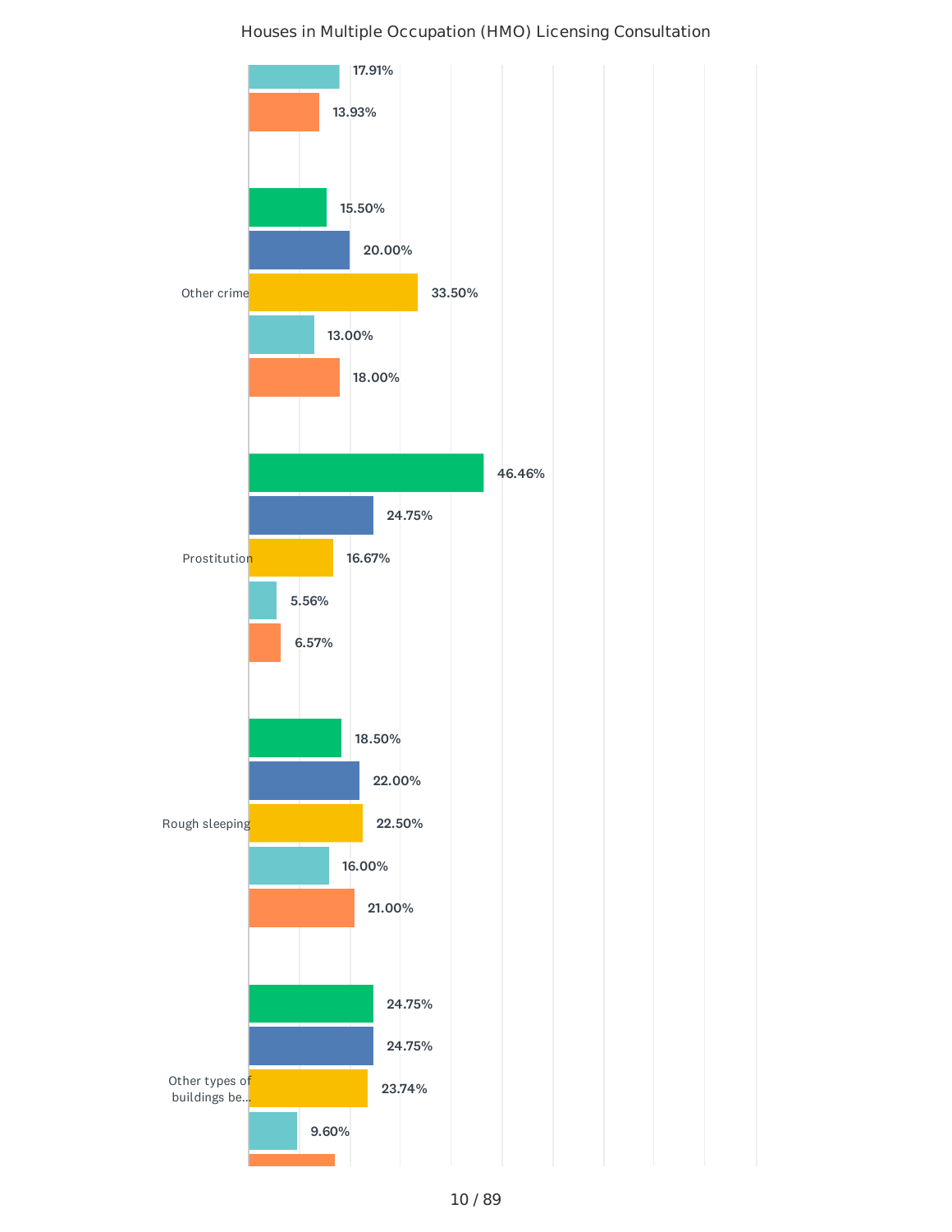Houses in Multiple Occupation (HMO) Licensing Consultation

| Category | Green | Blue | Yellow | Light blue | Orange |
| --- | --- | --- | --- | --- | --- |
| (continued) | | | | 17.91% | 13.93% |
| Other crime | 15.50% | 20.00% | 33.50% | 13.00% | 18.00% |
| Prostitution | 46.46% | 24.75% | 16.67% | 5.56% | 6.57% |
| Rough sleeping | 18.50% | 22.00% | 22.50% | 16.00% | 21.00% |
| Other types of buildings be... | 24.75% | 24.75% | 23.74% | 9.60% | |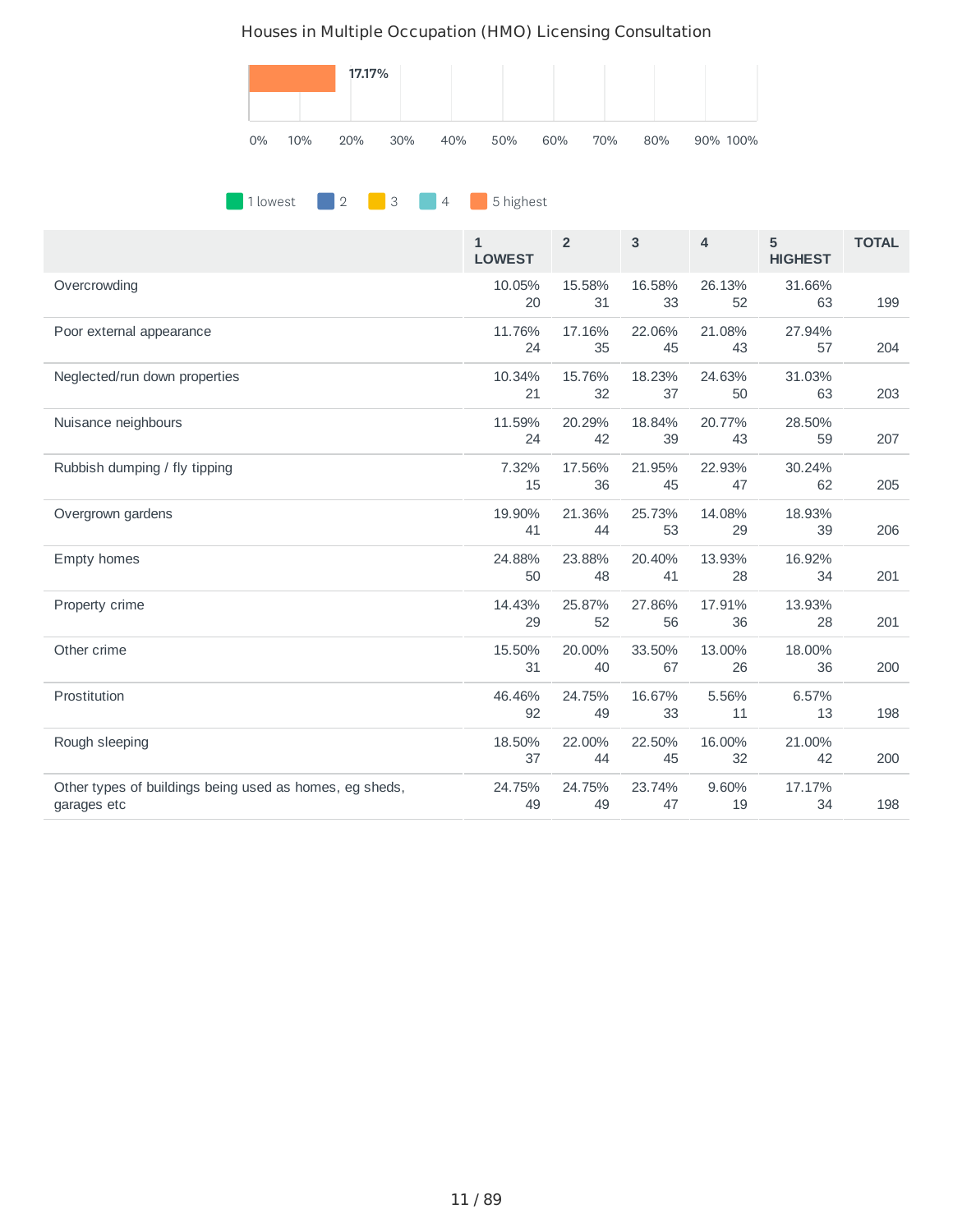## Houses in Multiple Occupation (HMO) Licensing Consultation

17.17%

0% 10% 20% 30% 40% 50% 60% 70% 80% 90% 100%

1 lowest | 2 | 3 | 4 | 5 highest

| | 1 LOWEST | 2 | 3 | 4 | 5 HIGHEST | TOTAL |
|---|---|---|---|---|---|---|
| Overcrowding | 10.05% 20 | 15.58% 31 | 16.58% 33 | 26.13% 52 | 31.66% 63 | 199 |
| Poor external appearance | 11.76% 24 | 17.16% 35 | 22.06% 45 | 21.08% 43 | 27.94% 57 | 204 |
| Neglected/run down properties | 10.34% 21 | 15.76% 32 | 18.23% 37 | 24.63% 50 | 31.03% 63 | 203 |
| Nuisance neighbours | 11.59% 24 | 20.29% 42 | 18.84% 39 | 20.77% 43 | 28.50% 59 | 207 |
| Rubbish dumping / fly tipping | 7.32% 15 | 17.56% 36 | 21.95% 45 | 22.93% 47 | 30.24% 62 | 205 |
| Overgrown gardens | 19.90% 41 | 21.36% 44 | 25.73% 53 | 14.08% 29 | 18.93% 39 | 206 |
| Empty homes | 24.88% 50 | 23.88% 48 | 20.40% 41 | 13.93% 28 | 16.92% 34 | 201 |
| Property crime | 14.43% 29 | 25.87% 52 | 27.86% 56 | 17.91% 36 | 13.93% 28 | 201 |
| Other crime | 15.50% 31 | 20.00% 40 | 33.50% 67 | 13.00% 26 | 18.00% 36 | 200 |
| Prostitution | 46.46% 92 | 24.75% 49 | 16.67% 33 | 5.56% 11 | 6.57% 13 | 198 |
| Rough sleeping | 18.50% 37 | 22.00% 44 | 22.50% 45 | 16.00% 32 | 21.00% 42 | 200 |
| Other types of buildings being used as homes, eg sheds, garages etc | 24.75% 49 | 24.75% 49 | 23.74% 47 | 9.60% 19 | 17.17% 34 | 198 |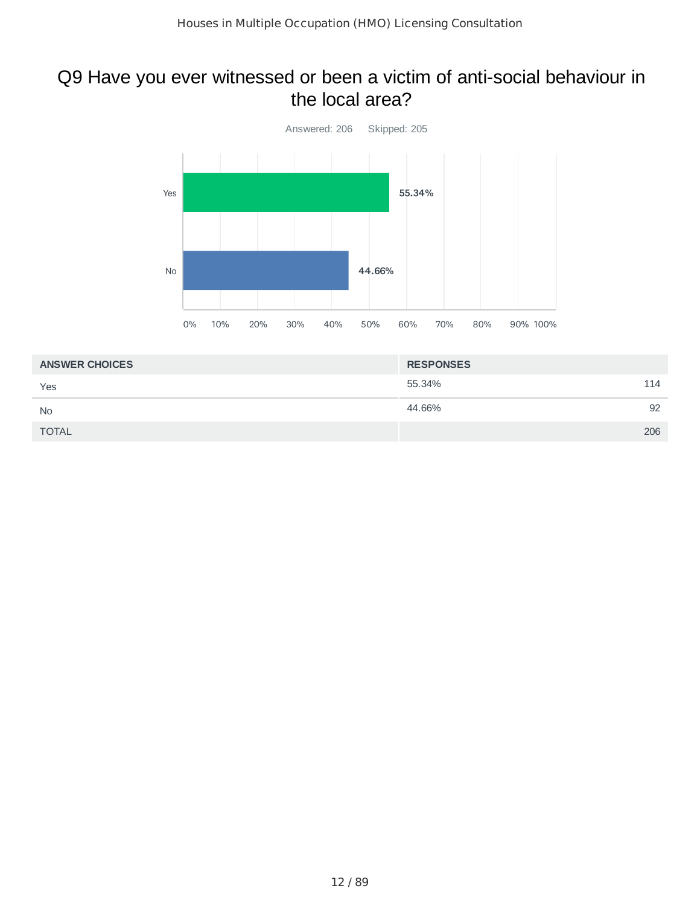## Q9 Have you ever witnessed or been a victim of anti-social behaviour in the local area?

Answered: 206 Skipped: 205

| ANSWER CHOICES | RESPONSES | |
|---|---|---|
| Yes | 55.34% | 114 |
| No | 44.66% | 92 |
| TOTAL | | 206 |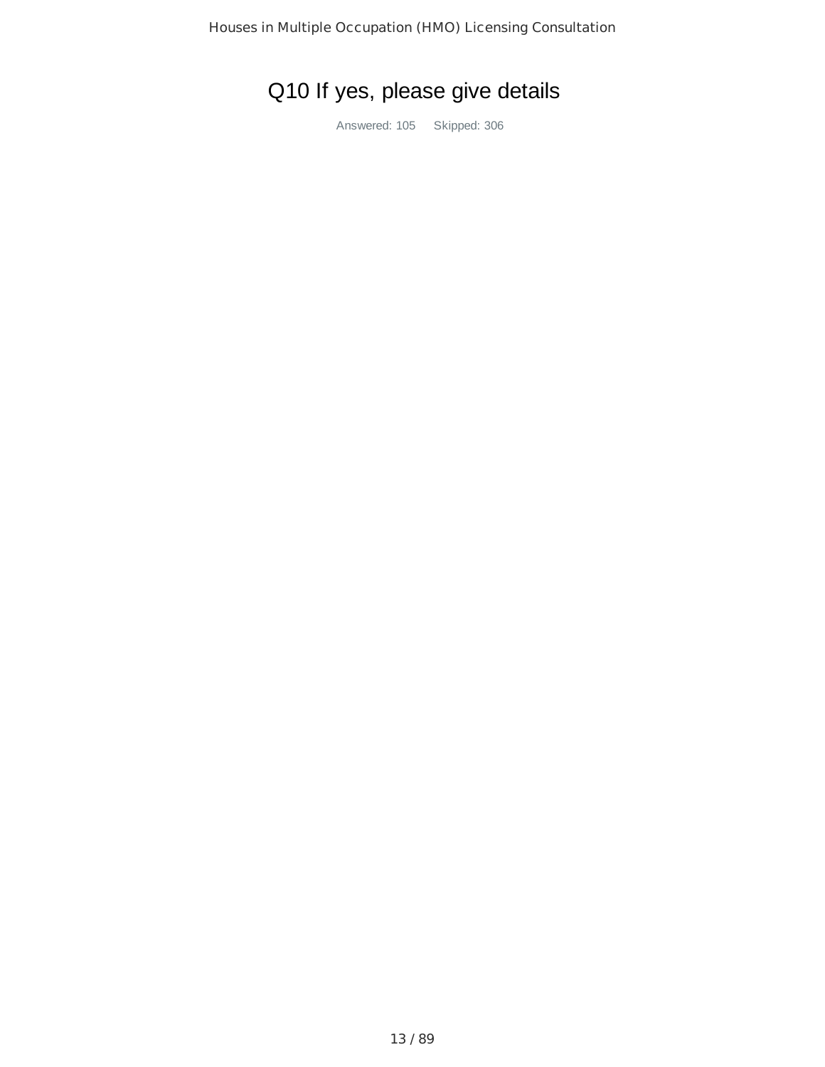# Q10 If yes, please give details

Answered: 105 Skipped: 306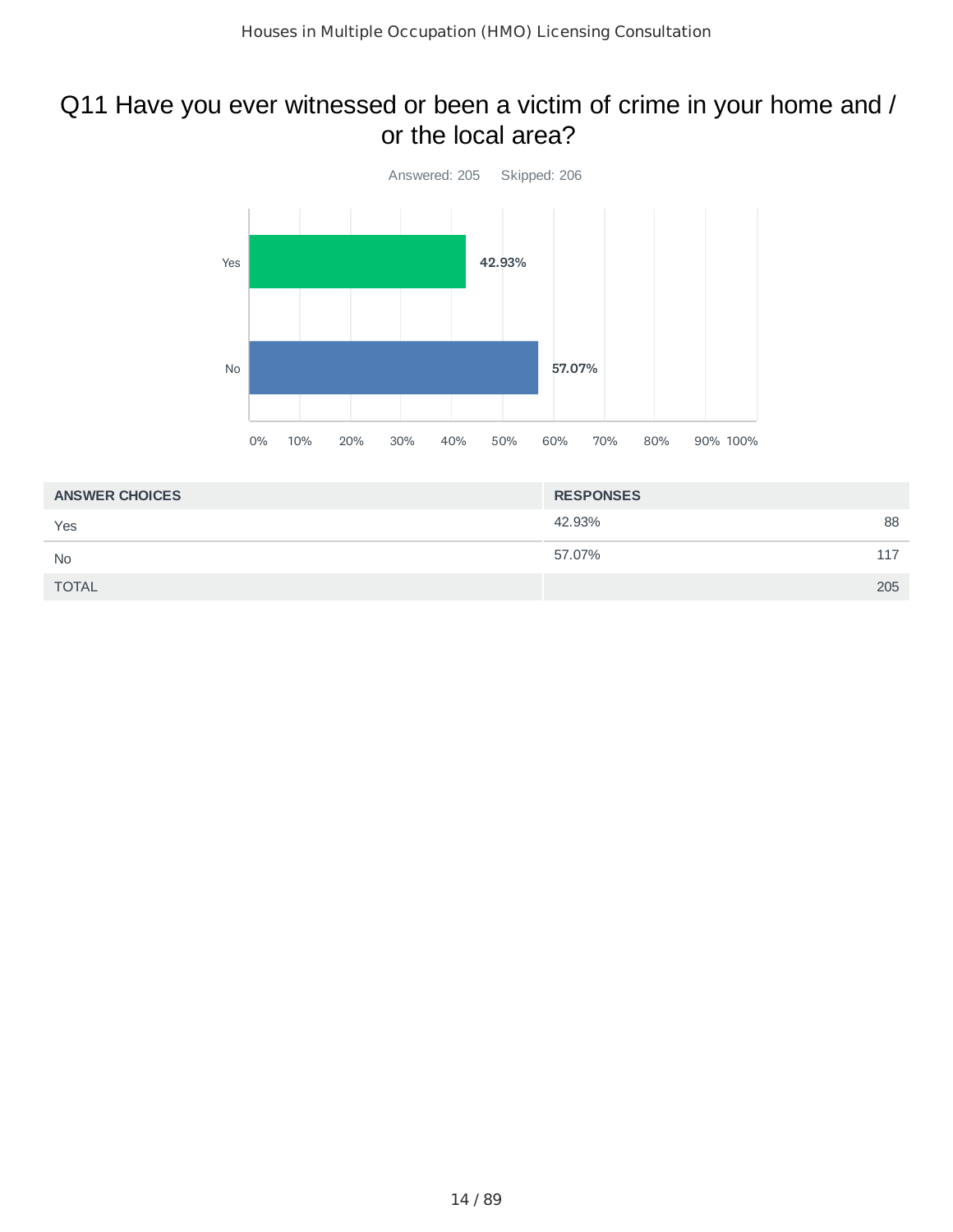# Q11 Have you ever witnessed or been a victim of crime in your home and / or the local area?

Answered: 205 Skipped: 206

| ANSWER CHOICES | RESPONSES | |
|---|---|---|
| Yes | 42.93% | 88 |
| No | 57.07% | 117 |
| TOTAL | | 205 |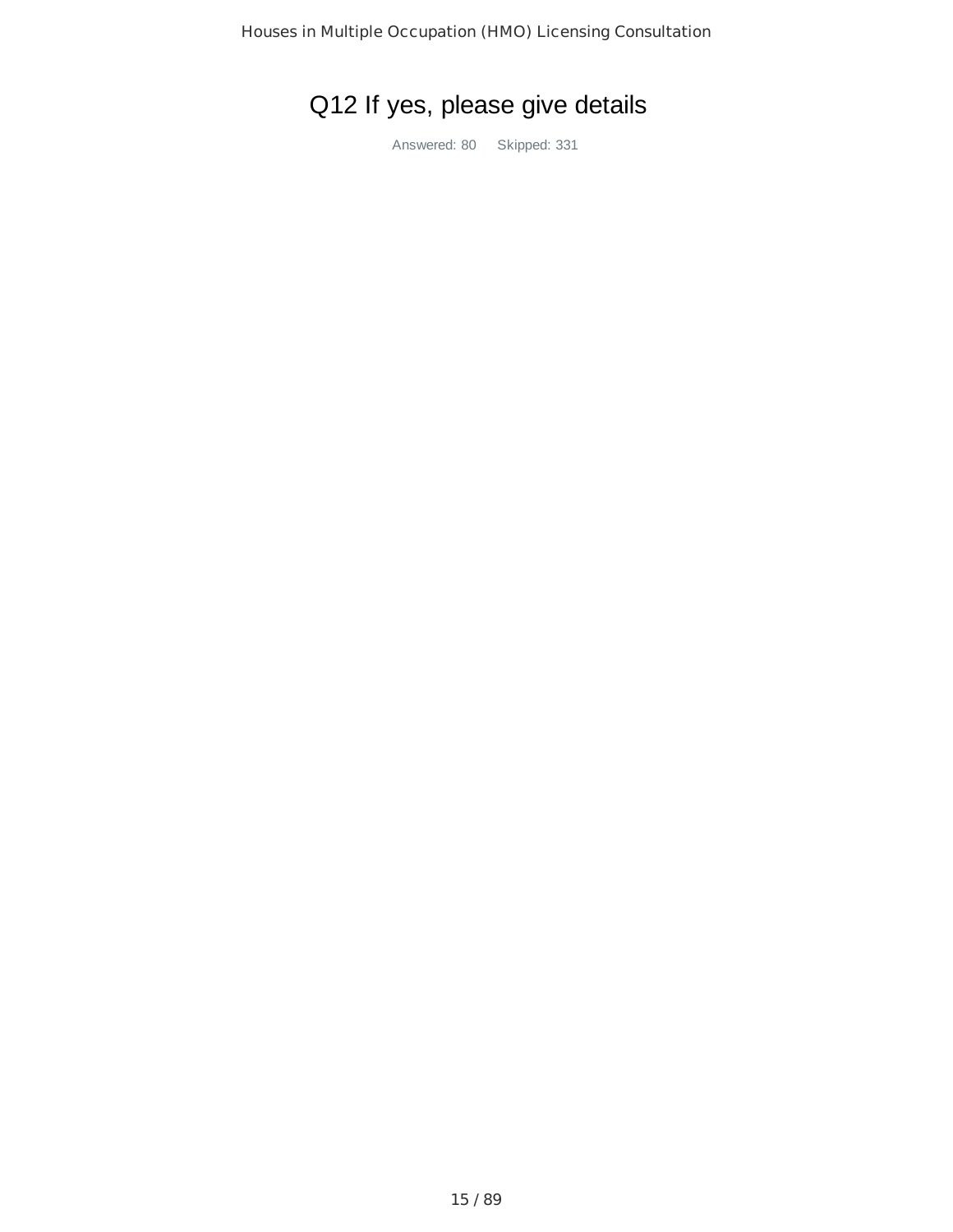# Q12 If yes, please give details

Answered: 80 Skipped: 331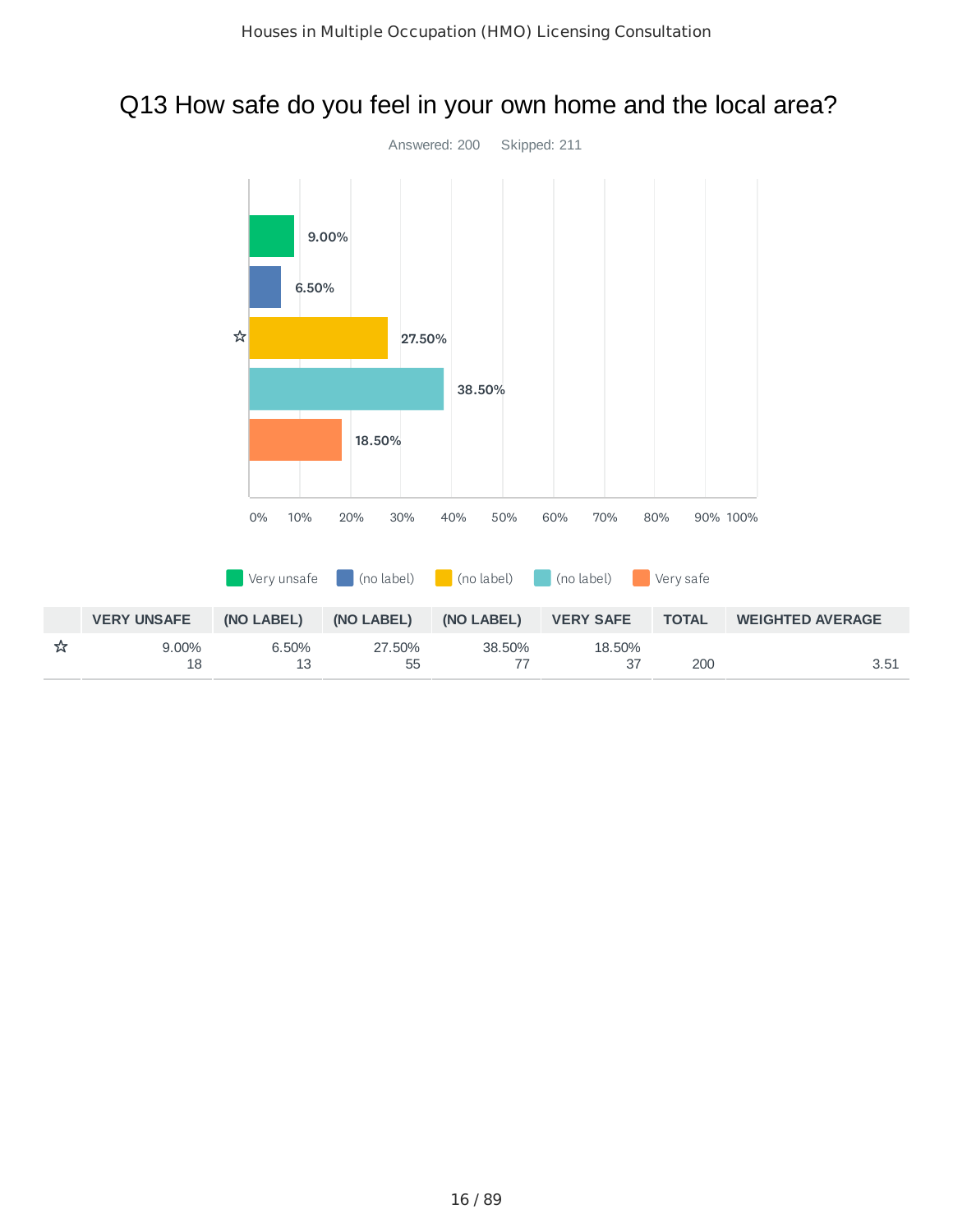# Q13 How safe do you feel in your own home and the local area?

Answered: 200 Skipped: 211

| | VERY UNSAFE | (NO LABEL) | (NO LABEL) | (NO LABEL) | VERY SAFE | TOTAL | WEIGHTED AVERAGE |
|---|---|---|---|---|---|---|---|
| ☆ | 9.00%<br>18 | 6.50%<br>13 | 27.50%<br>55 | 38.50%<br>77 | 18.50%<br>37 | 200 | 3.51 |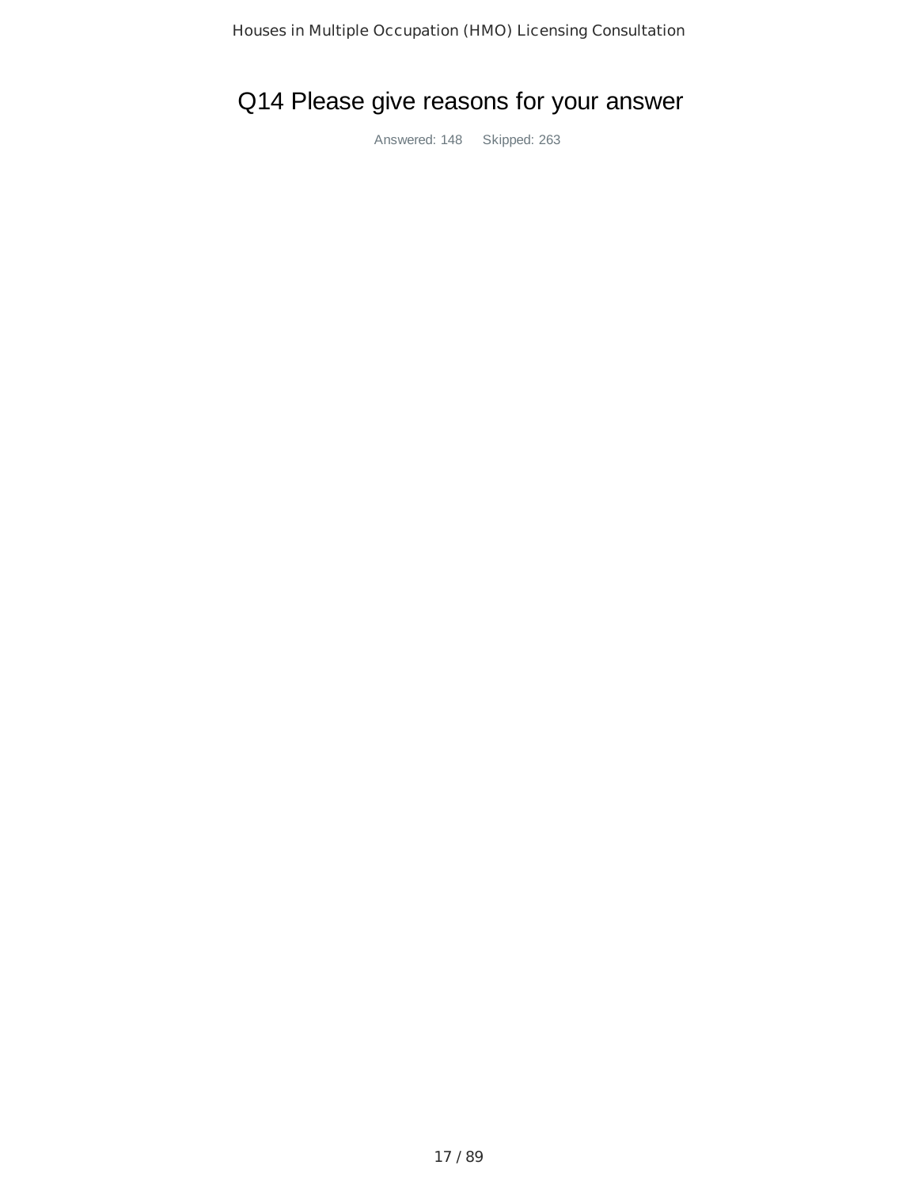# Q14 Please give reasons for your answer

Answered: 148 Skipped: 263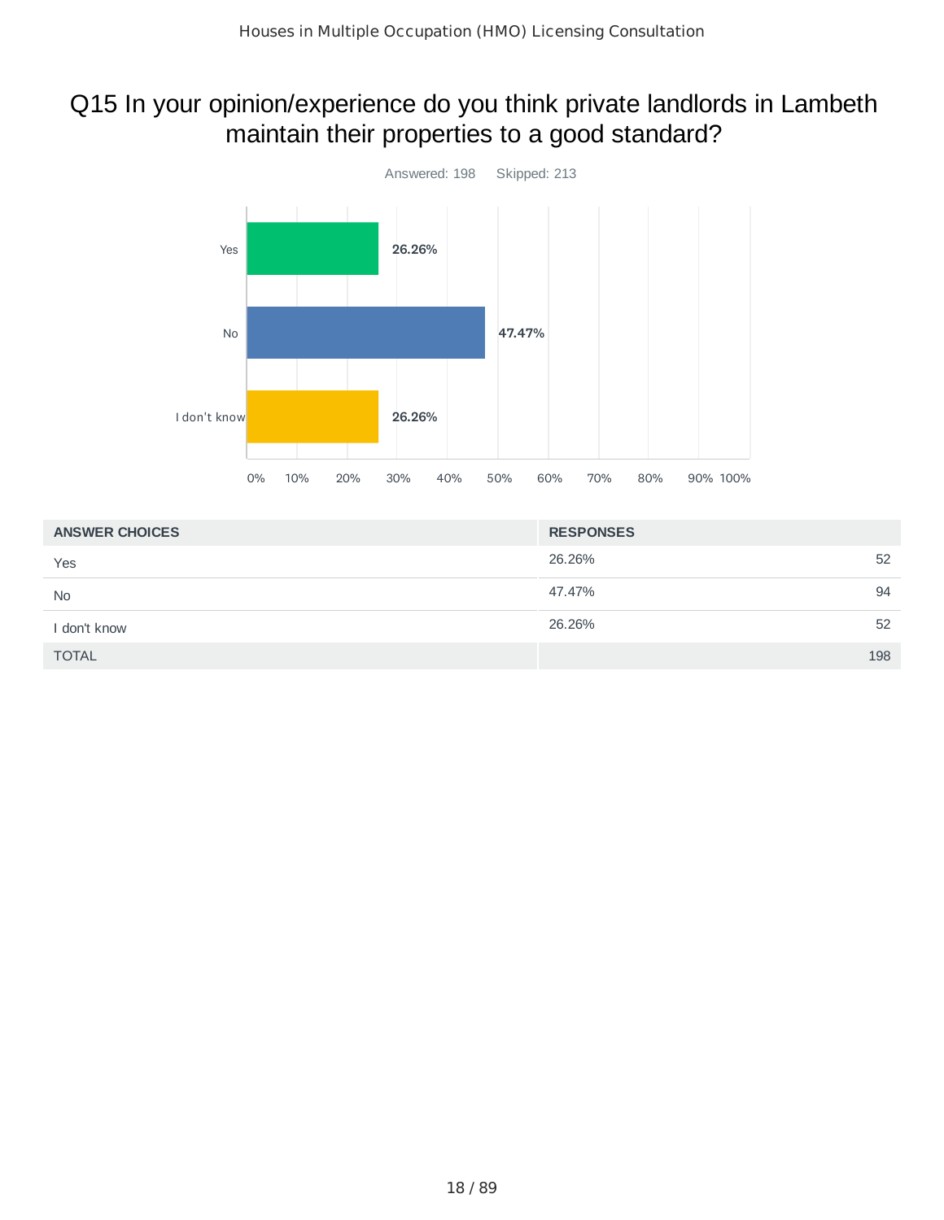# Q15 In your opinion/experience do you think private landlords in Lambeth maintain their properties to a good standard?

Answered: 198 Skipped: 213

| ANSWER CHOICES | RESPONSES | |
|---|---|---|
| Yes | 26.26% | 52 |
| No | 47.47% | 94 |
| I don't know | 26.26% | 52 |
| TOTAL | | 198 |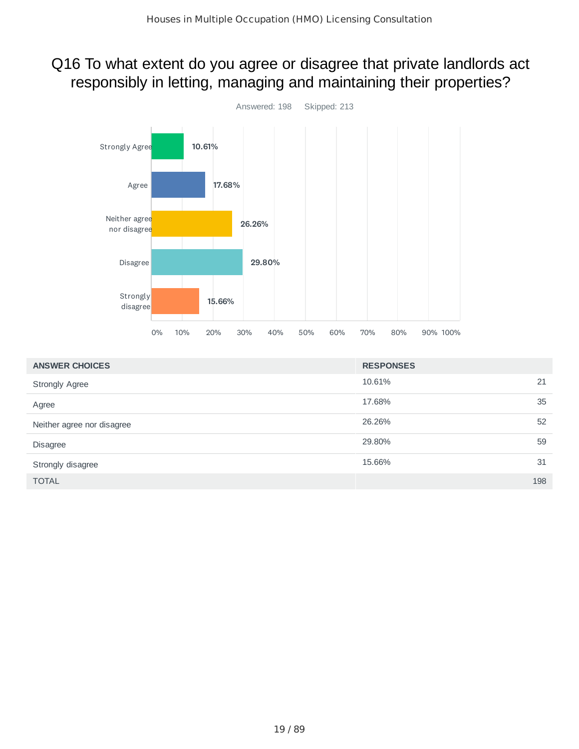## Q16 To what extent do you agree or disagree that private landlords act responsibly in letting, managing and maintaining their properties?

Answered: 198    Skipped: 213

| ANSWER CHOICES | RESPONSES | |
|---|---|---|
| Strongly Agree | 10.61% | 21 |
| Agree | 17.68% | 35 |
| Neither agree nor disagree | 26.26% | 52 |
| Disagree | 29.80% | 59 |
| Strongly disagree | 15.66% | 31 |
| TOTAL | | 198 |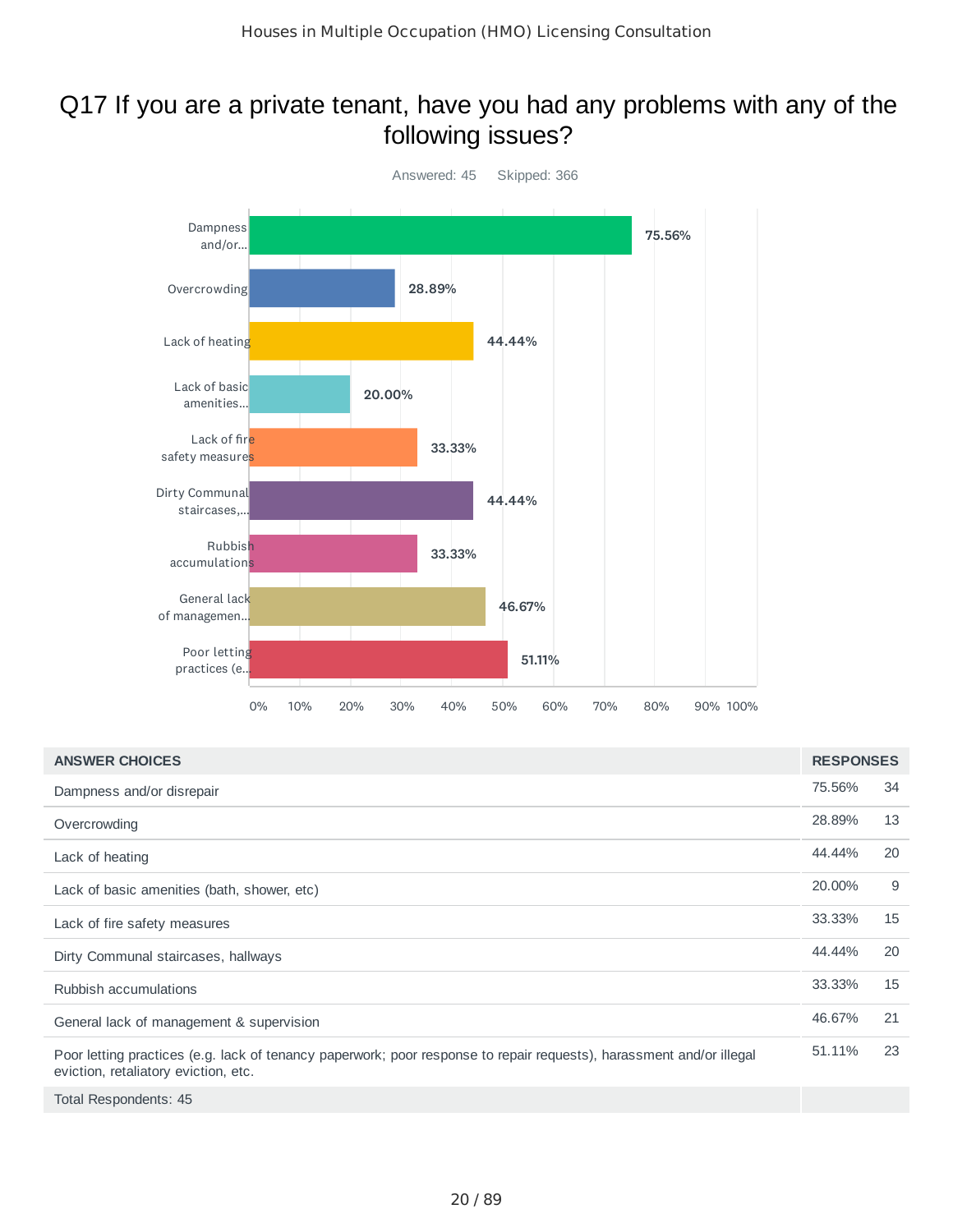# Q17 If you are a private tenant, have you had any problems with any of the following issues?

Answered: 45 Skipped: 366

| ANSWER CHOICES | RESPONSES | |
|---|---|---|
| Dampness and/or disrepair | 75.56% | 34 |
| Overcrowding | 28.89% | 13 |
| Lack of heating | 44.44% | 20 |
| Lack of basic amenities (bath, shower, etc) | 20.00% | 9 |
| Lack of fire safety measures | 33.33% | 15 |
| Dirty Communal staircases, hallways | 44.44% | 20 |
| Rubbish accumulations | 33.33% | 15 |
| General lack of management & supervision | 46.67% | 21 |
| Poor letting practices (e.g. lack of tenancy paperwork; poor response to repair requests), harassment and/or illegal eviction, retaliatory eviction, etc. | 51.11% | 23 |
| Total Respondents: 45 | | |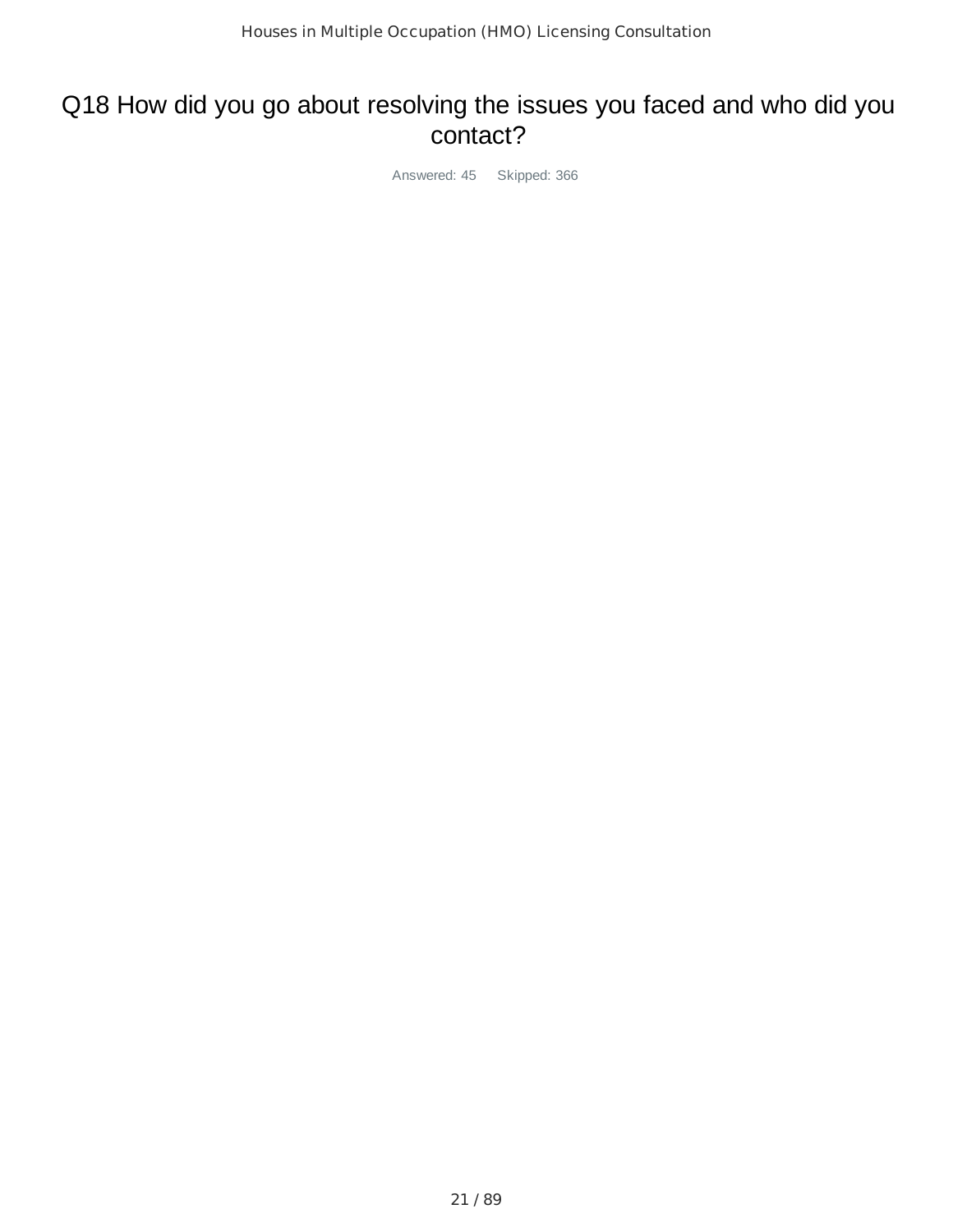# Q18 How did you go about resolving the issues you faced and who did you contact?

Answered: 45 Skipped: 366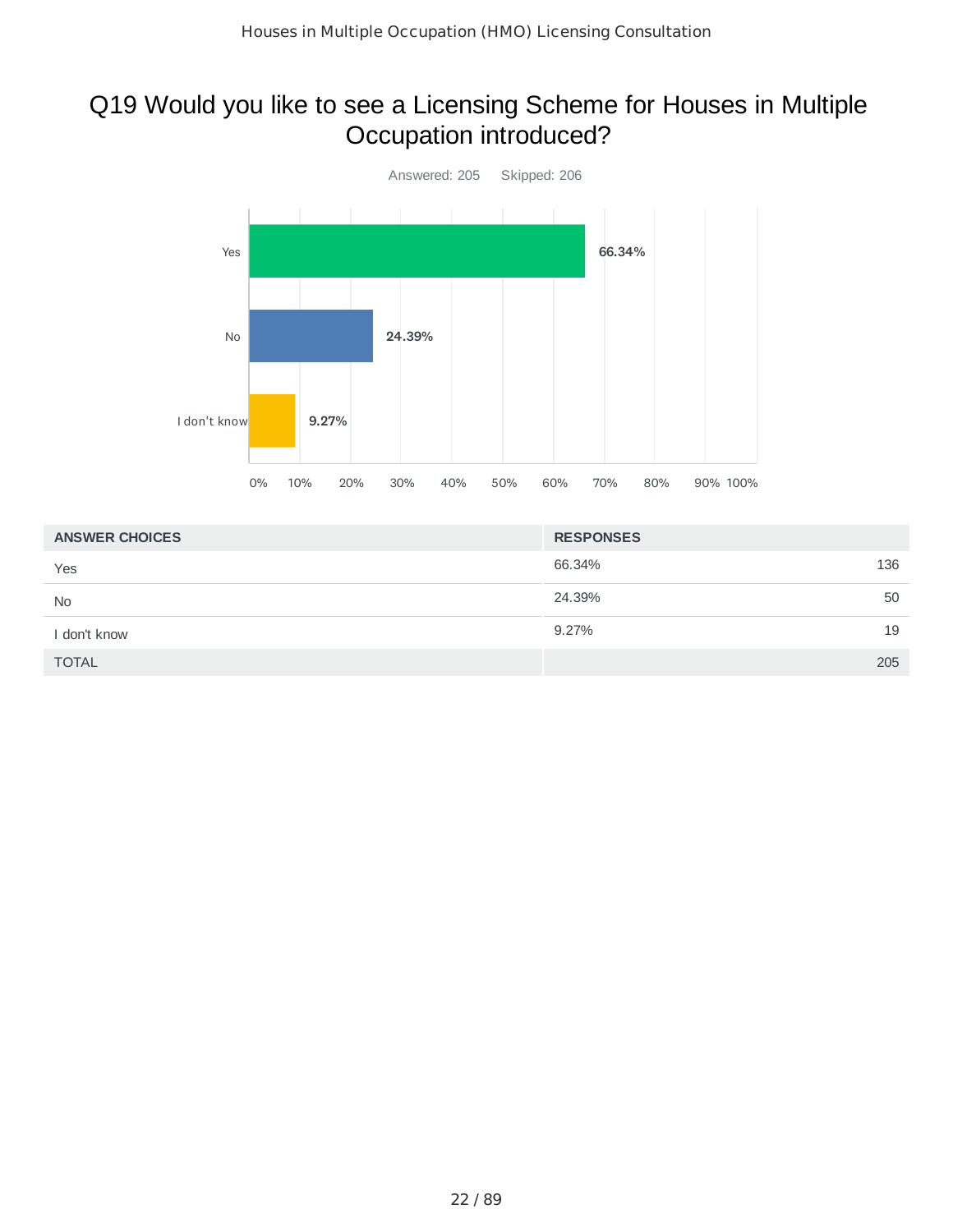# Q19 Would you like to see a Licensing Scheme for Houses in Multiple Occupation introduced?

Answered: 205    Skipped: 206

| ANSWER CHOICES | RESPONSES | |
|---|---|---|
| Yes | 66.34% | 136 |
| No | 24.39% | 50 |
| I don't know | 9.27% | 19 |
| TOTAL | | 205 |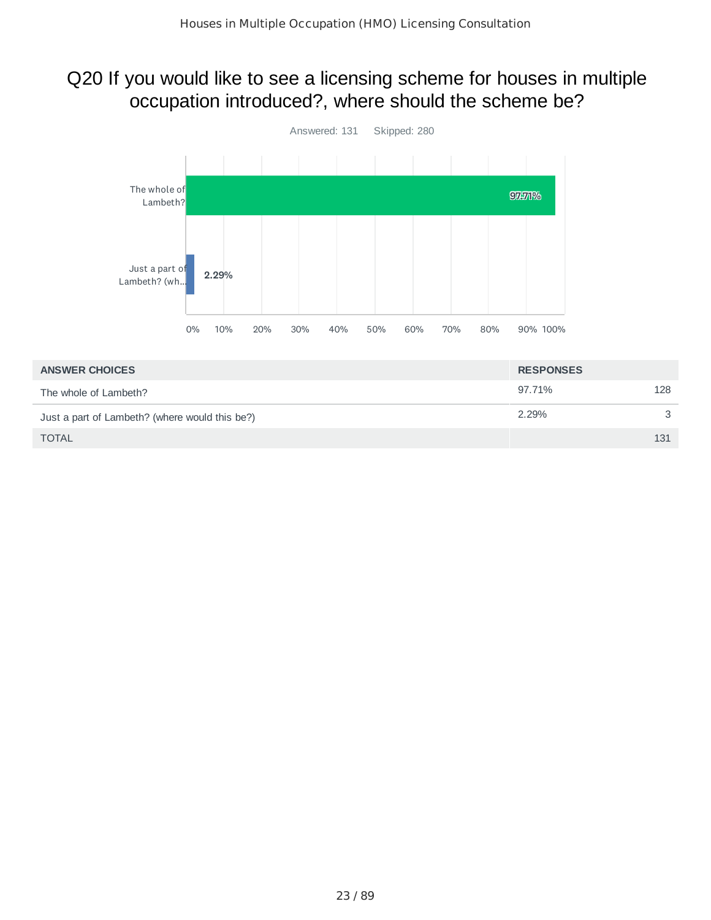## Q20 If you would like to see a licensing scheme for houses in multiple occupation introduced?, where should the scheme be?

Answered: 131 Skipped: 280

| ANSWER CHOICES | RESPONSES | |
|---|---|---|
| The whole of Lambeth? | 97.71% | 128 |
| Just a part of Lambeth? (where would this be?) | 2.29% | 3 |
| TOTAL | | 131 |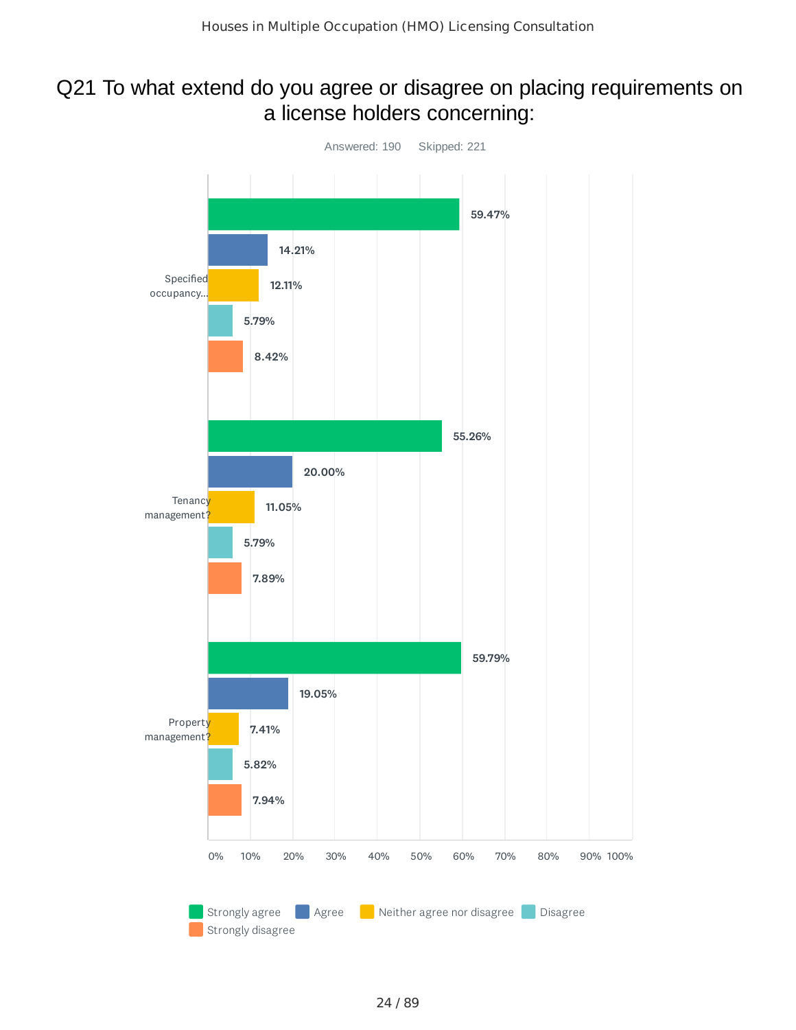# Q21 To what extend do you agree or disagree on placing requirements on a license holders concerning:

Answered: 190 Skipped: 221

| | Strongly agree | Agree | Neither agree nor disagree | Disagree | Strongly disagree |
|---|---|---|---|---|---|
| Specified occupancy... | 59.47% | 14.21% | 12.11% | 5.79% | 8.42% |
| Tenancy management? | 55.26% | 20.00% | 11.05% | 5.79% | 7.89% |
| Property management? | 59.79% | 19.05% | 7.41% | 5.82% | 7.94% |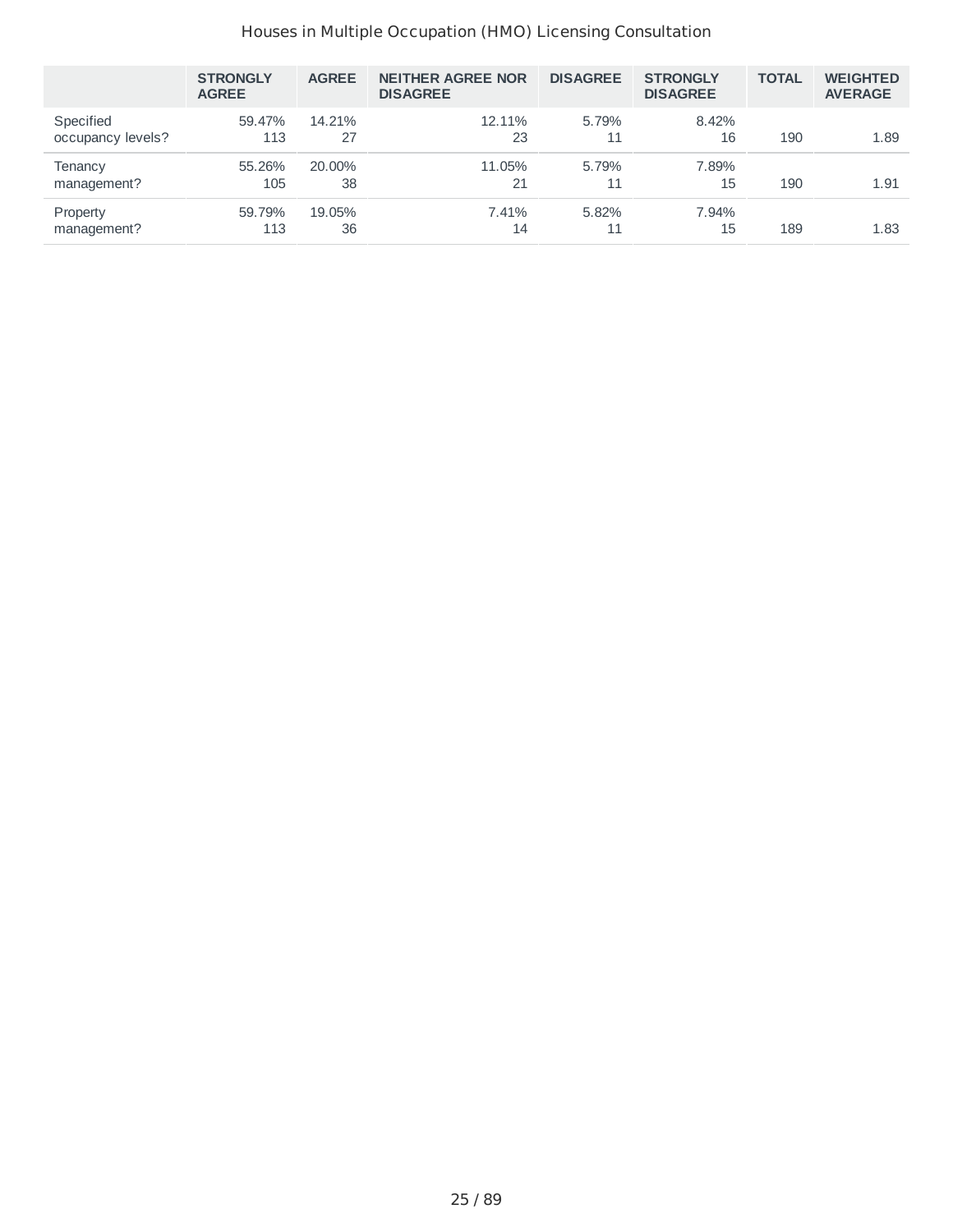| | STRONGLY AGREE | AGREE | NEITHER AGREE NOR DISAGREE | DISAGREE | STRONGLY DISAGREE | TOTAL | WEIGHTED AVERAGE |
|---|---|---|---|---|---|---|---|
| Specified occupancy levels? | 59.47% 113 | 14.21% 27 | 12.11% 23 | 5.79% 11 | 8.42% 16 | 190 | 1.89 |
| Tenancy management? | 55.26% 105 | 20.00% 38 | 11.05% 21 | 5.79% 11 | 7.89% 15 | 190 | 1.91 |
| Property management? | 59.79% 113 | 19.05% 36 | 7.41% 14 | 5.82% 11 | 7.94% 15 | 189 | 1.83 |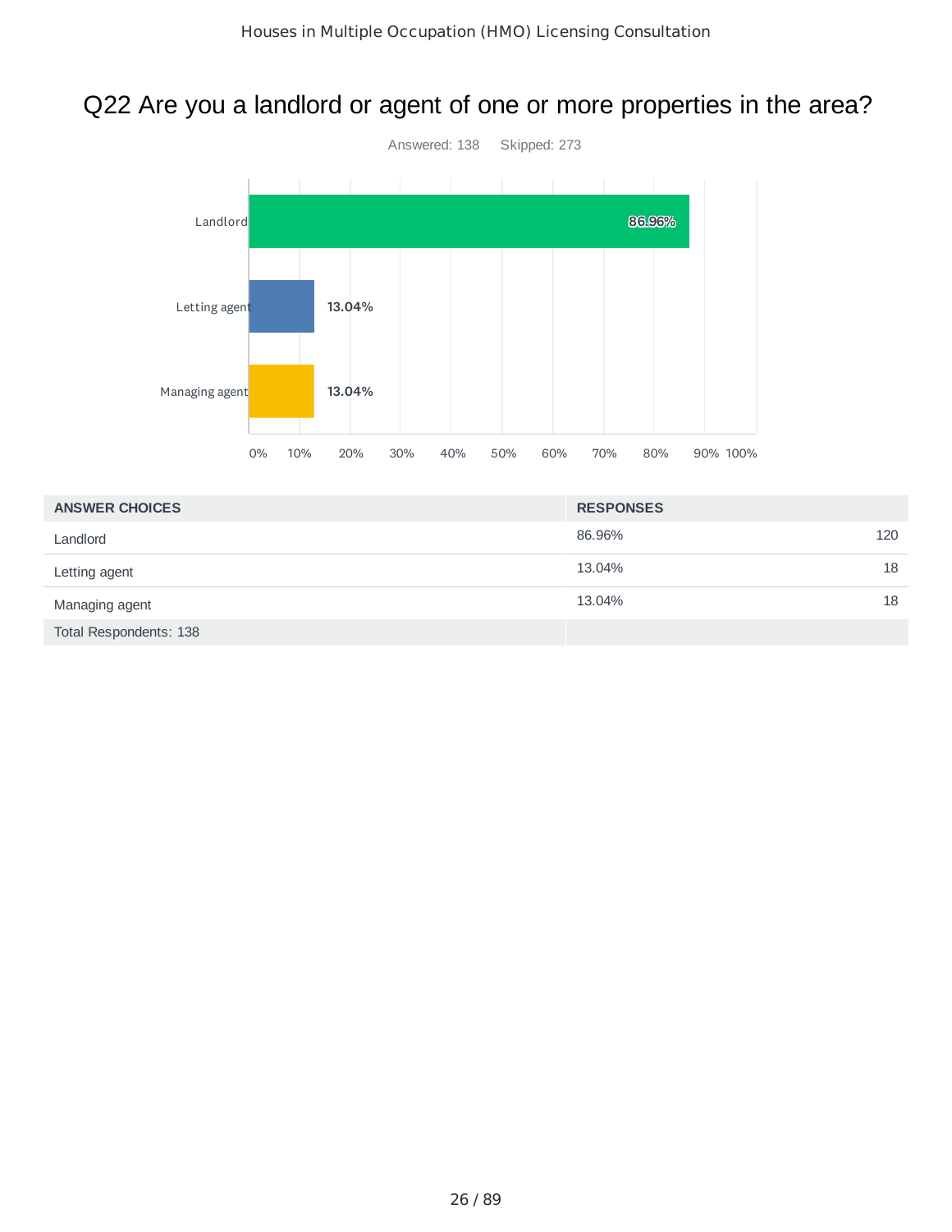# Q22 Are you a landlord or agent of one or more properties in the area?

Answered: 138    Skipped: 273

| ANSWER CHOICES | RESPONSES | |
|---|---|---|
| Landlord | 86.96% | 120 |
| Letting agent | 13.04% | 18 |
| Managing agent | 13.04% | 18 |
| Total Respondents: 138 | | |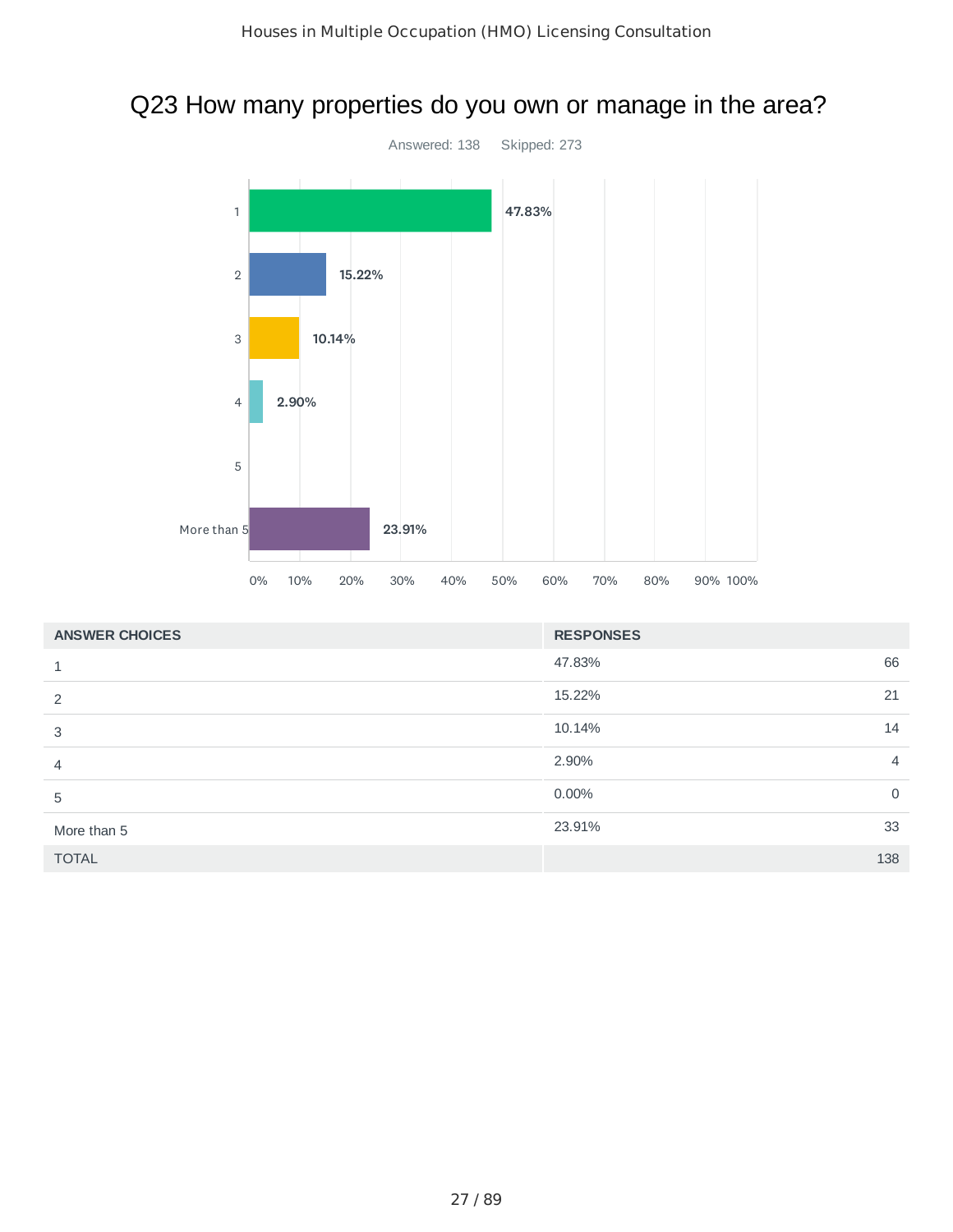## Q23 How many properties do you own or manage in the area?

Answered: 138 Skipped: 273

| ANSWER CHOICES | RESPONSES | |
|---|---|---|
| 1 | 47.83% | 66 |
| 2 | 15.22% | 21 |
| 3 | 10.14% | 14 |
| 4 | 2.90% | 4 |
| 5 | 0.00% | 0 |
| More than 5 | 23.91% | 33 |
| TOTAL | | 138 |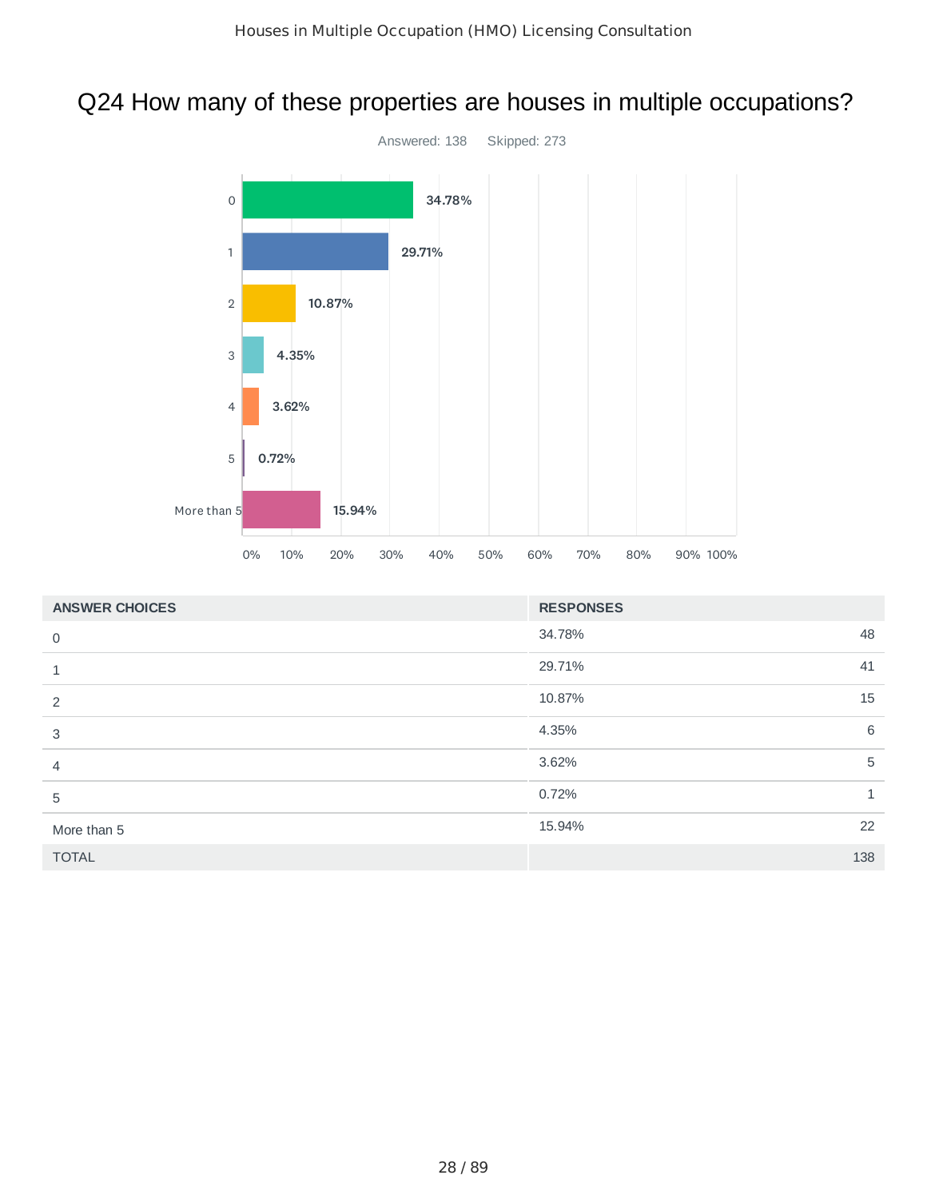# Q24 How many of these properties are houses in multiple occupations?

Answered: 138 Skipped: 273

| ANSWER CHOICES | RESPONSES | |
|---|---|---|
| 0 | 34.78% | 48 |
| 1 | 29.71% | 41 |
| 2 | 10.87% | 15 |
| 3 | 4.35% | 6 |
| 4 | 3.62% | 5 |
| 5 | 0.72% | 1 |
| More than 5 | 15.94% | 22 |
| TOTAL | | 138 |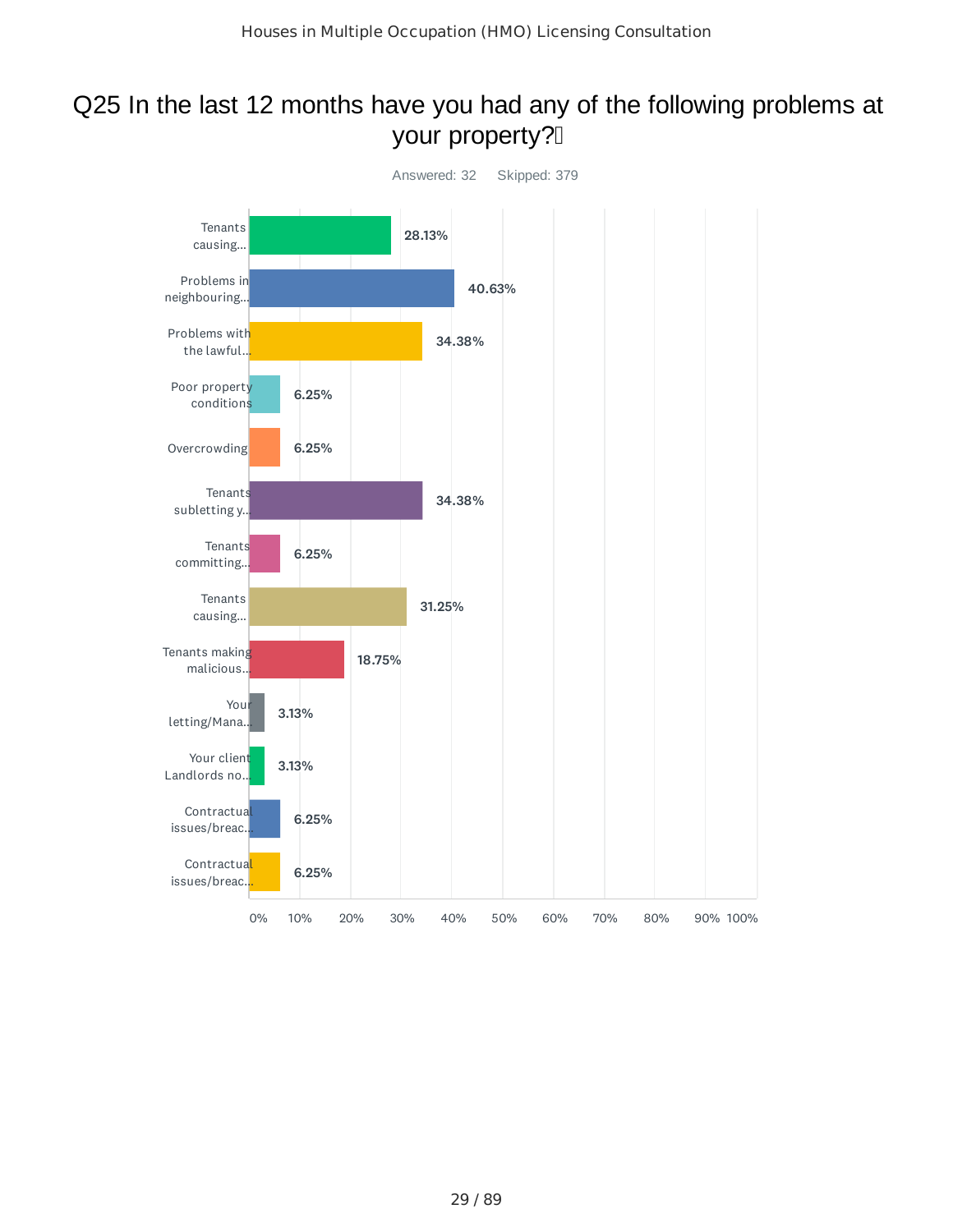# Q25 In the last 12 months have you had any of the following problems at your property?

Answered: 32 Skipped: 379

| Answer | Percentage |
|---|---|
| Tenants causing... | 28.13% |
| Problems in neighbouring... | 40.63% |
| Problems with the lawful... | 34.38% |
| Poor property conditions | 6.25% |
| Overcrowding | 6.25% |
| Tenants subletting y... | 34.38% |
| Tenants committing... | 6.25% |
| Tenants causing... | 31.25% |
| Tenants making malicious... | 18.75% |
| Your letting/Mana... | 3.13% |
| Your client Landlords no... | 3.13% |
| Contractual issues/breac... | 6.25% |
| Contractual issues/breac... | 6.25% |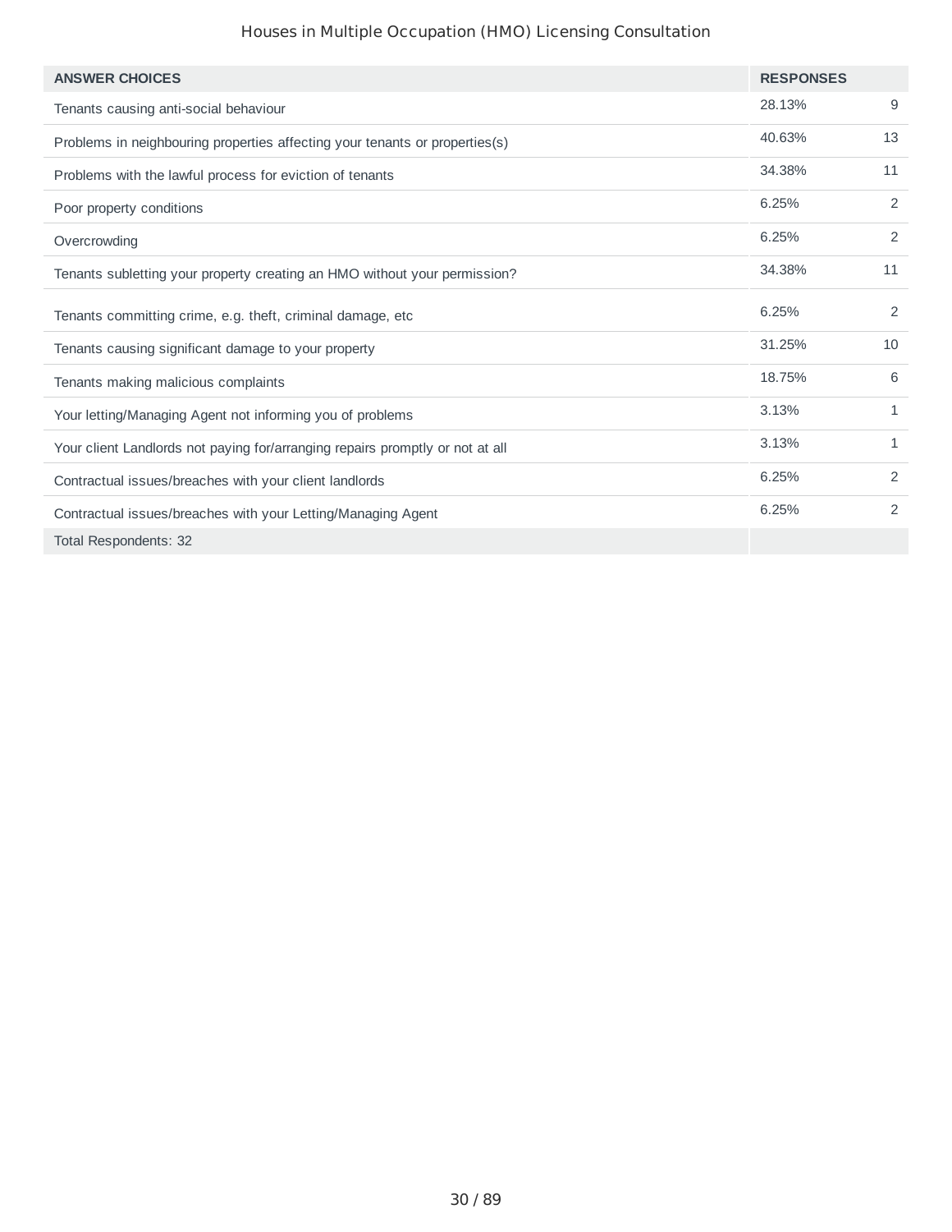| ANSWER CHOICES | RESPONSES | |
|---|---|---|
| Tenants causing anti-social behaviour | 28.13% | 9 |
| Problems in neighbouring properties affecting your tenants or properties(s) | 40.63% | 13 |
| Problems with the lawful process for eviction of tenants | 34.38% | 11 |
| Poor property conditions | 6.25% | 2 |
| Overcrowding | 6.25% | 2 |
| Tenants subletting your property creating an HMO without your permission? | 34.38% | 11 |
| Tenants committing crime, e.g. theft, criminal damage, etc | 6.25% | 2 |
| Tenants causing significant damage to your property | 31.25% | 10 |
| Tenants making malicious complaints | 18.75% | 6 |
| Your letting/Managing Agent not informing you of problems | 3.13% | 1 |
| Your client Landlords not paying for/arranging repairs promptly or not at all | 3.13% | 1 |
| Contractual issues/breaches with your client landlords | 6.25% | 2 |
| Contractual issues/breaches with your Letting/Managing Agent | 6.25% | 2 |
| Total Respondents: 32 | | |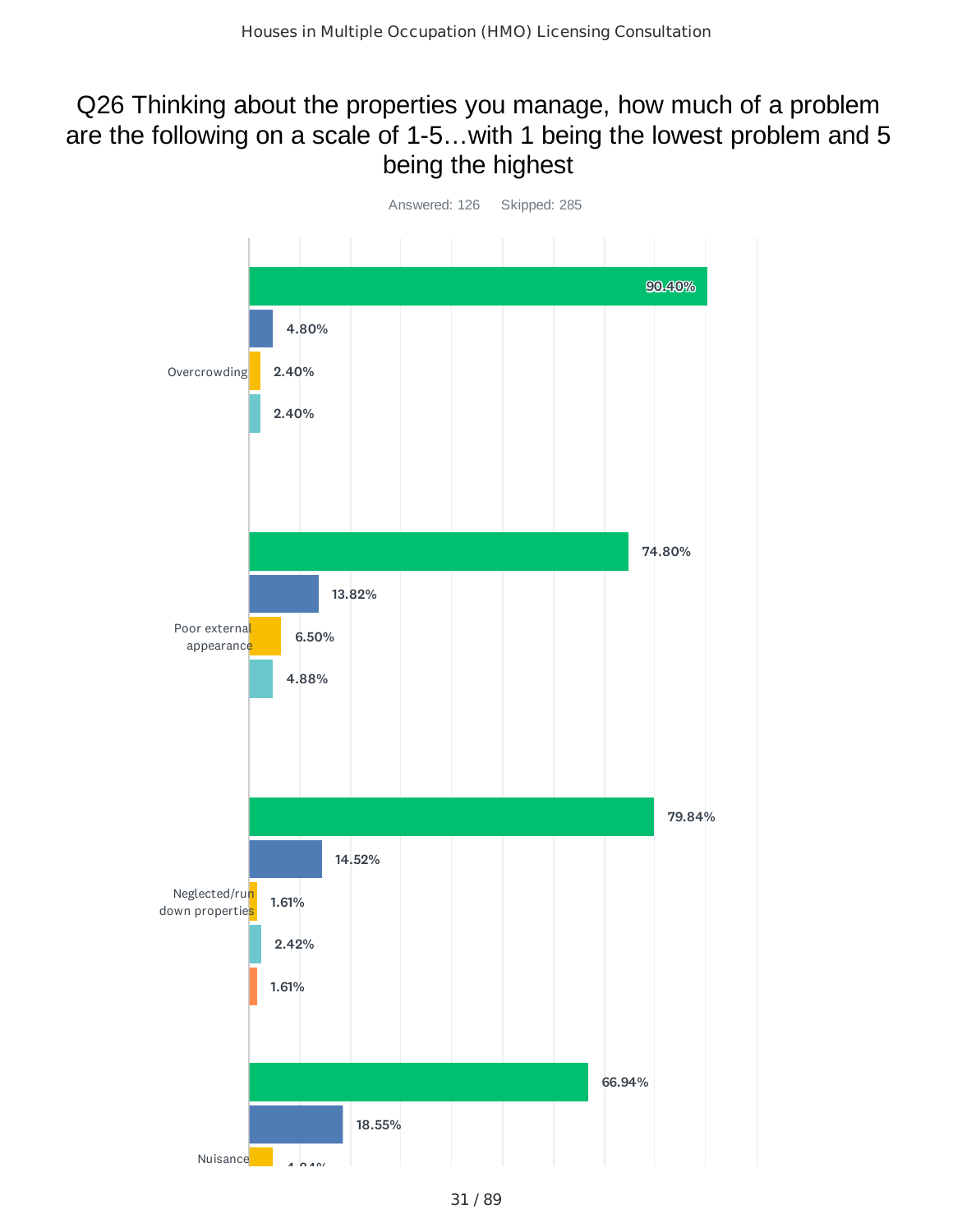# Q26 Thinking about the properties you manage, how much of a problem are the following on a scale of 1-5…with 1 being the lowest problem and 5 being the highest

Answered: 126 Skipped: 285

| Category | Bar 1 | Bar 2 | Bar 3 | Bar 4 | Bar 5 |
|---|---|---|---|---|---|
| Overcrowding | 90.40% | 4.80% | 2.40% | 2.40% | |
| Poor external appearance | 74.80% | 13.82% | 6.50% | 4.88% | |
| Neglected/run down properties | 79.84% | 14.52% | 1.61% | 2.42% | 1.61% |
| Nuisance | 66.94% | 18.55% | 4.84% | | |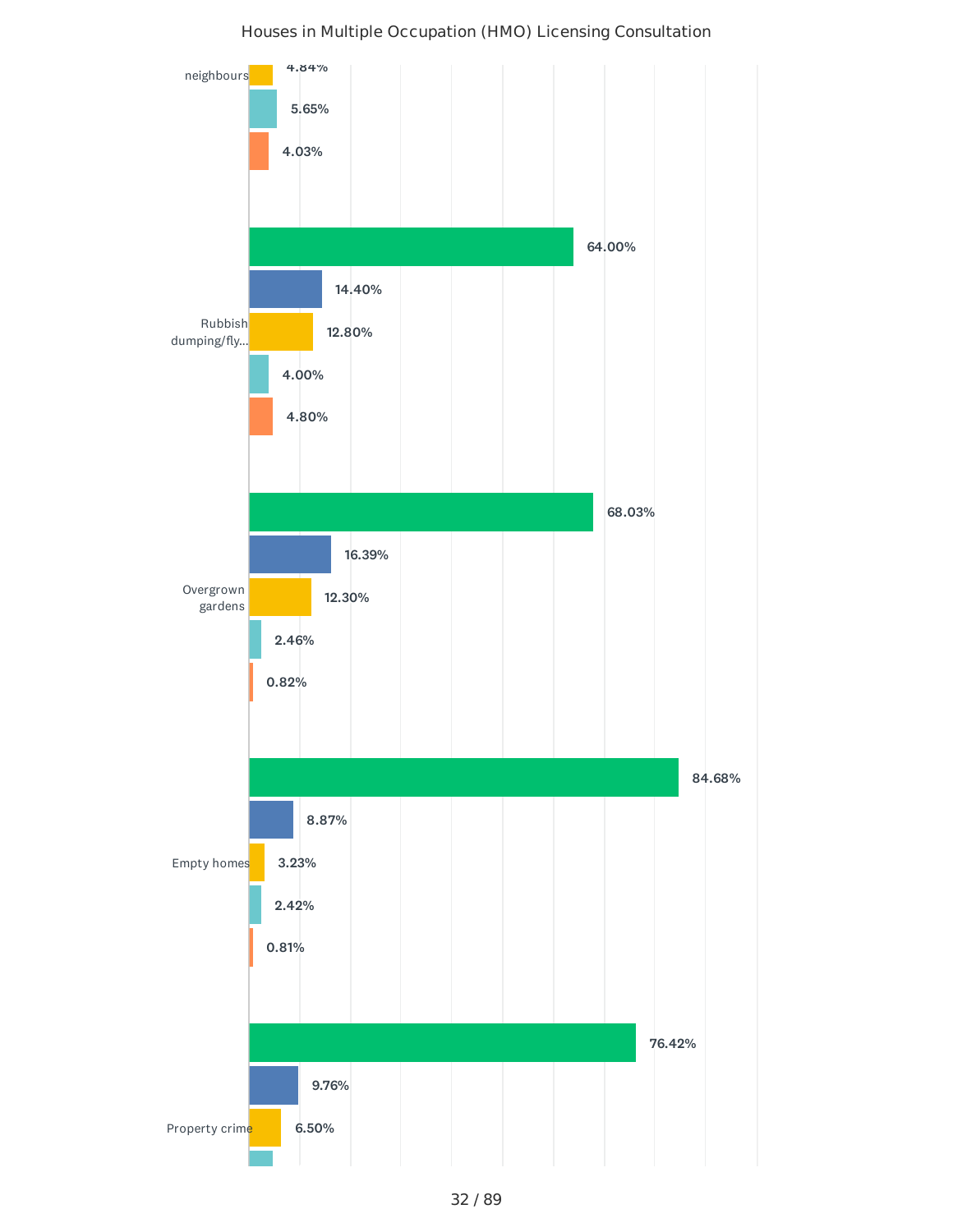Houses in Multiple Occupation (HMO) Licensing Consultation

| Category | Green | Blue | Yellow | Teal | Orange |
|---|---|---|---|---|---|
| neighbours | | | 4.84% | 5.65% | 4.03% |
| Rubbish dumping/fly... | 64.00% | 14.40% | 12.80% | 4.00% | 4.80% |
| Overgrown gardens | 68.03% | 16.39% | 12.30% | 2.46% | 0.82% |
| Empty homes | 84.68% | 8.87% | 3.23% | 2.42% | 0.81% |
| Property crime | 76.42% | 9.76% | 6.50% | | |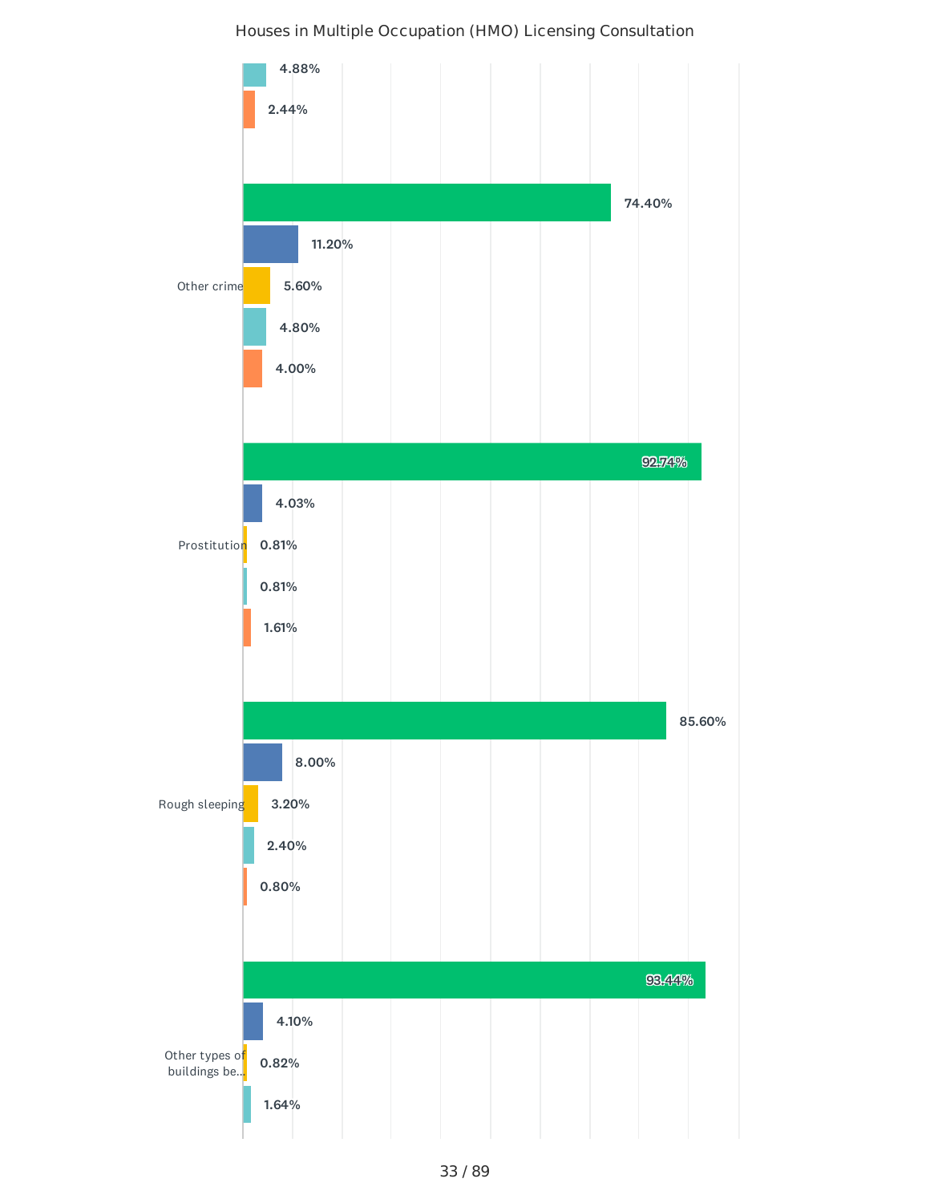## Houses in Multiple Occupation (HMO) Licensing Consultation

| Category | | | | | |
|---|---|---|---|---|---|
| (continued from previous page) | | | 4.88% | 2.44% | |
| Other crime | 74.40% | 11.20% | 5.60% | 4.80% | 4.00% |
| Prostitution | 92.74% | 4.03% | 0.81% | 0.81% | 1.61% |
| Rough sleeping | 85.60% | 8.00% | 3.20% | 2.40% | 0.80% |
| Other types of buildings be... | 93.44% | 4.10% | 0.82% | 1.64% | |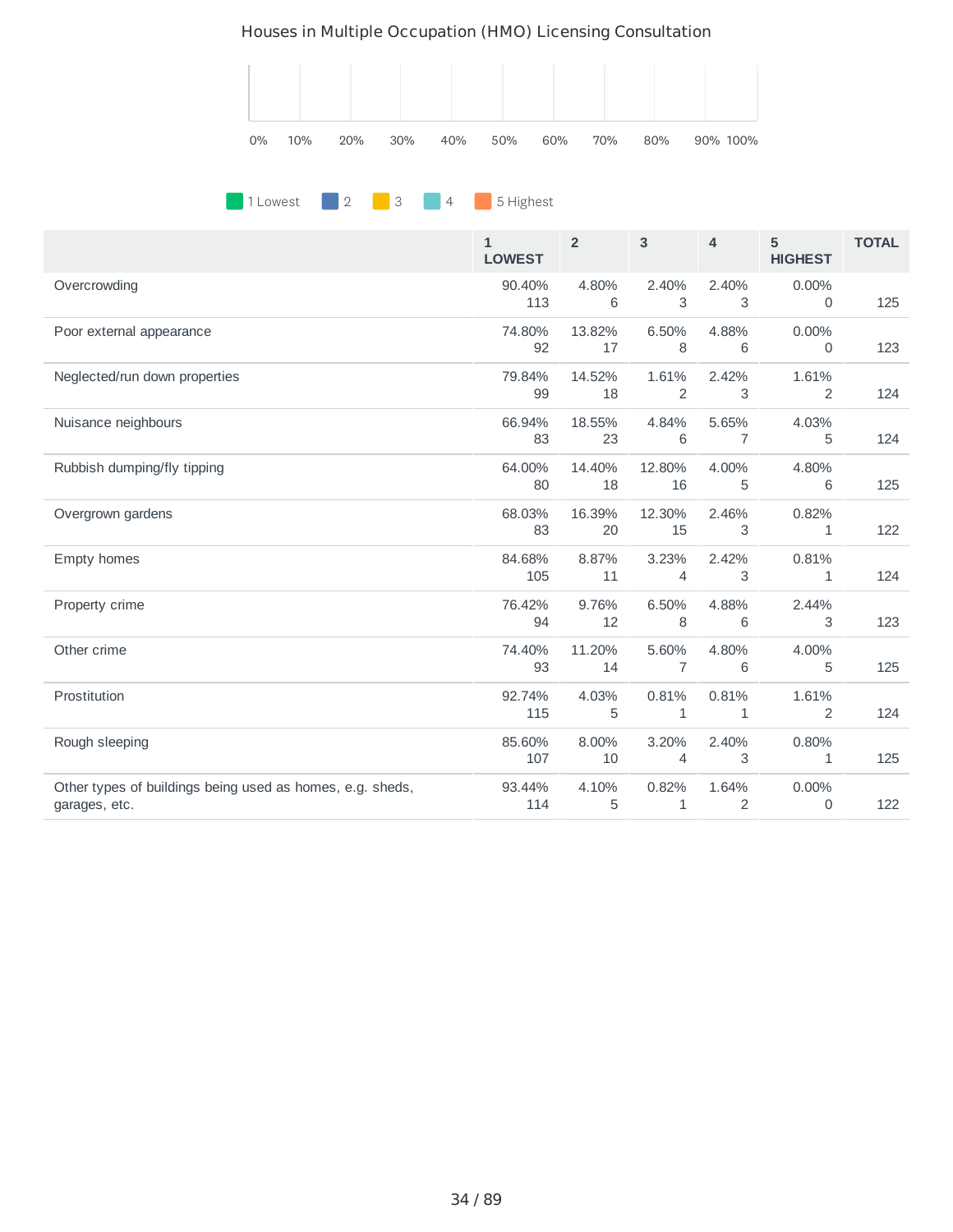Houses in Multiple Occupation (HMO) Licensing Consultation

0% 10% 20% 30% 40% 50% 60% 70% 80% 90% 100%

1 Lowest 2 3 4 5 Highest

| | 1 LOWEST | 2 | 3 | 4 | 5 HIGHEST | TOTAL |
|---|---|---|---|---|---|---|
| Overcrowding | 90.40% 113 | 4.80% 6 | 2.40% 3 | 2.40% 3 | 0.00% 0 | 125 |
| Poor external appearance | 74.80% 92 | 13.82% 17 | 6.50% 8 | 4.88% 6 | 0.00% 0 | 123 |
| Neglected/run down properties | 79.84% 99 | 14.52% 18 | 1.61% 2 | 2.42% 3 | 1.61% 2 | 124 |
| Nuisance neighbours | 66.94% 83 | 18.55% 23 | 4.84% 6 | 5.65% 7 | 4.03% 5 | 124 |
| Rubbish dumping/fly tipping | 64.00% 80 | 14.40% 18 | 12.80% 16 | 4.00% 5 | 4.80% 6 | 125 |
| Overgrown gardens | 68.03% 83 | 16.39% 20 | 12.30% 15 | 2.46% 3 | 0.82% 1 | 122 |
| Empty homes | 84.68% 105 | 8.87% 11 | 3.23% 4 | 2.42% 3 | 0.81% 1 | 124 |
| Property crime | 76.42% 94 | 9.76% 12 | 6.50% 8 | 4.88% 6 | 2.44% 3 | 123 |
| Other crime | 74.40% 93 | 11.20% 14 | 5.60% 7 | 4.80% 6 | 4.00% 5 | 125 |
| Prostitution | 92.74% 115 | 4.03% 5 | 0.81% 1 | 0.81% 1 | 1.61% 2 | 124 |
| Rough sleeping | 85.60% 107 | 8.00% 10 | 3.20% 4 | 2.40% 3 | 0.80% 1 | 125 |
| Other types of buildings being used as homes, e.g. sheds, garages, etc. | 93.44% 114 | 4.10% 5 | 0.82% 1 | 1.64% 2 | 0.00% 0 | 122 |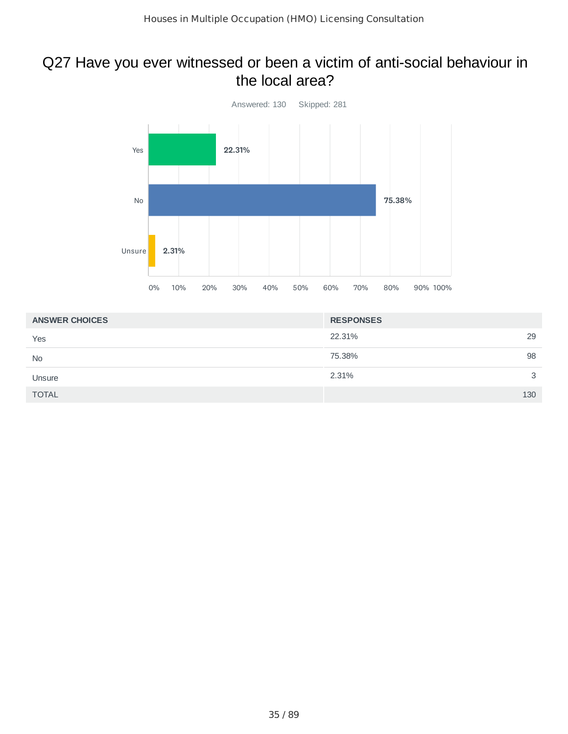## Q27 Have you ever witnessed or been a victim of anti-social behaviour in the local area?

Answered: 130 Skipped: 281

| ANSWER CHOICES | RESPONSES | |
|---|---|---|
| Yes | 22.31% | 29 |
| No | 75.38% | 98 |
| Unsure | 2.31% | 3 |
| TOTAL | | 130 |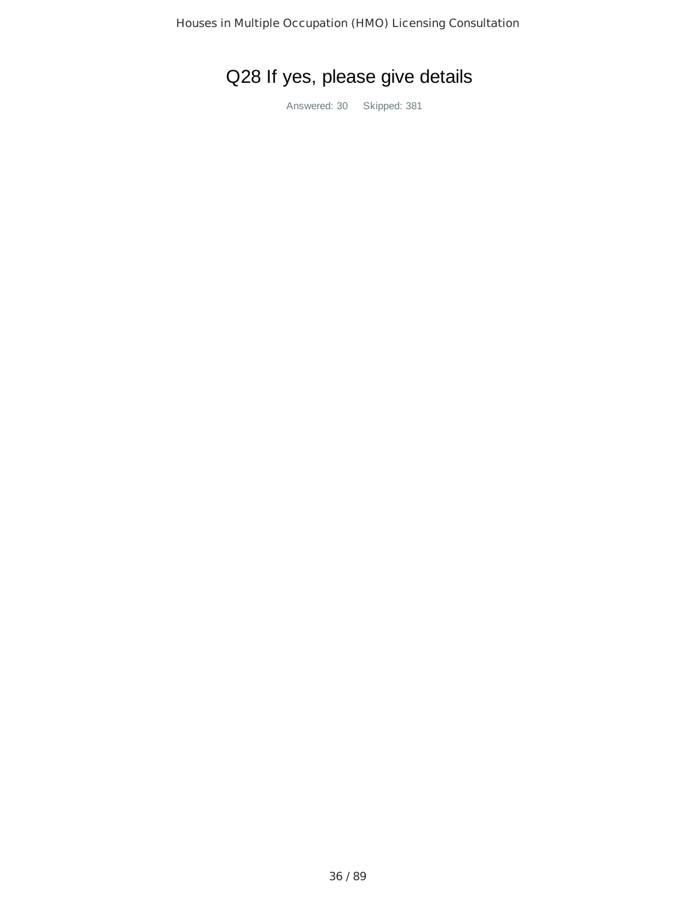# Q28 If yes, please give details

Answered: 30 Skipped: 381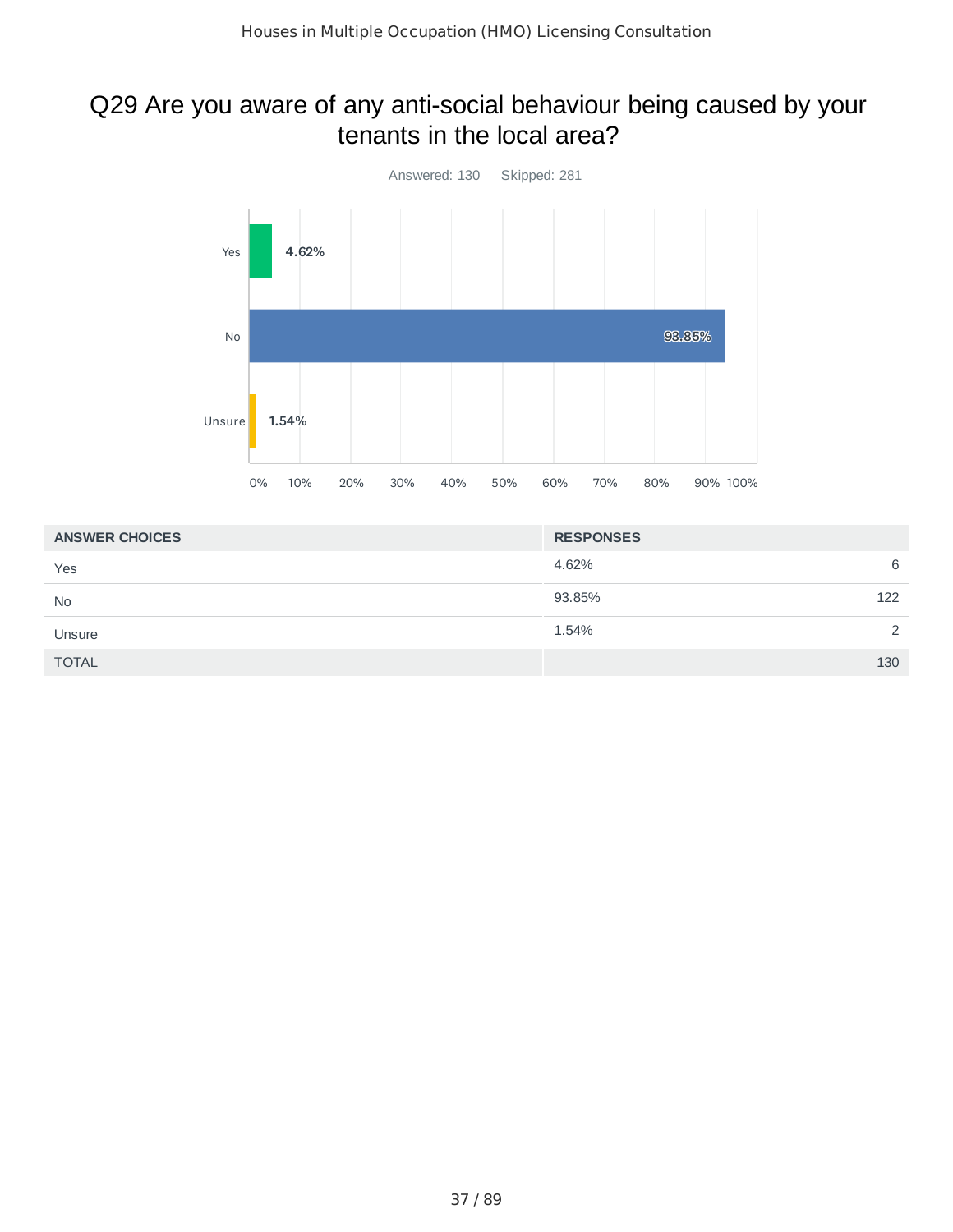## Q29 Are you aware of any anti-social behaviour being caused by your tenants in the local area?

Answered: 130    Skipped: 281

| ANSWER CHOICES | RESPONSES | |
|---|---|---|
| Yes | 4.62% | 6 |
| No | 93.85% | 122 |
| Unsure | 1.54% | 2 |
| TOTAL | | 130 |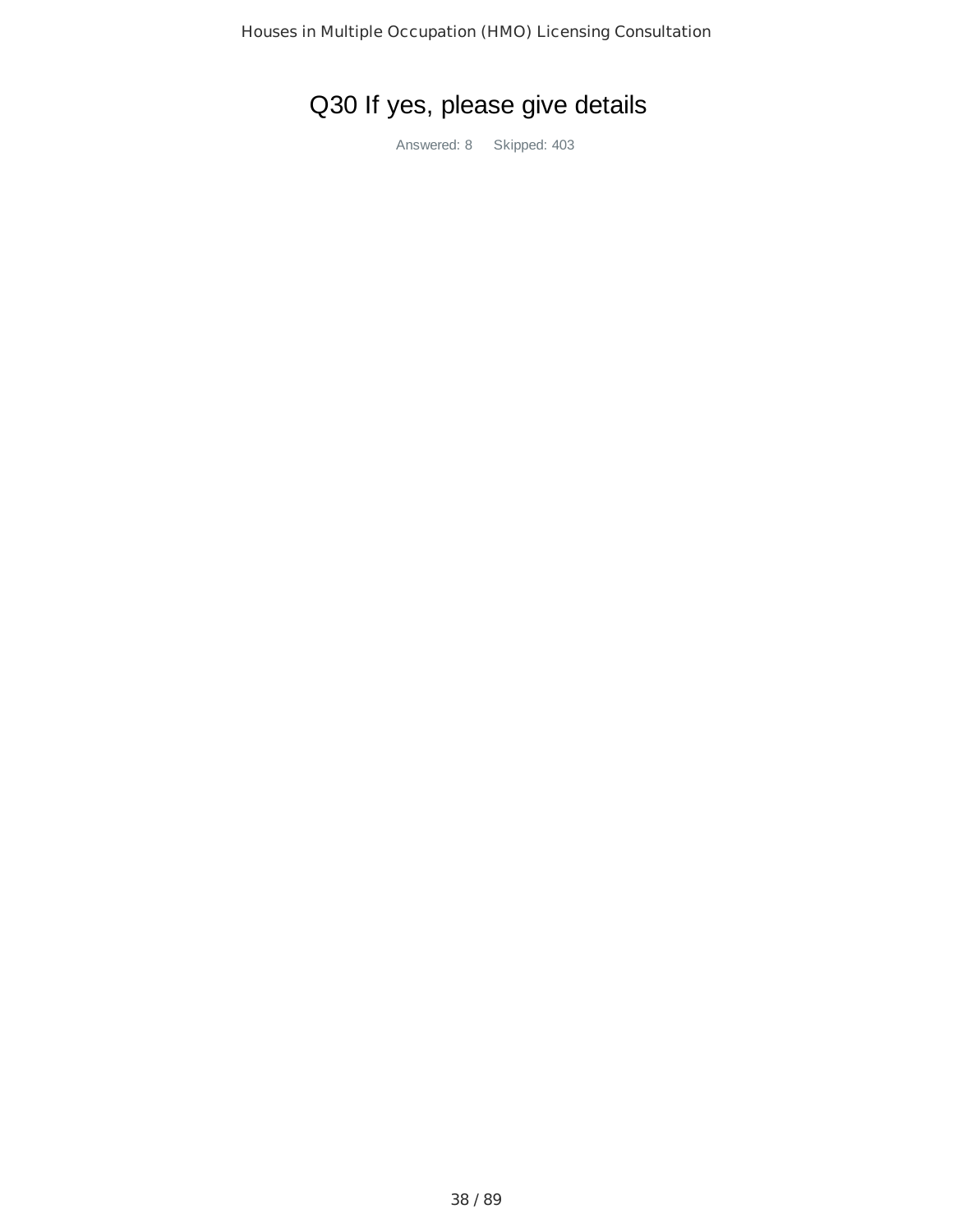# Q30 If yes, please give details

Answered: 8 Skipped: 403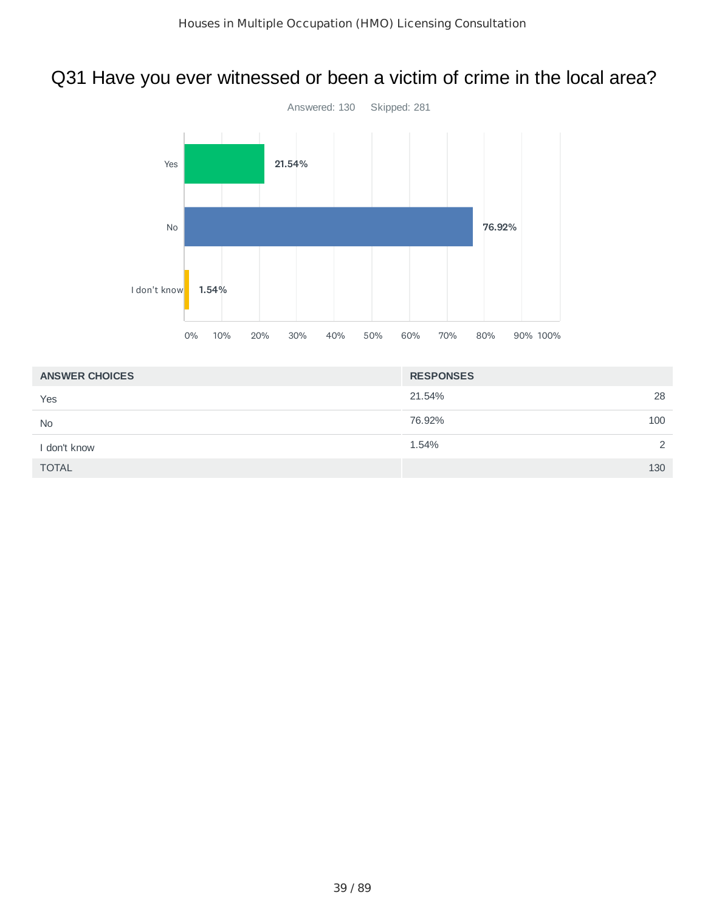# Q31 Have you ever witnessed or been a victim of crime in the local area?

Answered: 130 Skipped: 281

| ANSWER CHOICES | RESPONSES | |
|---|---|---|
| Yes | 21.54% | 28 |
| No | 76.92% | 100 |
| I don't know | 1.54% | 2 |
| TOTAL | | 130 |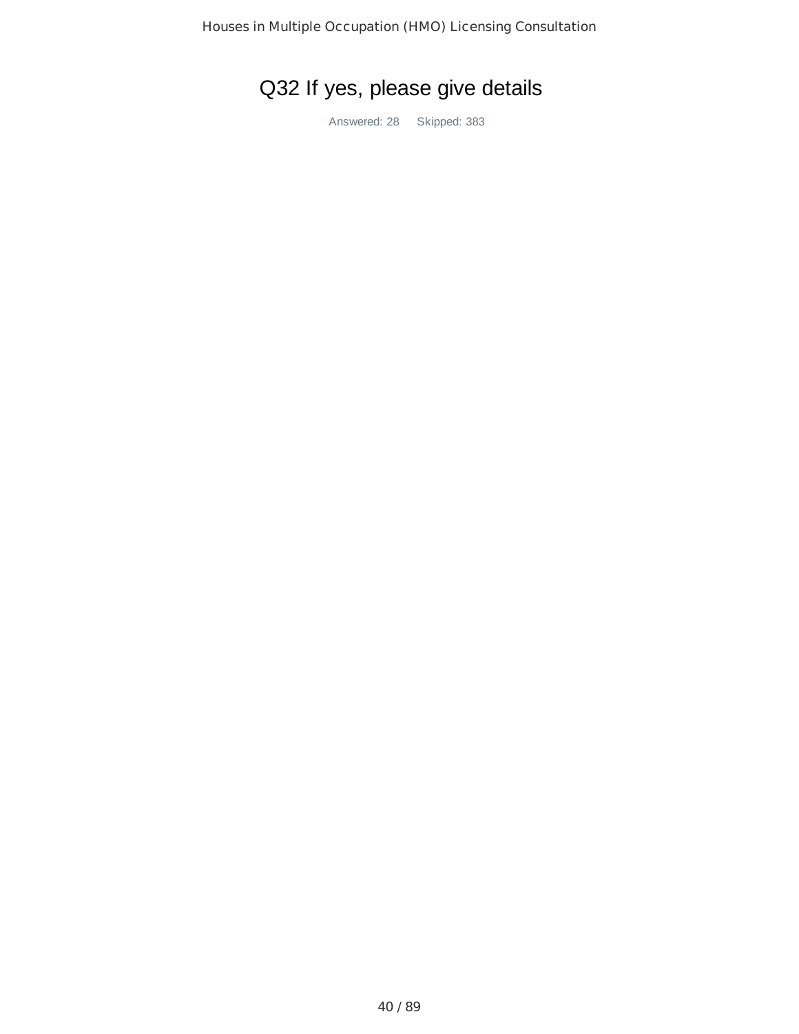# Q32 If yes, please give details

Answered: 28 Skipped: 383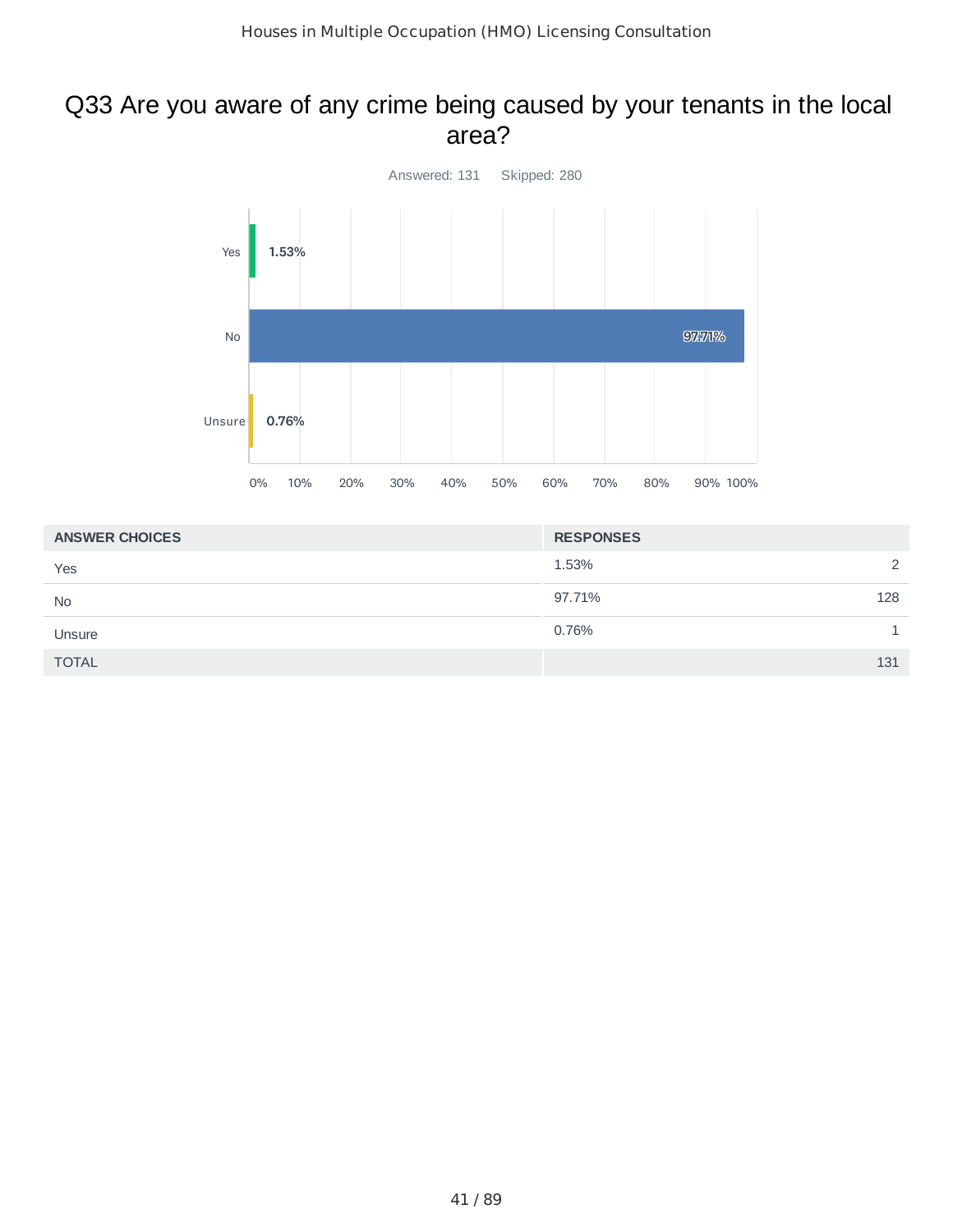## Q33 Are you aware of any crime being caused by your tenants in the local area?

Answered: 131 Skipped: 280

| ANSWER CHOICES | RESPONSES | |
|---|---|---|
| Yes | 1.53% | 2 |
| No | 97.71% | 128 |
| Unsure | 0.76% | 1 |
| TOTAL | | 131 |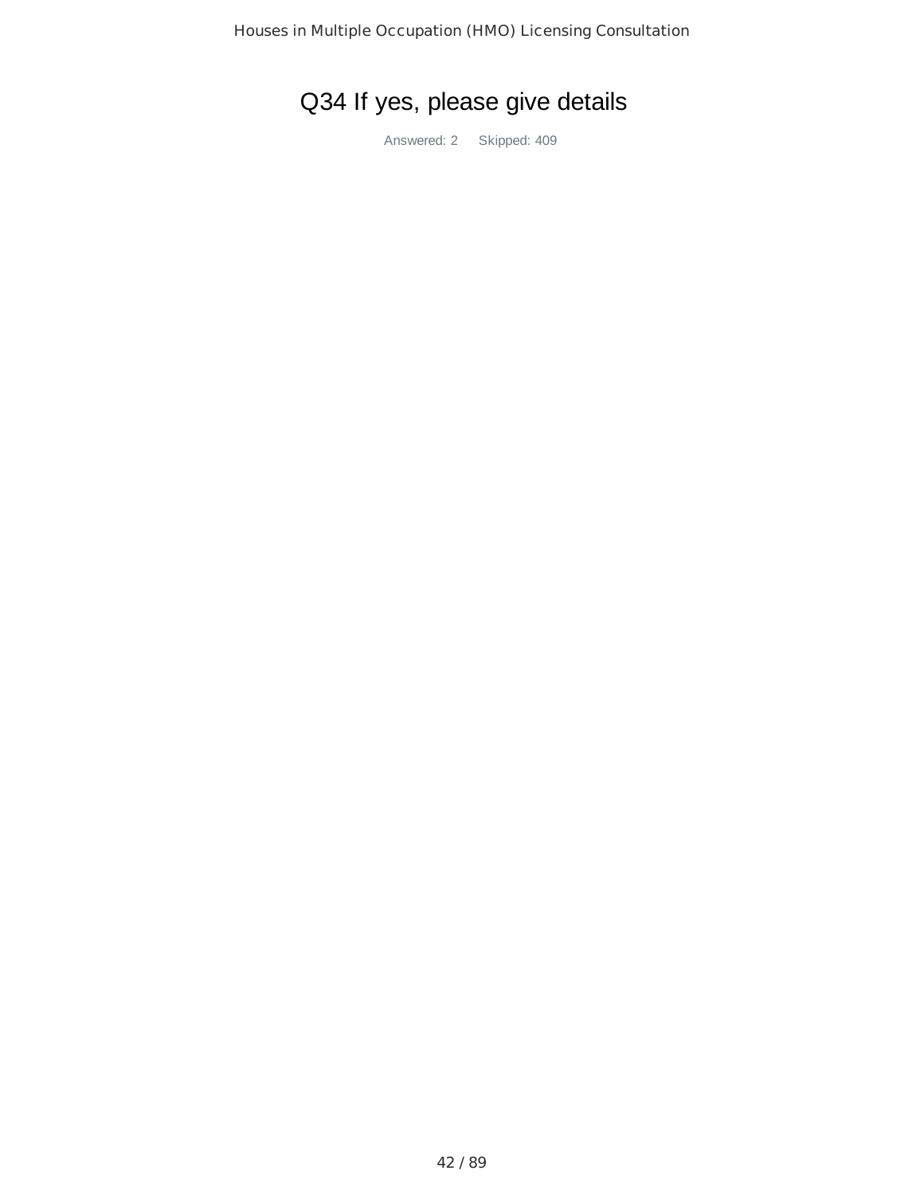# Q34 If yes, please give details

Answered: 2 Skipped: 409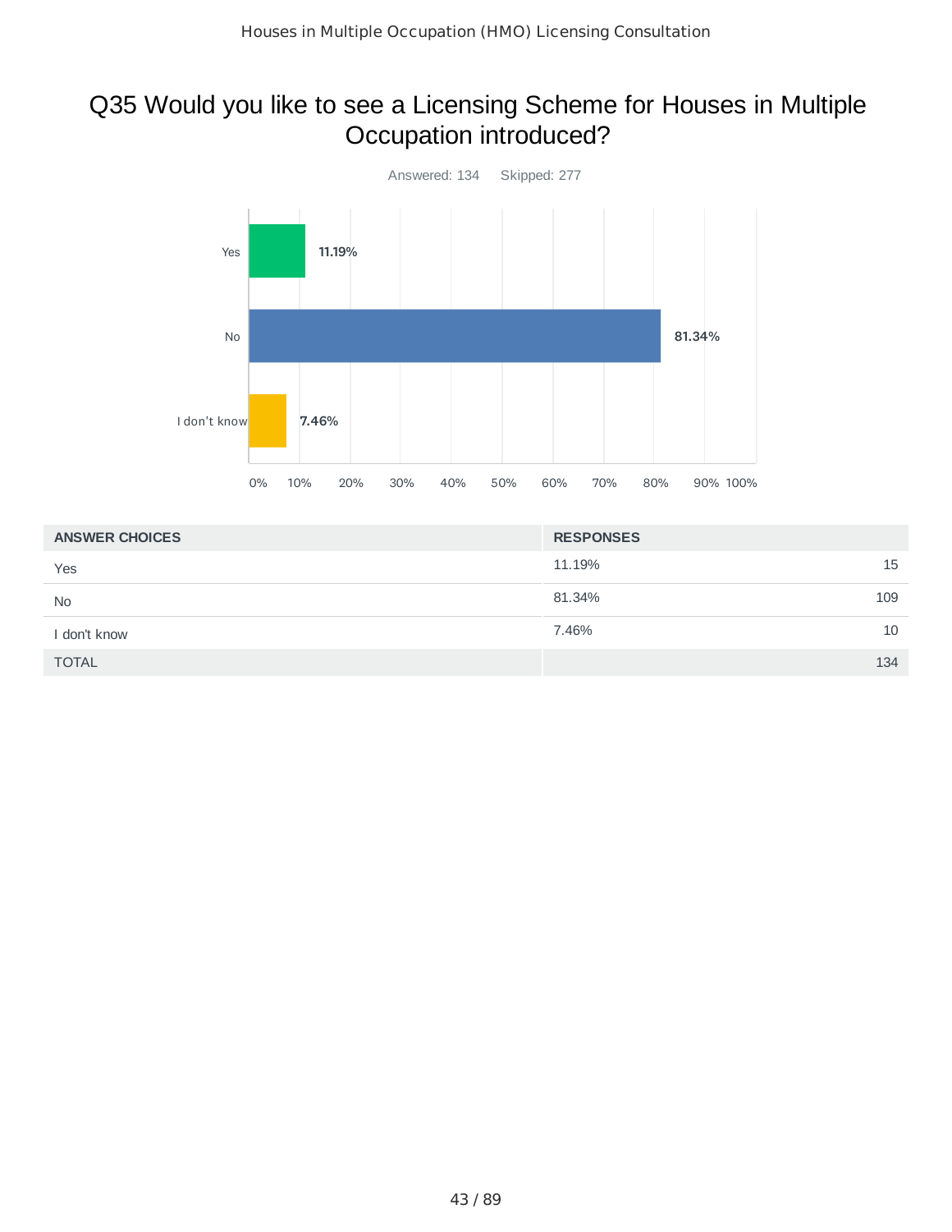## Q35 Would you like to see a Licensing Scheme for Houses in Multiple Occupation introduced?

Answered: 134    Skipped: 277

| ANSWER CHOICES | RESPONSES | |
|---|---|---|
| Yes | 11.19% | 15 |
| No | 81.34% | 109 |
| I don't know | 7.46% | 10 |
| TOTAL | | 134 |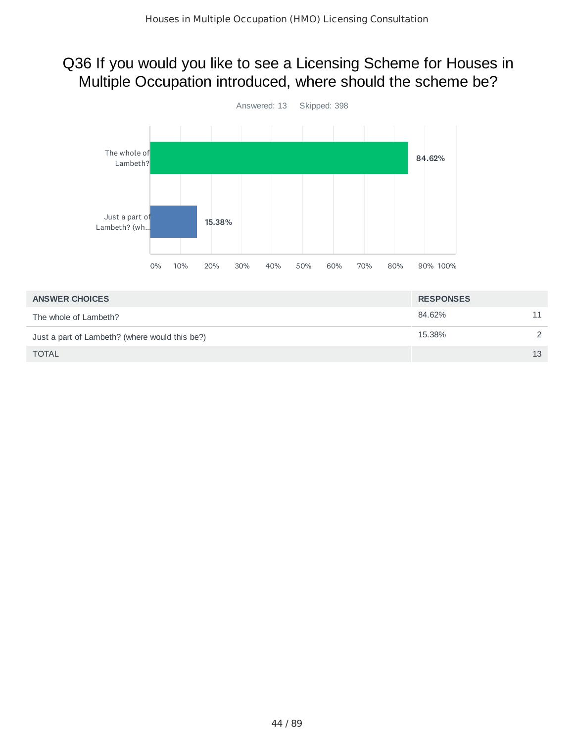## Q36 If you would you like to see a Licensing Scheme for Houses in Multiple Occupation introduced, where should the scheme be?

Answered: 13 Skipped: 398

| ANSWER CHOICES | RESPONSES | |
|---|---|---|
| The whole of Lambeth? | 84.62% | 11 |
| Just a part of Lambeth? (where would this be?) | 15.38% | 2 |
| TOTAL | | 13 |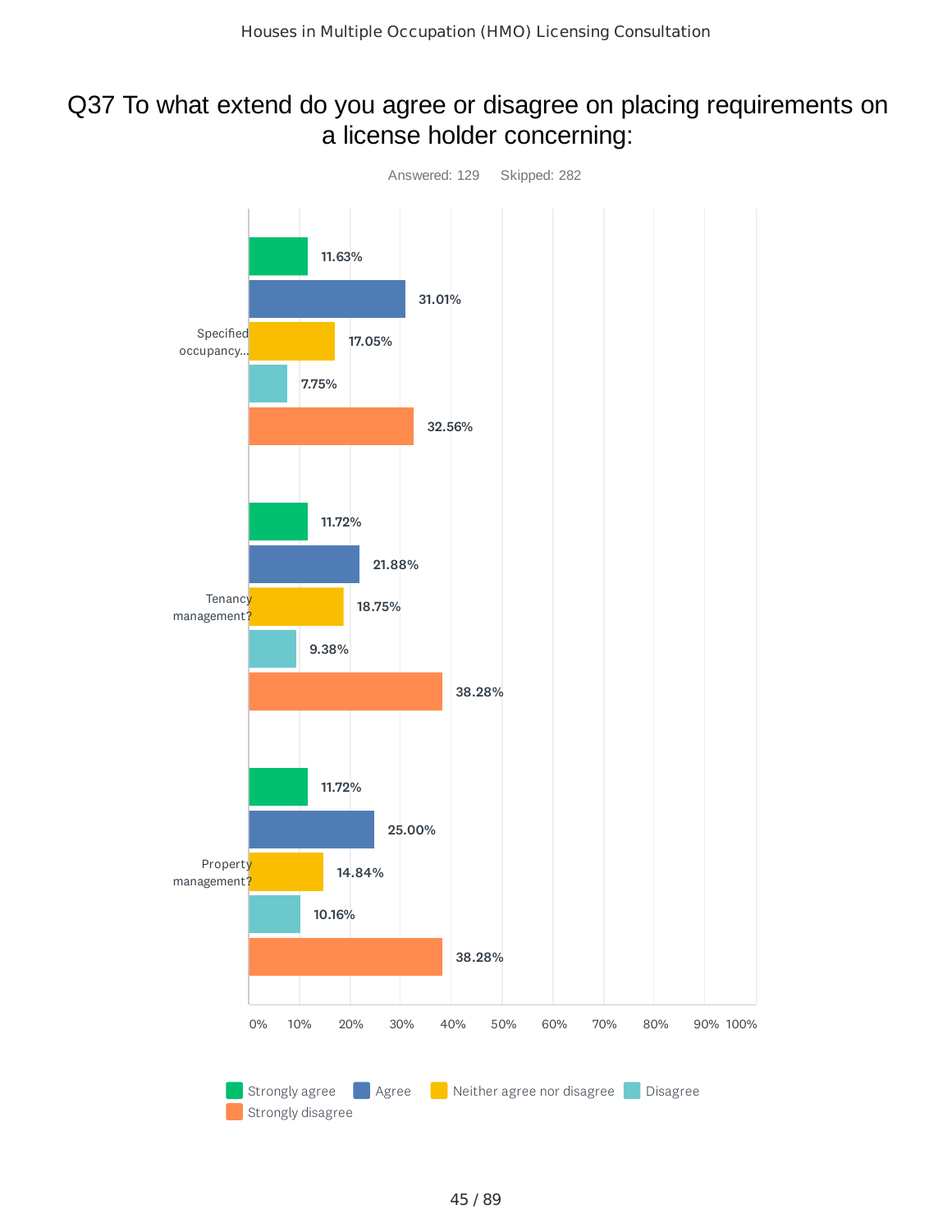# Q37 To what extend do you agree or disagree on placing requirements on a license holder concerning:

Answered: 129    Skipped: 282

| | Strongly agree | Agree | Neither agree nor disagree | Disagree | Strongly disagree |
|---|---|---|---|---|---|
| Specified occupancy... | 11.63% | 31.01% | 17.05% | 7.75% | 32.56% |
| Tenancy management? | 11.72% | 21.88% | 18.75% | 9.38% | 38.28% |
| Property management? | 11.72% | 25.00% | 14.84% | 10.16% | 38.28% |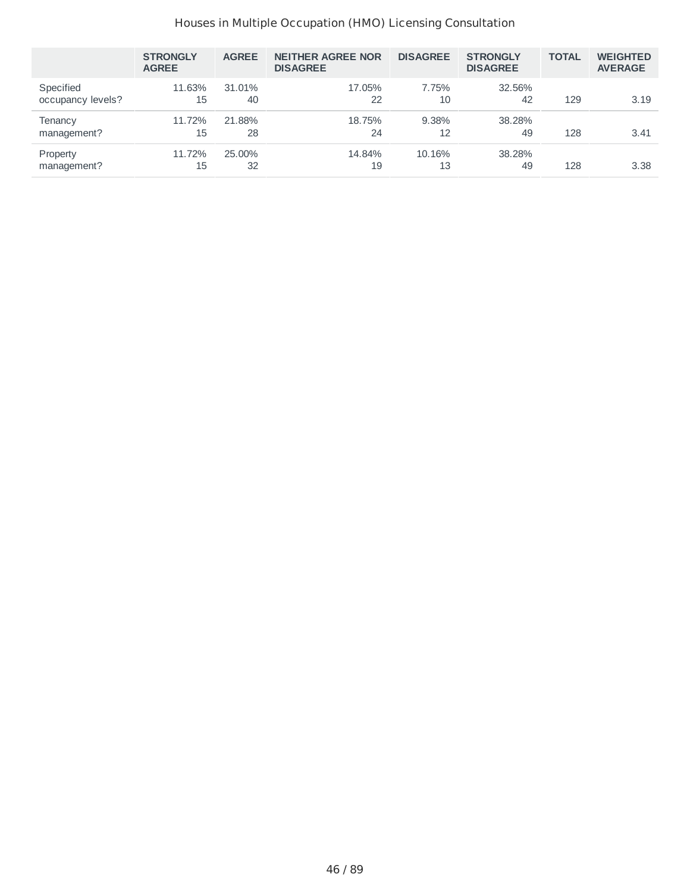|  | STRONGLY AGREE | AGREE | NEITHER AGREE NOR DISAGREE | DISAGREE | STRONGLY DISAGREE | TOTAL | WEIGHTED AVERAGE |
|---|---|---|---|---|---|---|---|
| Specified occupancy levels? | 11.63% 15 | 31.01% 40 | 17.05% 22 | 7.75% 10 | 32.56% 42 | 129 | 3.19 |
| Tenancy management? | 11.72% 15 | 21.88% 28 | 18.75% 24 | 9.38% 12 | 38.28% 49 | 128 | 3.41 |
| Property management? | 11.72% 15 | 25.00% 32 | 14.84% 19 | 10.16% 13 | 38.28% 49 | 128 | 3.38 |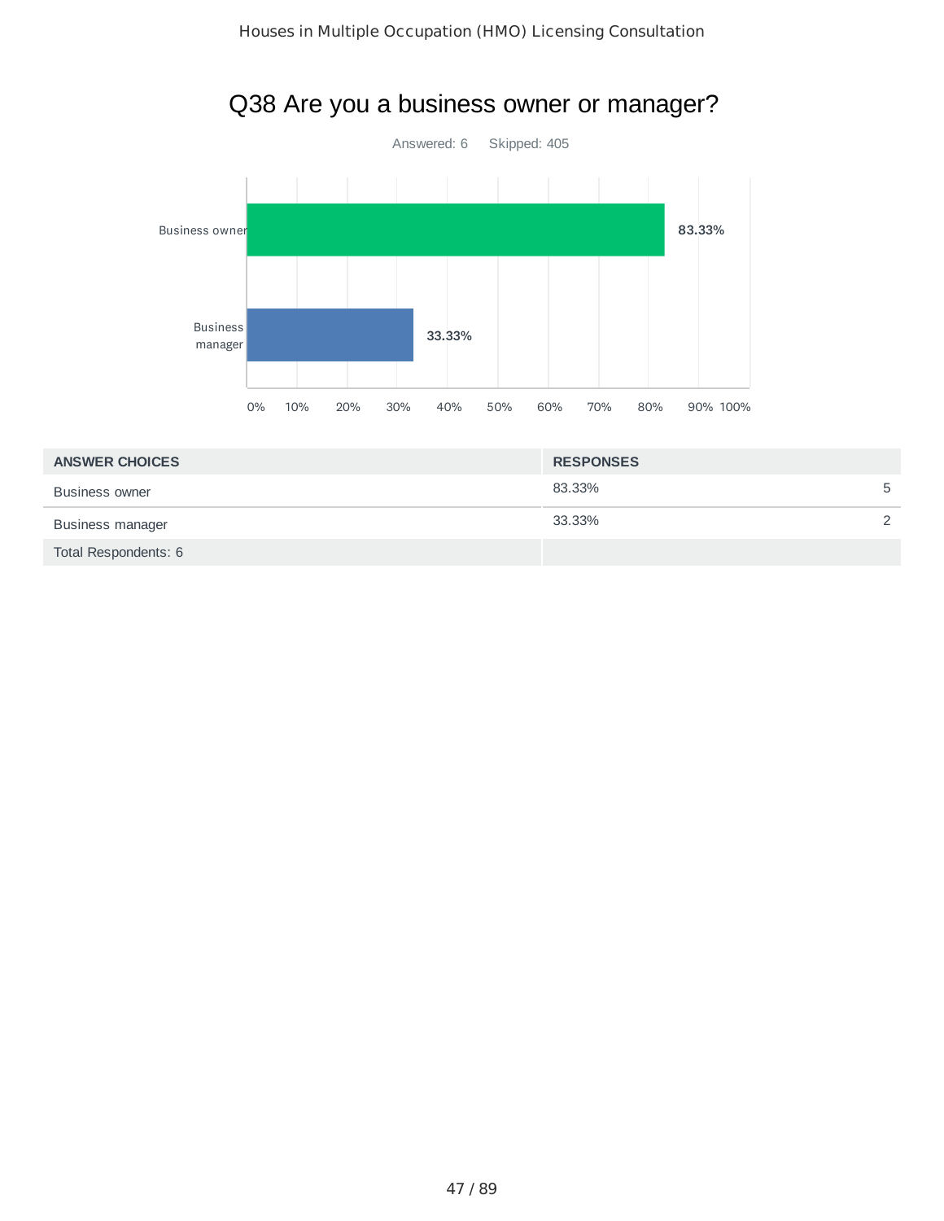# Q38 Are you a business owner or manager?

Answered: 6 Skipped: 405

| ANSWER CHOICES | RESPONSES | |
|---|---|---|
| Business owner | 83.33% | 5 |
| Business manager | 33.33% | 2 |
| Total Respondents: 6 | | |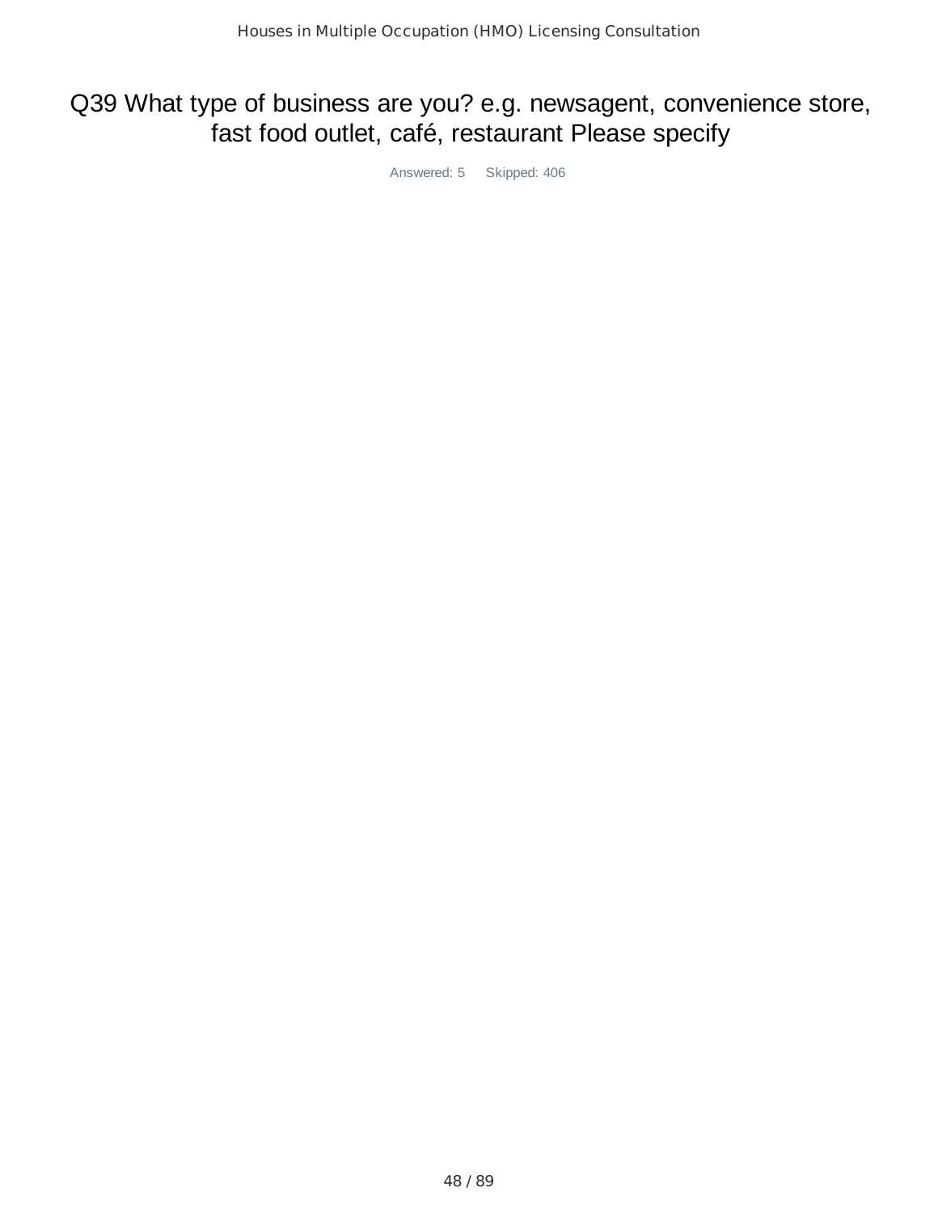# Q39 What type of business are you? e.g. newsagent, convenience store, fast food outlet, café, restaurant Please specify

Answered: 5 Skipped: 406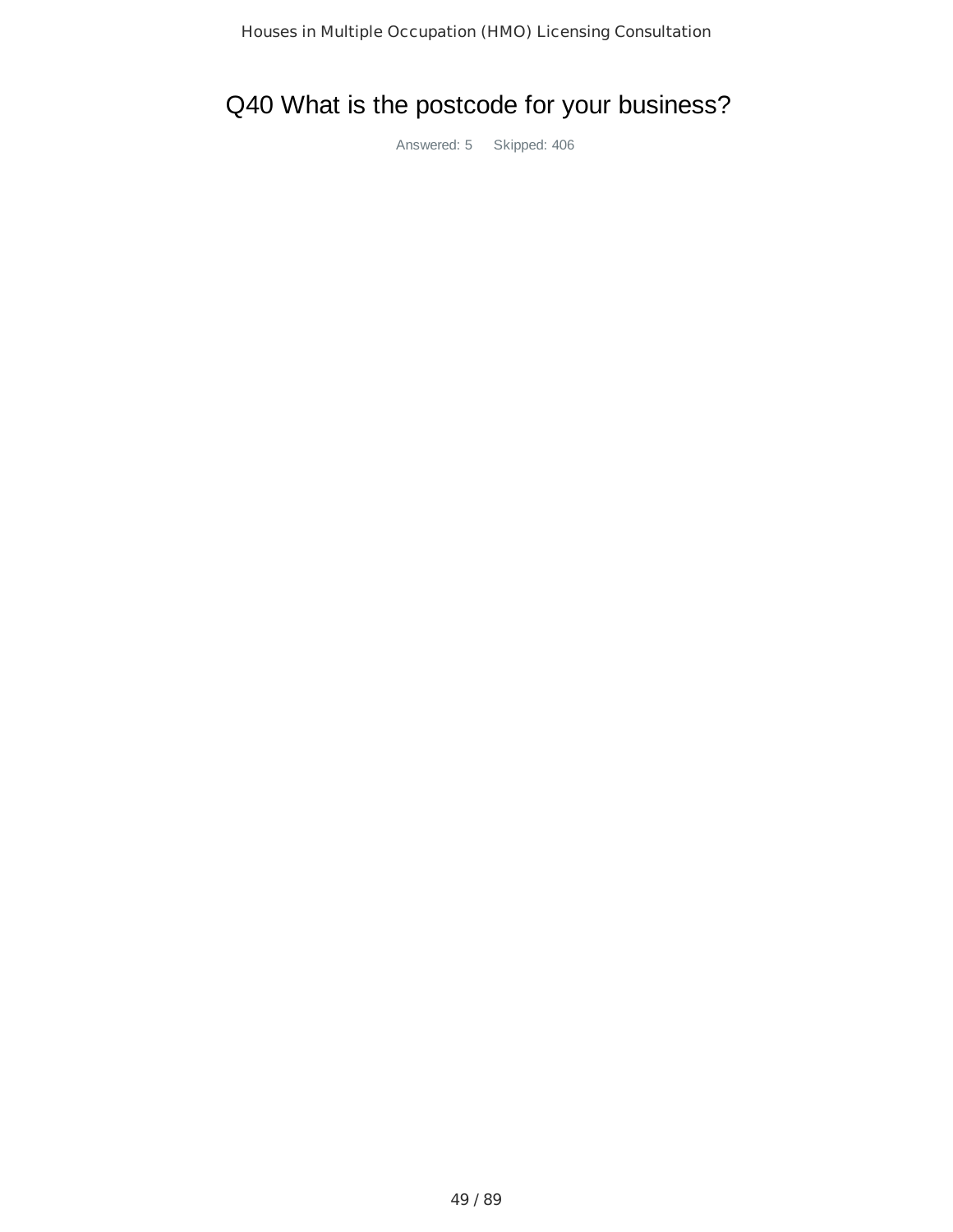## Q40 What is the postcode for your business?

Answered: 5 Skipped: 406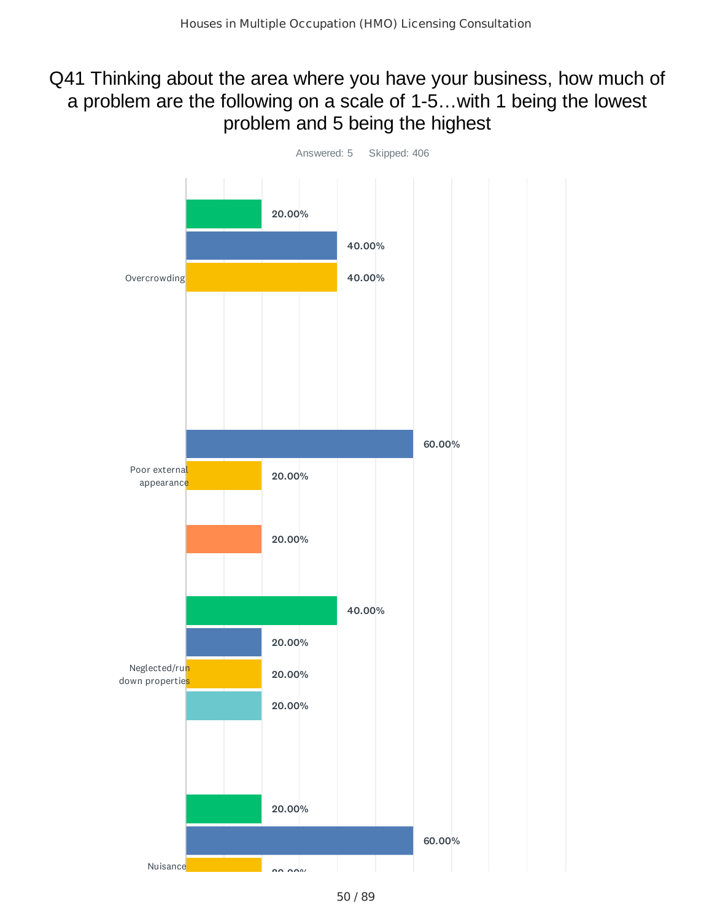# Q41 Thinking about the area where you have your business, how much of a problem are the following on a scale of 1-5…with 1 being the lowest problem and 5 being the highest

Answered: 5 Skipped: 406

| Category | Values |
| --- | --- |
| Overcrowding | 20.00%, 40.00%, 40.00% |
| Poor external appearance | 60.00%, 20.00%, 20.00% |
| Neglected/run down properties | 40.00%, 20.00%, 20.00%, 20.00% |
| Nuisance | 20.00%, 60.00%, 20.00% |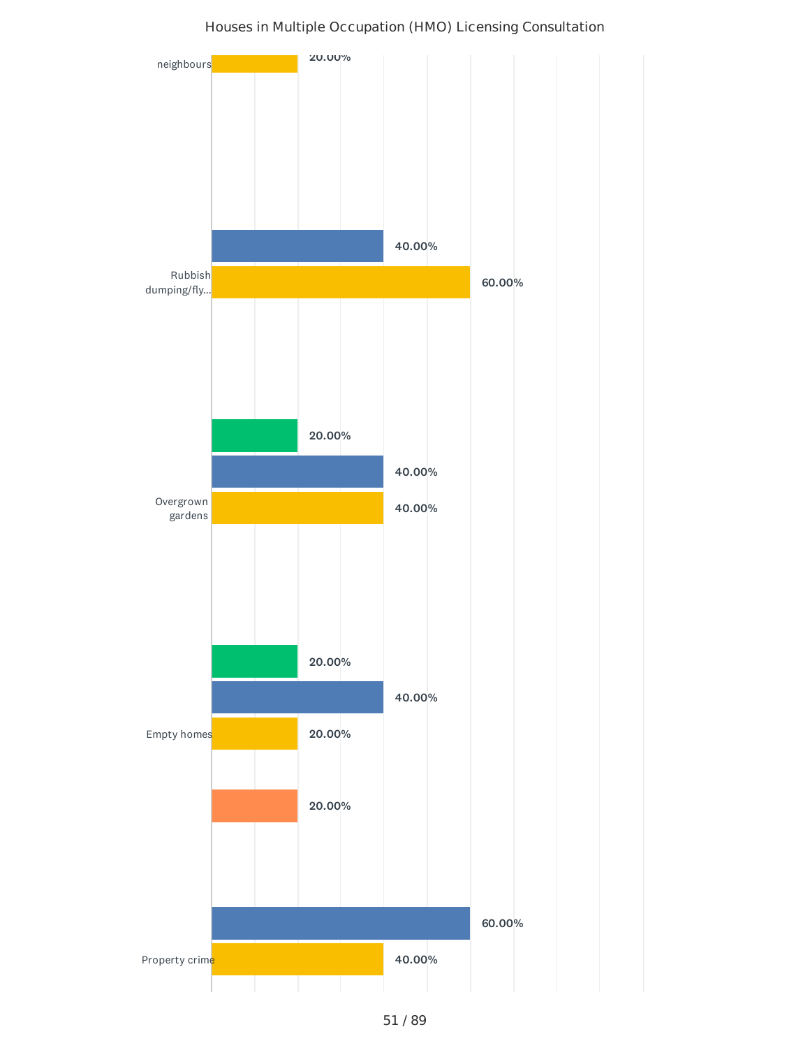Houses in Multiple Occupation (HMO) Licensing Consultation

| Category | Values |
| --- | --- |
| neighbours | 20.00% |
| Rubbish dumping/fly... | 40.00%, 60.00% |
| Overgrown gardens | 20.00%, 40.00%, 40.00% |
| Empty homes | 20.00%, 40.00%, 20.00%, 20.00% |
| Property crime | 60.00%, 40.00% |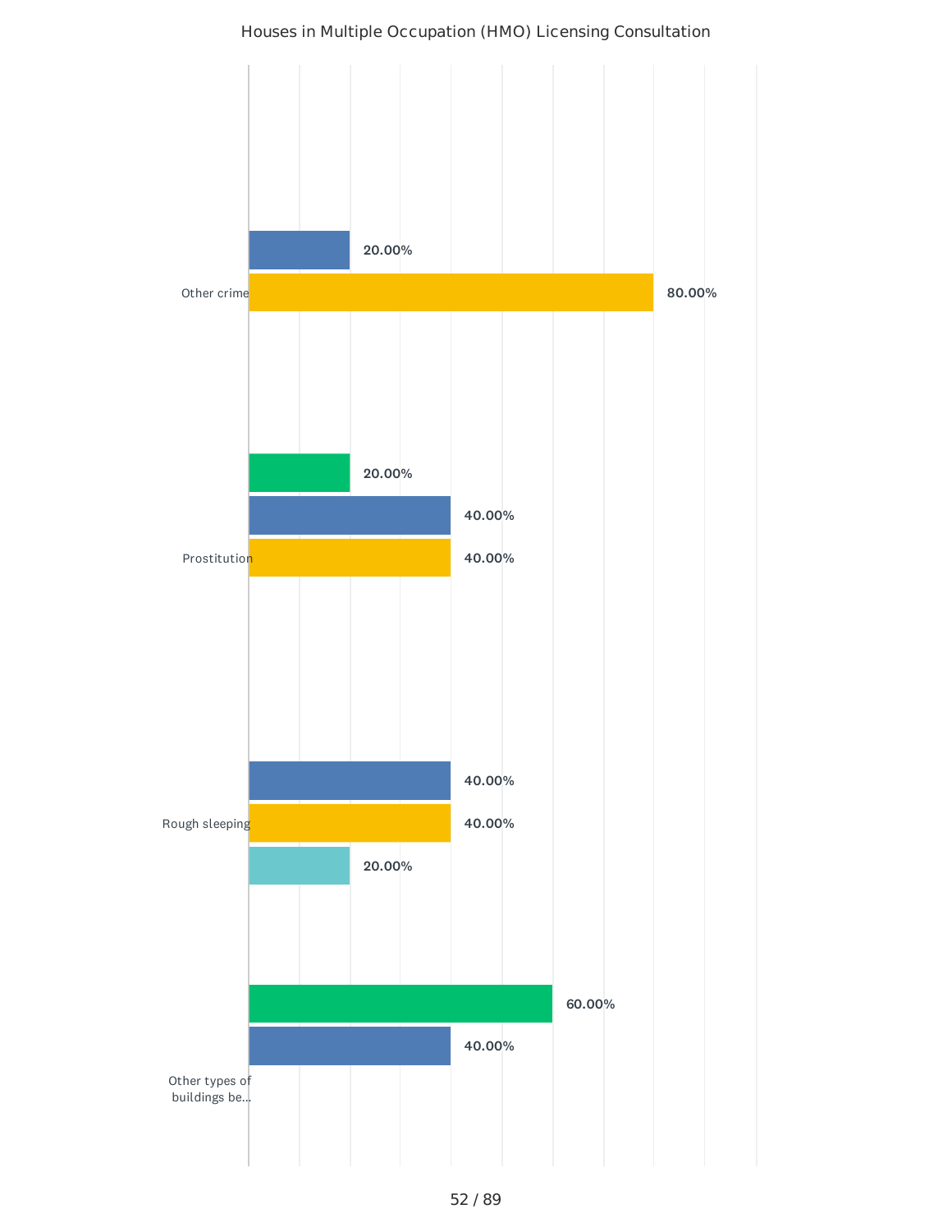Houses in Multiple Occupation (HMO) Licensing Consultation

| Category | Value |
|---|---|
| Other crime | 20.00% |
| Other crime | 80.00% |
| Prostitution | 20.00% |
| Prostitution | 40.00% |
| Prostitution | 40.00% |
| Rough sleeping | 40.00% |
| Rough sleeping | 40.00% |
| Rough sleeping | 20.00% |
| Other types of buildings be... | 60.00% |
| Other types of buildings be... | 40.00% |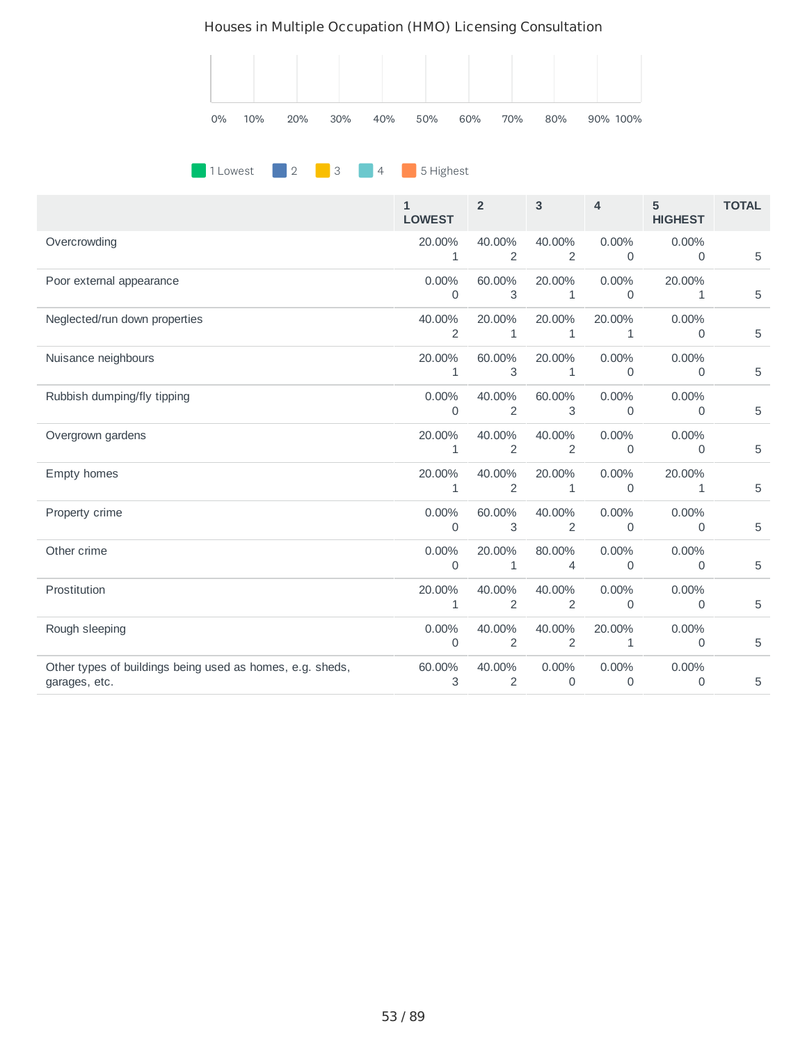Houses in Multiple Occupation (HMO) Licensing Consultation

0% 10% 20% 30% 40% 50% 60% 70% 80% 90% 100%

1 Lowest | 2 | 3 | 4 | 5 Highest

| | 1 LOWEST | 2 | 3 | 4 | 5 HIGHEST | TOTAL |
|---|---|---|---|---|---|---|
| Overcrowding | 20.00% 1 | 40.00% 2 | 40.00% 2 | 0.00% 0 | 0.00% 0 | 5 |
| Poor external appearance | 0.00% 0 | 60.00% 3 | 20.00% 1 | 0.00% 0 | 20.00% 1 | 5 |
| Neglected/run down properties | 40.00% 2 | 20.00% 1 | 20.00% 1 | 20.00% 1 | 0.00% 0 | 5 |
| Nuisance neighbours | 20.00% 1 | 60.00% 3 | 20.00% 1 | 0.00% 0 | 0.00% 0 | 5 |
| Rubbish dumping/fly tipping | 0.00% 0 | 40.00% 2 | 60.00% 3 | 0.00% 0 | 0.00% 0 | 5 |
| Overgrown gardens | 20.00% 1 | 40.00% 2 | 40.00% 2 | 0.00% 0 | 0.00% 0 | 5 |
| Empty homes | 20.00% 1 | 40.00% 2 | 20.00% 1 | 0.00% 0 | 20.00% 1 | 5 |
| Property crime | 0.00% 0 | 60.00% 3 | 40.00% 2 | 0.00% 0 | 0.00% 0 | 5 |
| Other crime | 0.00% 0 | 20.00% 1 | 80.00% 4 | 0.00% 0 | 0.00% 0 | 5 |
| Prostitution | 20.00% 1 | 40.00% 2 | 40.00% 2 | 0.00% 0 | 0.00% 0 | 5 |
| Rough sleeping | 0.00% 0 | 40.00% 2 | 40.00% 2 | 20.00% 1 | 0.00% 0 | 5 |
| Other types of buildings being used as homes, e.g. sheds, garages, etc. | 60.00% 3 | 40.00% 2 | 0.00% 0 | 0.00% 0 | 0.00% 0 | 5 |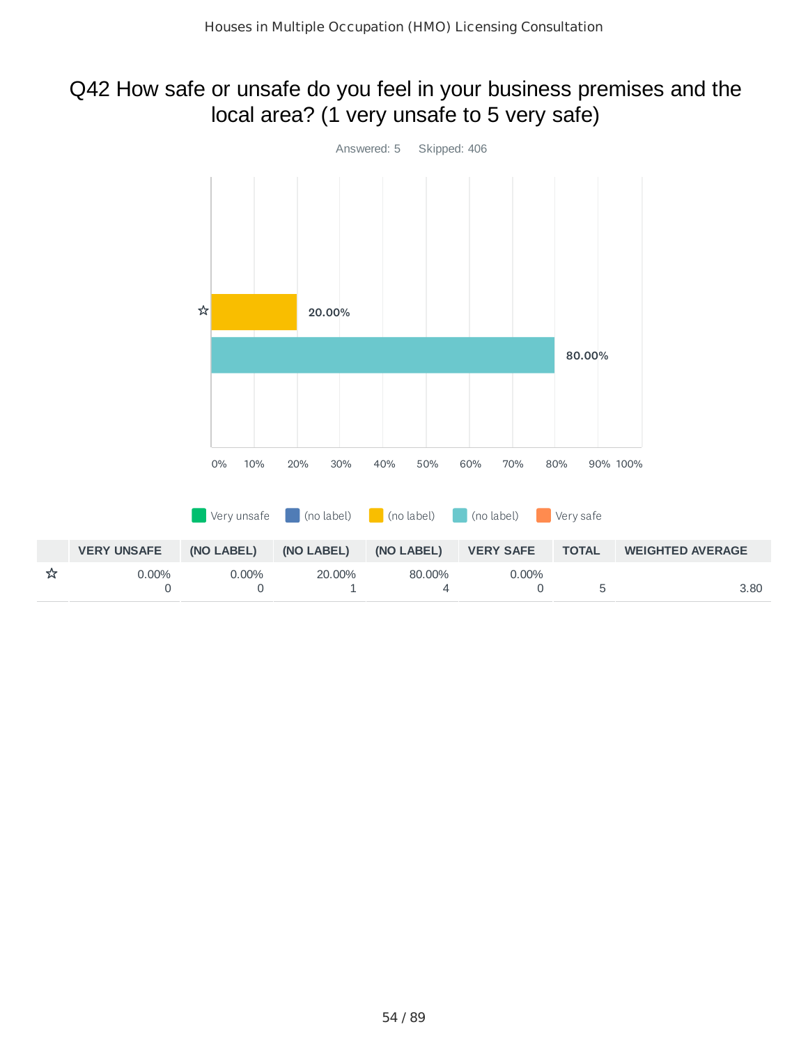# Q42 How safe or unsafe do you feel in your business premises and the local area? (1 very unsafe to 5 very safe)

Answered: 5 Skipped: 406

| | VERY UNSAFE | (NO LABEL) | (NO LABEL) | (NO LABEL) | VERY SAFE | TOTAL | WEIGHTED AVERAGE |
|---|---|---|---|---|---|---|---|
| ☆ | 0.00%<br>0 | 0.00%<br>0 | 20.00%<br>1 | 80.00%<br>4 | 0.00%<br>0 | 5 | 3.80 |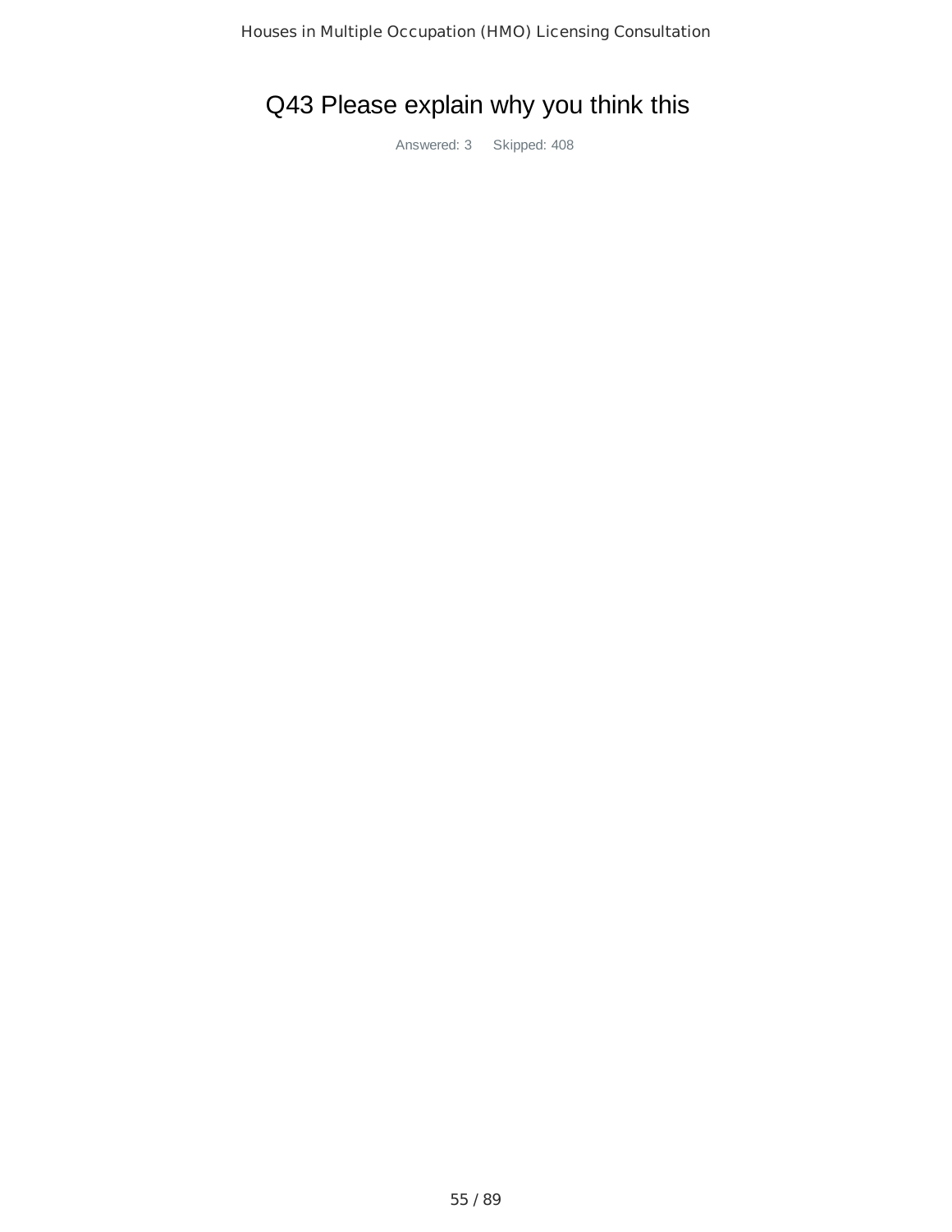# Q43 Please explain why you think this

Answered: 3 Skipped: 408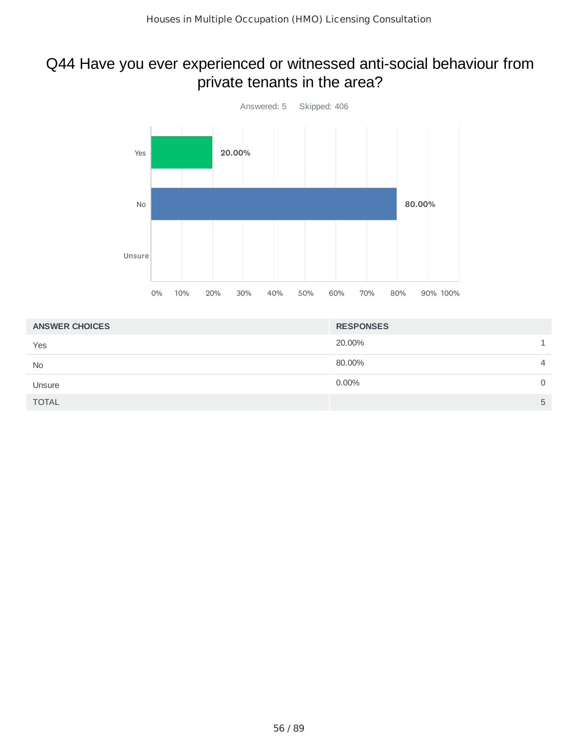## Q44 Have you ever experienced or witnessed anti-social behaviour from private tenants in the area?

Answered: 5 Skipped: 406

| ANSWER CHOICES | RESPONSES | |
|---|---|---|
| Yes | 20.00% | 1 |
| No | 80.00% | 4 |
| Unsure | 0.00% | 0 |
| TOTAL | | 5 |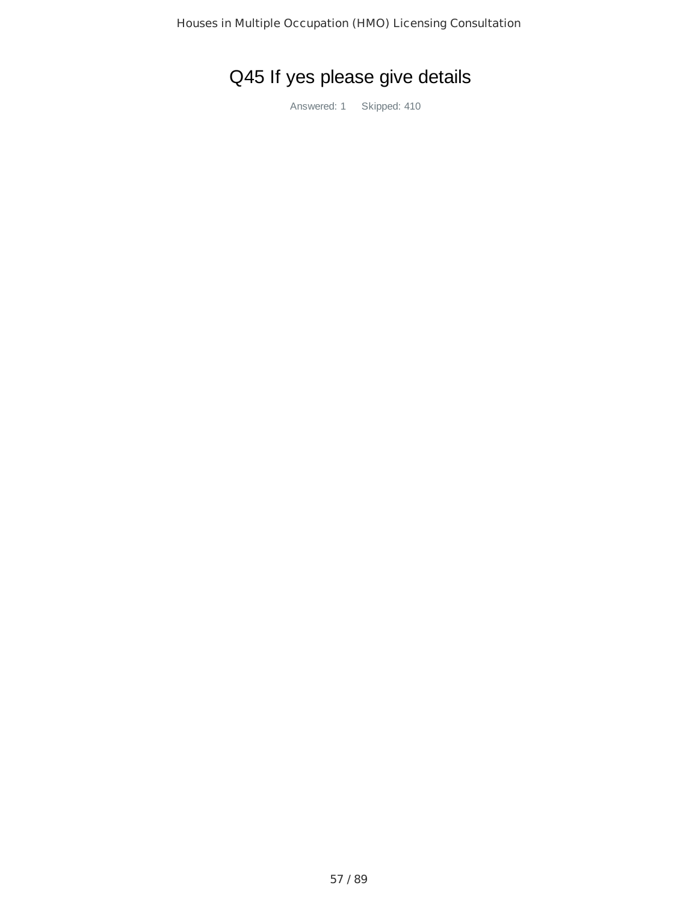# Q45 If yes please give details

Answered: 1 Skipped: 410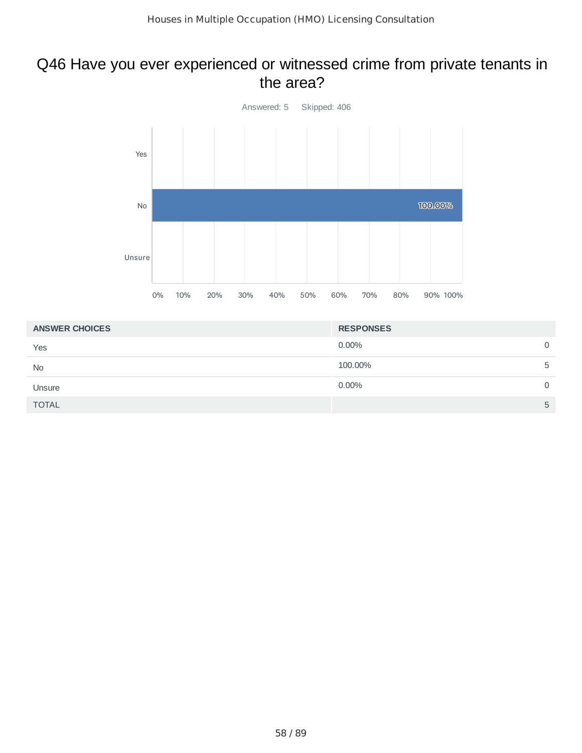# Q46 Have you ever experienced or witnessed crime from private tenants in the area?

Answered: 5 Skipped: 406

| ANSWER CHOICES | RESPONSES | |
|---|---|---|
| Yes | 0.00% | 0 |
| No | 100.00% | 5 |
| Unsure | 0.00% | 0 |
| TOTAL | | 5 |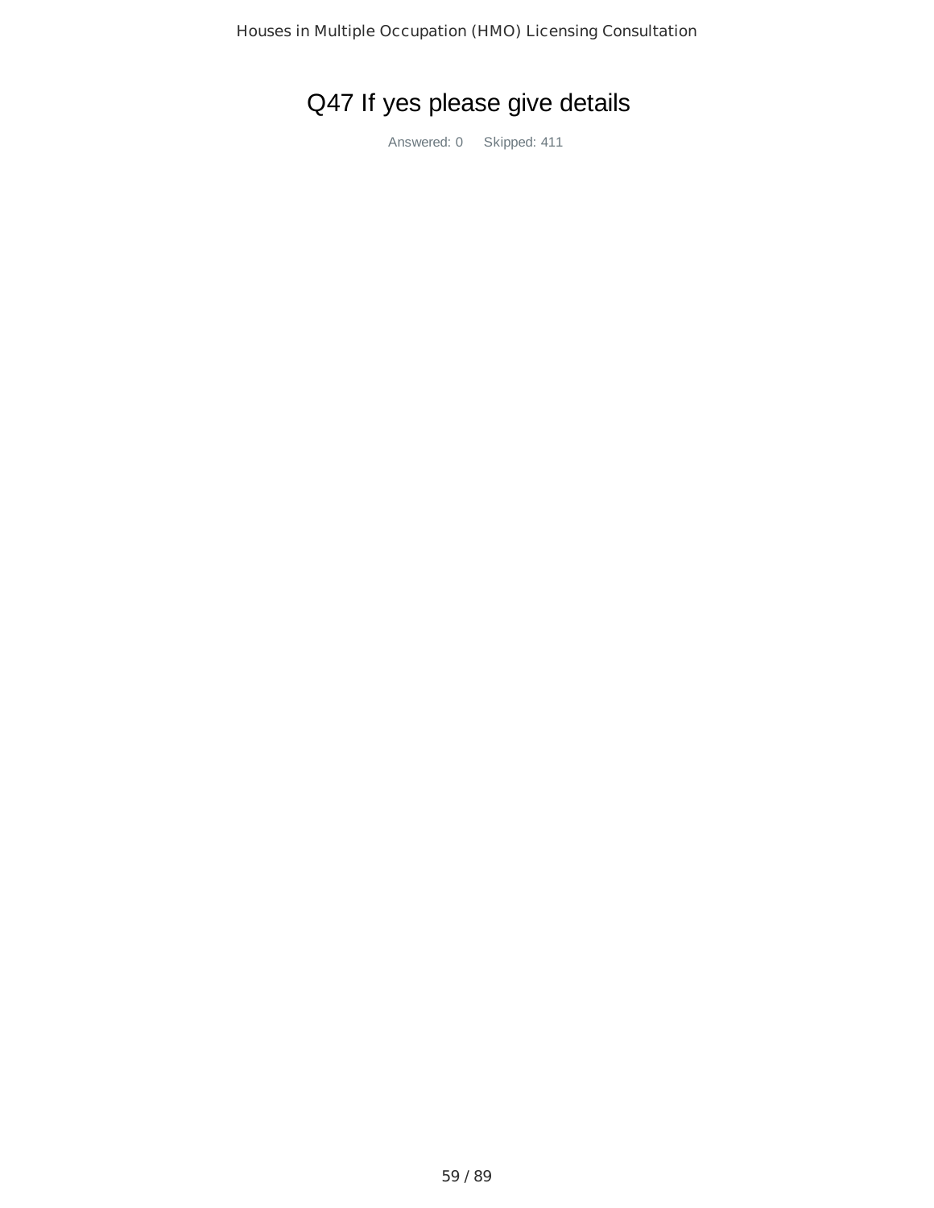# Q47 If yes please give details

Answered: 0 Skipped: 411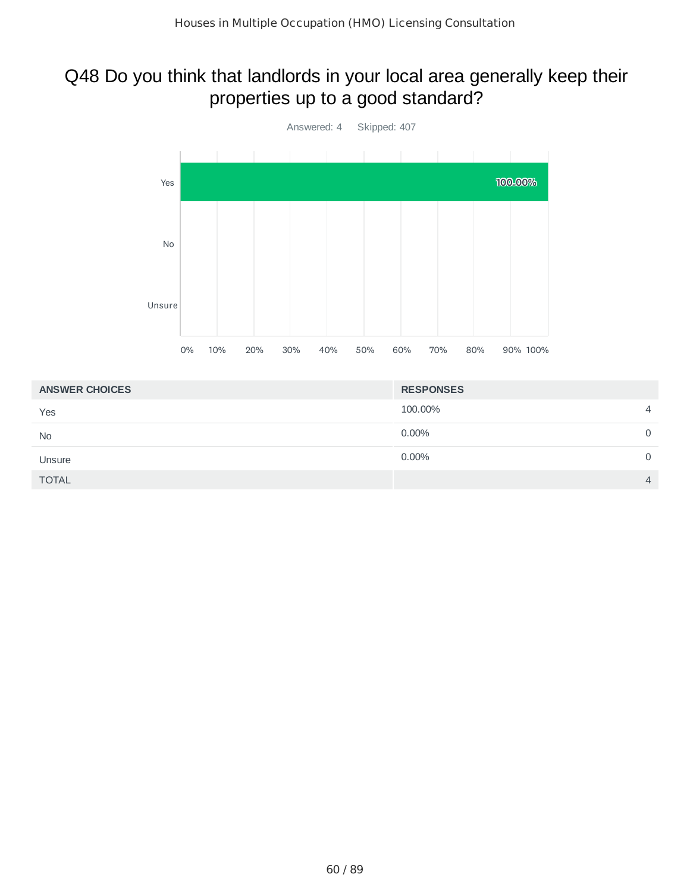# Q48 Do you think that landlords in your local area generally keep their properties up to a good standard?

Answered: 4 Skipped: 407

| ANSWER CHOICES | RESPONSES | |
|---|---|---|
| Yes | 100.00% | 4 |
| No | 0.00% | 0 |
| Unsure | 0.00% | 0 |
| TOTAL | | 4 |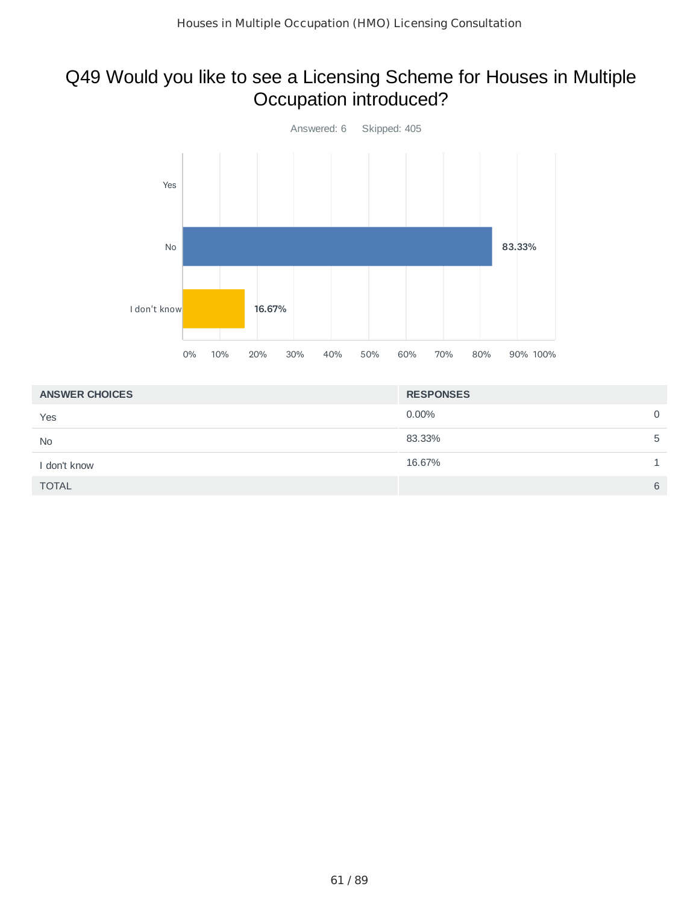# Q49 Would you like to see a Licensing Scheme for Houses in Multiple Occupation introduced?

Answered: 6 Skipped: 405

| ANSWER CHOICES | RESPONSES | |
|---|---|---|
| Yes | 0.00% | 0 |
| No | 83.33% | 5 |
| I don't know | 16.67% | 1 |
| TOTAL | | 6 |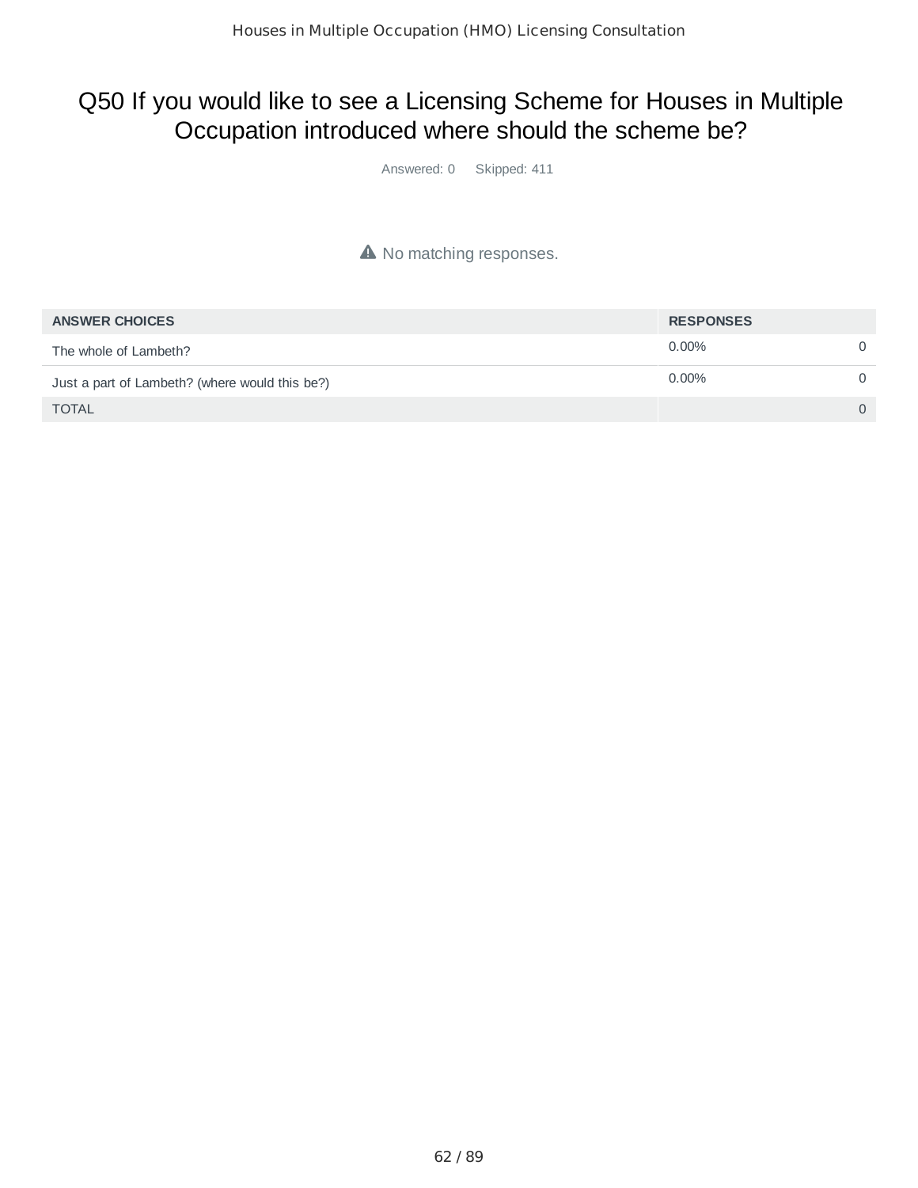# Q50 If you would like to see a Licensing Scheme for Houses in Multiple Occupation introduced where should the scheme be?

Answered: 0 Skipped: 411

⚠ No matching responses.

| ANSWER CHOICES | RESPONSES | |
|---|---|---|
| The whole of Lambeth? | 0.00% | 0 |
| Just a part of Lambeth? (where would this be?) | 0.00% | 0 |
| TOTAL | | 0 |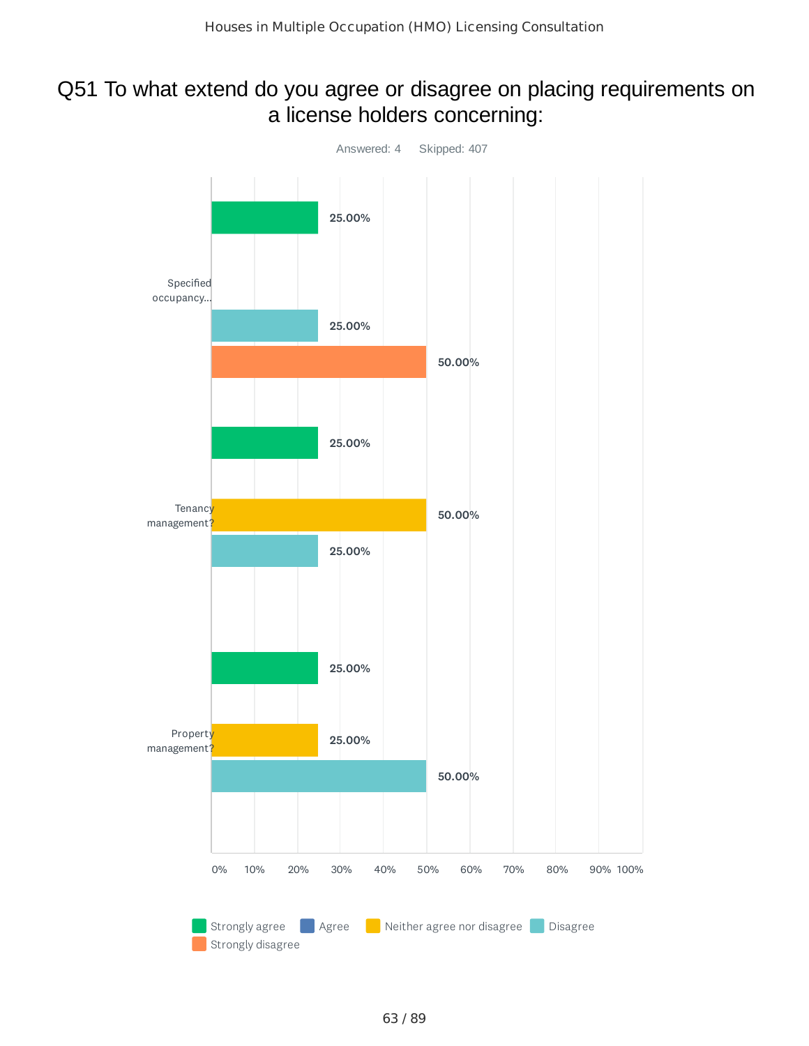## Q51 To what extend do you agree or disagree on placing requirements on a license holders concerning:

Answered: 4  Skipped: 407

| | Strongly agree | Agree | Neither agree nor disagree | Disagree | Strongly disagree |
|---|---|---|---|---|---|
| Specified occupancy... | 25.00% | | | 25.00% | 50.00% |
| Tenancy management? | 25.00% | | 50.00% | 25.00% | |
| Property management? | 25.00% | | 25.00% | 50.00% | |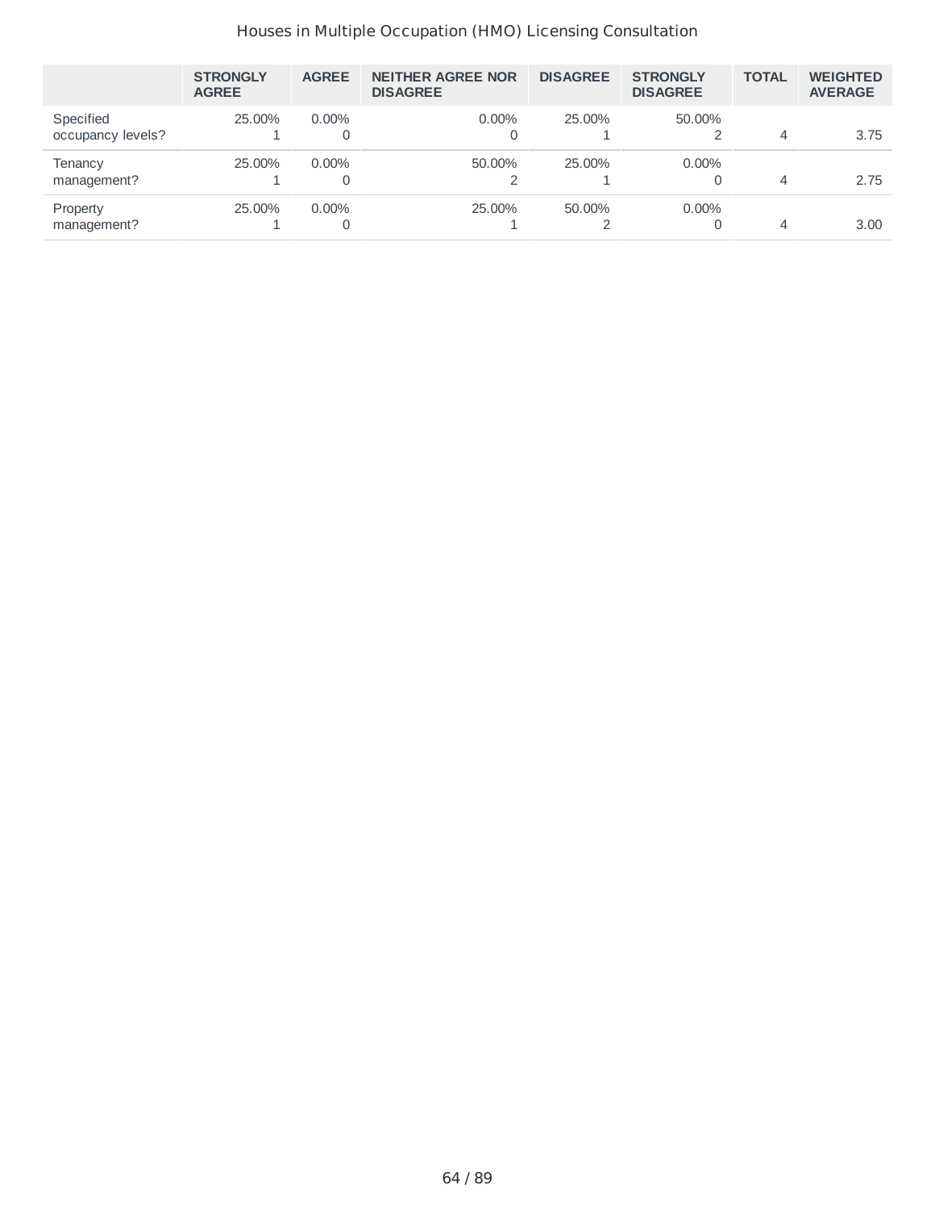|  | STRONGLY AGREE | AGREE | NEITHER AGREE NOR DISAGREE | DISAGREE | STRONGLY DISAGREE | TOTAL | WEIGHTED AVERAGE |
|---|---|---|---|---|---|---|---|
| Specified occupancy levels? | 25.00% 1 | 0.00% 0 | 0.00% 0 | 25.00% 1 | 50.00% 2 | 4 | 3.75 |
| Tenancy management? | 25.00% 1 | 0.00% 0 | 50.00% 2 | 25.00% 1 | 0.00% 0 | 4 | 2.75 |
| Property management? | 25.00% 1 | 0.00% 0 | 25.00% 1 | 50.00% 2 | 0.00% 0 | 4 | 3.00 |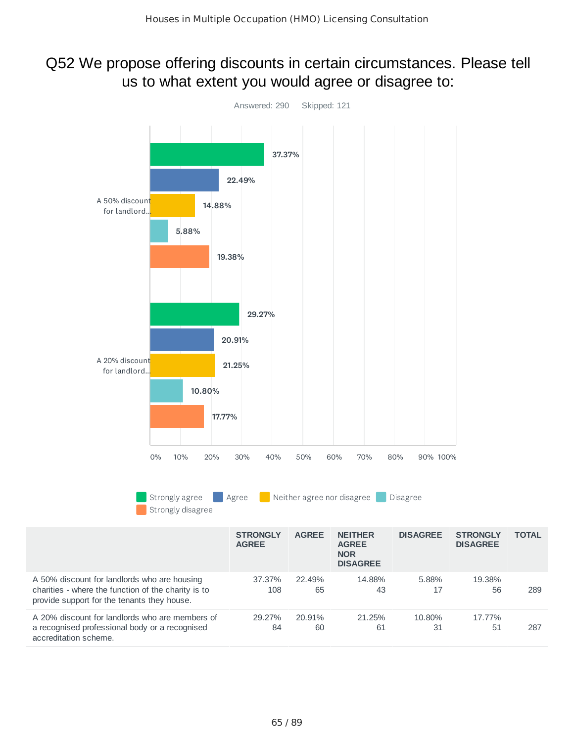# Q52 We propose offering discounts in certain circumstances. Please tell us to what extent you would agree or disagree to:

Answered: 290    Skipped: 121

A 50% discount for landlord...

- Strongly agree: 37.37%
- Agree: 22.49%
- Neither agree nor disagree: 14.88%
- Disagree: 5.88%
- Strongly disagree: 19.38%

A 20% discount for landlord...

- Strongly agree: 29.27%
- Agree: 20.91%
- Neither agree nor disagree: 21.25%
- Disagree: 10.80%
- Strongly disagree: 17.77%

0% 10% 20% 30% 40% 50% 60% 70% 80% 90% 100%

Strongly agree | Agree | Neither agree nor disagree | Disagree | Strongly disagree

| | STRONGLY AGREE | AGREE | NEITHER AGREE NOR DISAGREE | DISAGREE | STRONGLY DISAGREE | TOTAL |
|---|---|---|---|---|---|---|
| A 50% discount for landlords who are housing charities - where the function of the charity is to provide support for the tenants they house. | 37.37% 108 | 22.49% 65 | 14.88% 43 | 5.88% 17 | 19.38% 56 | 289 |
| A 20% discount for landlords who are members of a recognised professional body or a recognised accreditation scheme. | 29.27% 84 | 20.91% 60 | 21.25% 61 | 10.80% 31 | 17.77% 51 | 287 |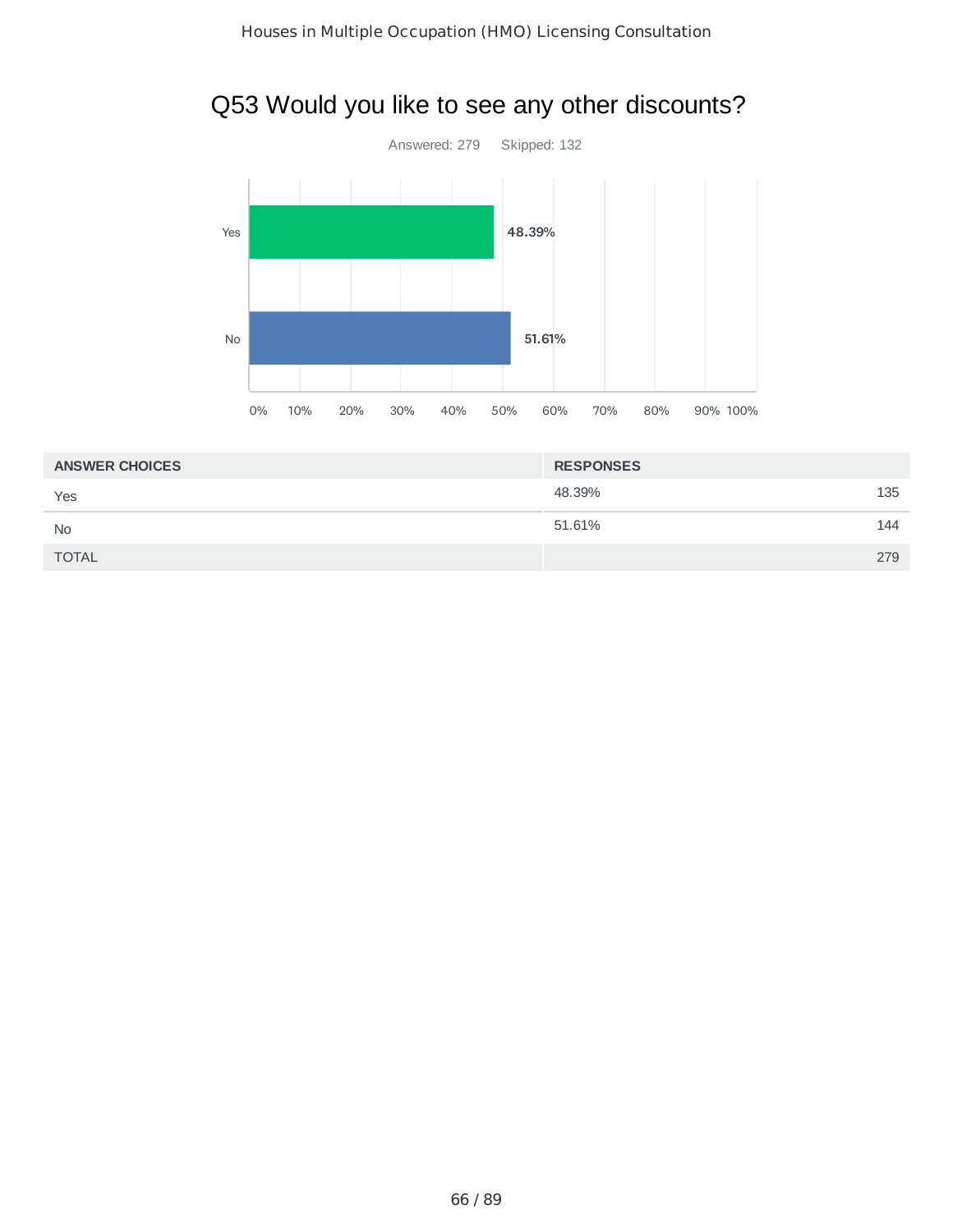## Q53 Would you like to see any other discounts?

Answered: 279 Skipped: 132

| ANSWER CHOICES | RESPONSES | |
| --- | --- | --- |
| Yes | 48.39% | 135 |
| No | 51.61% | 144 |
| TOTAL | | 279 |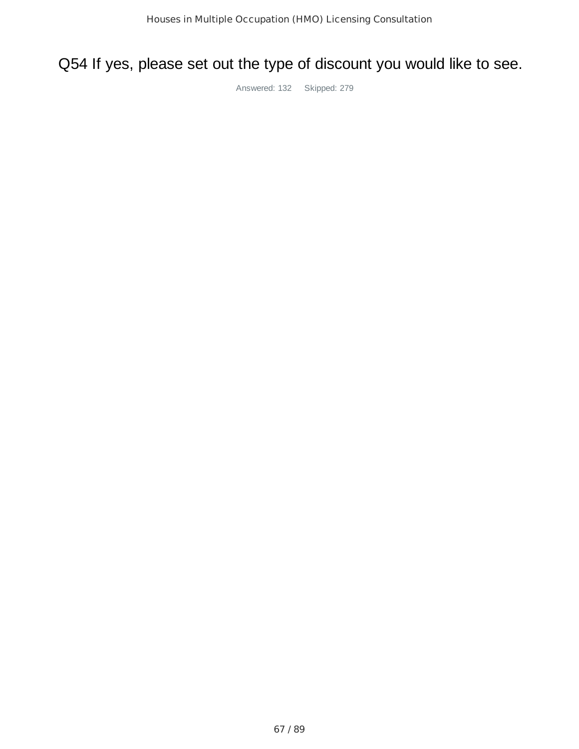# Q54 If yes, please set out the type of discount you would like to see.

Answered: 132 Skipped: 279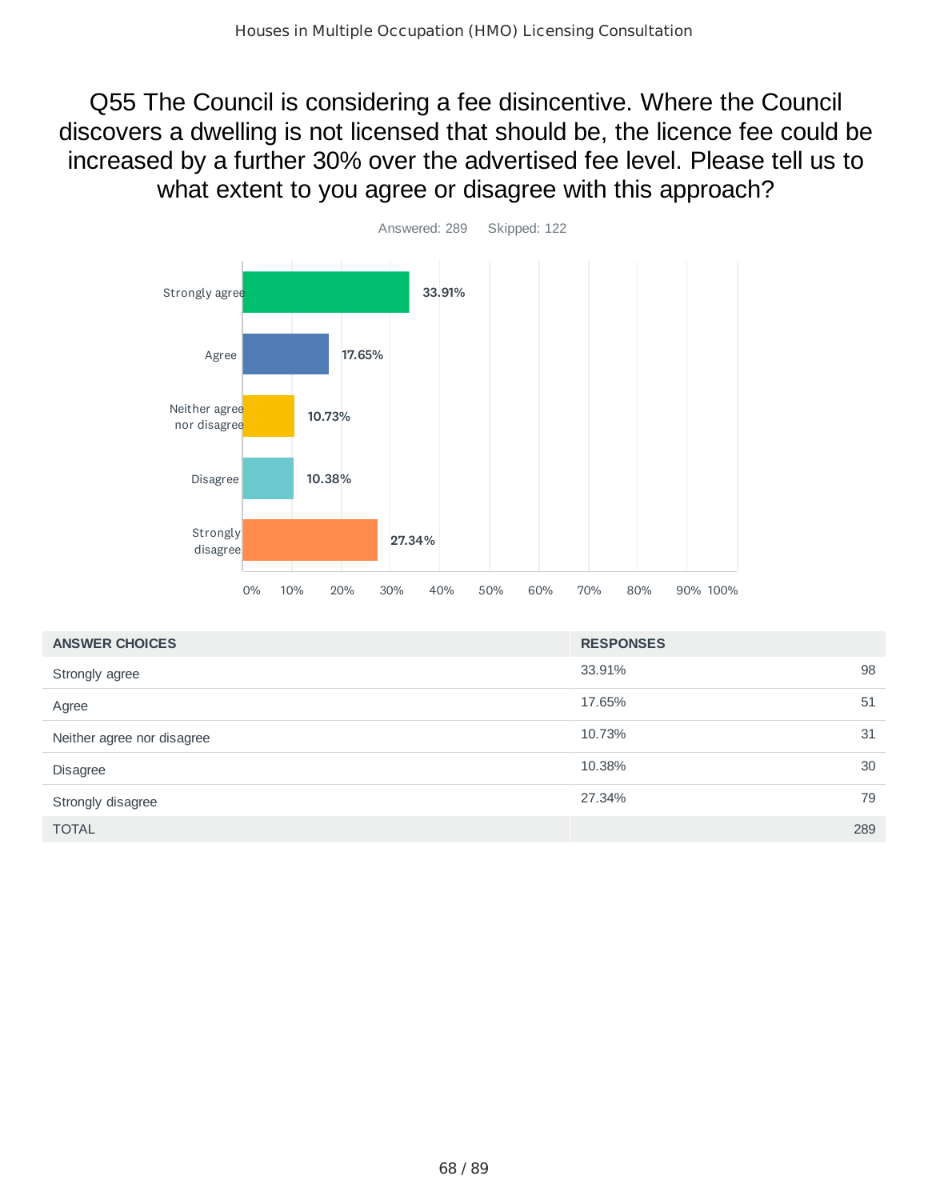## Q55 The Council is considering a fee disincentive. Where the Council discovers a dwelling is not licensed that should be, the licence fee could be increased by a further 30% over the advertised fee level. Please tell us to what extent to you agree or disagree with this approach?

Answered: 289    Skipped: 122

| ANSWER CHOICES | RESPONSES | |
|---|---|---|
| Strongly agree | 33.91% | 98 |
| Agree | 17.65% | 51 |
| Neither agree nor disagree | 10.73% | 31 |
| Disagree | 10.38% | 30 |
| Strongly disagree | 27.34% | 79 |
| TOTAL | | 289 |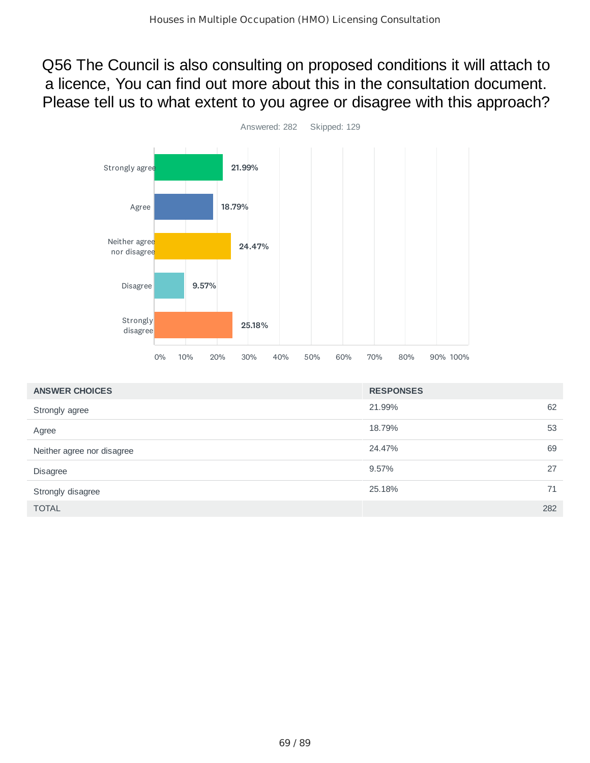# Q56 The Council is also consulting on proposed conditions it will attach to a licence, You can find out more about this in the consultation document. Please tell us to what extent to you agree or disagree with this approach?

Answered: 282 Skipped: 129

| ANSWER CHOICES | RESPONSES | |
|---|---|---|
| Strongly agree | 21.99% | 62 |
| Agree | 18.79% | 53 |
| Neither agree nor disagree | 24.47% | 69 |
| Disagree | 9.57% | 27 |
| Strongly disagree | 25.18% | 71 |
| TOTAL | | 282 |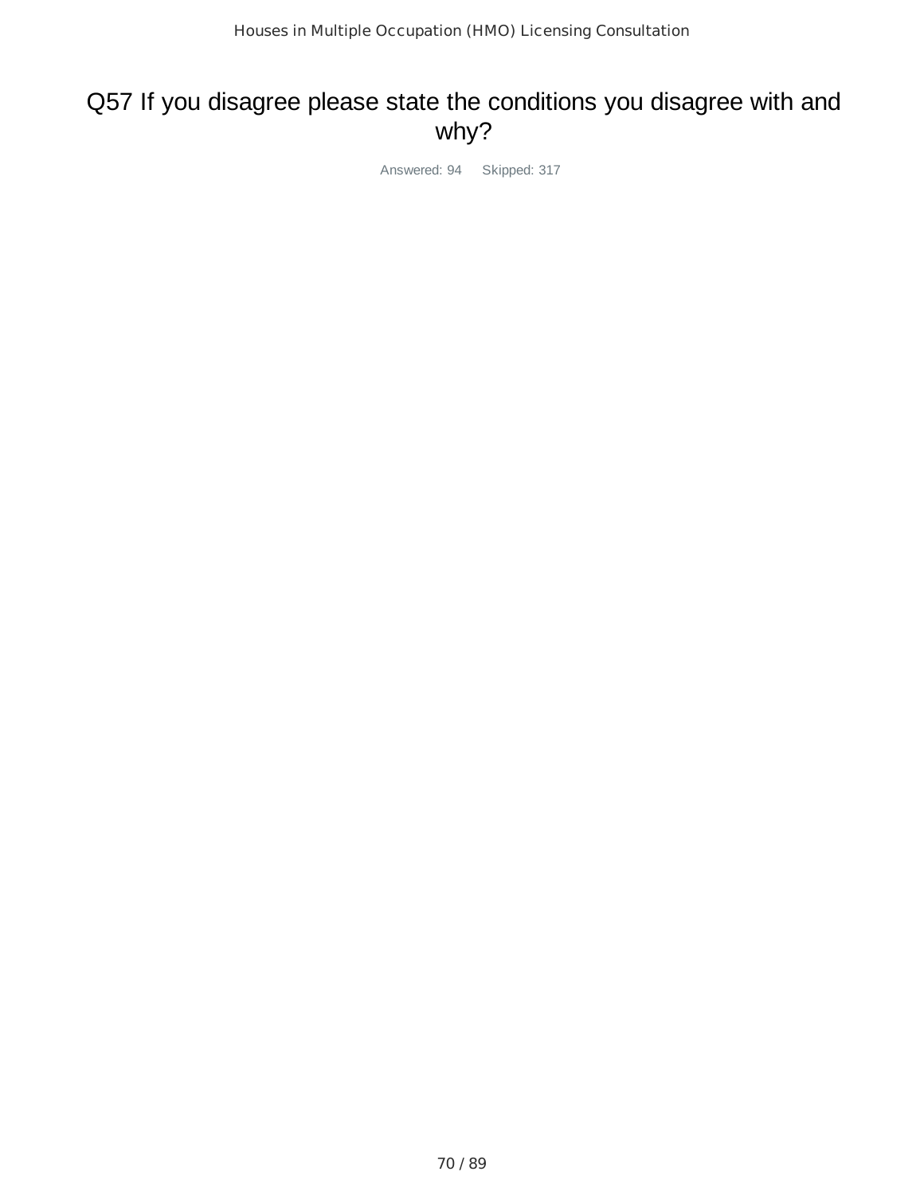# Q57 If you disagree please state the conditions you disagree with and why?

Answered: 94 Skipped: 317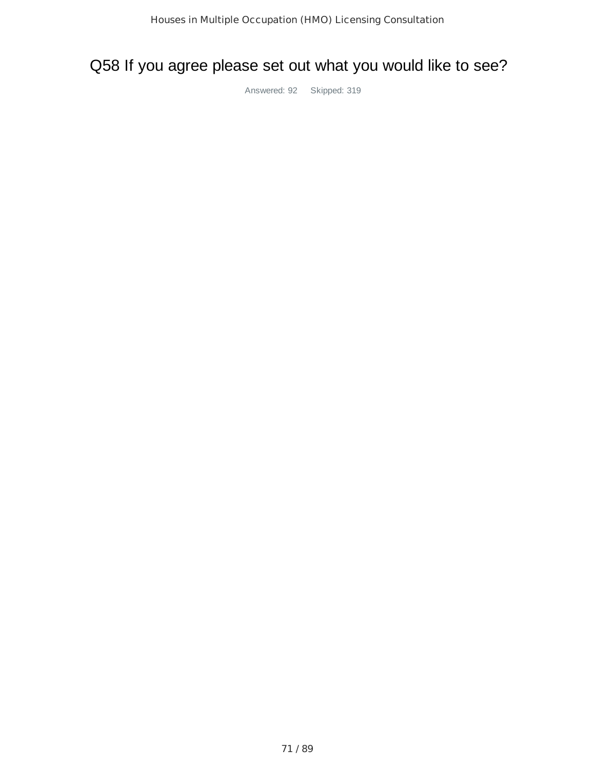# Q58 If you agree please set out what you would like to see?

Answered: 92 Skipped: 319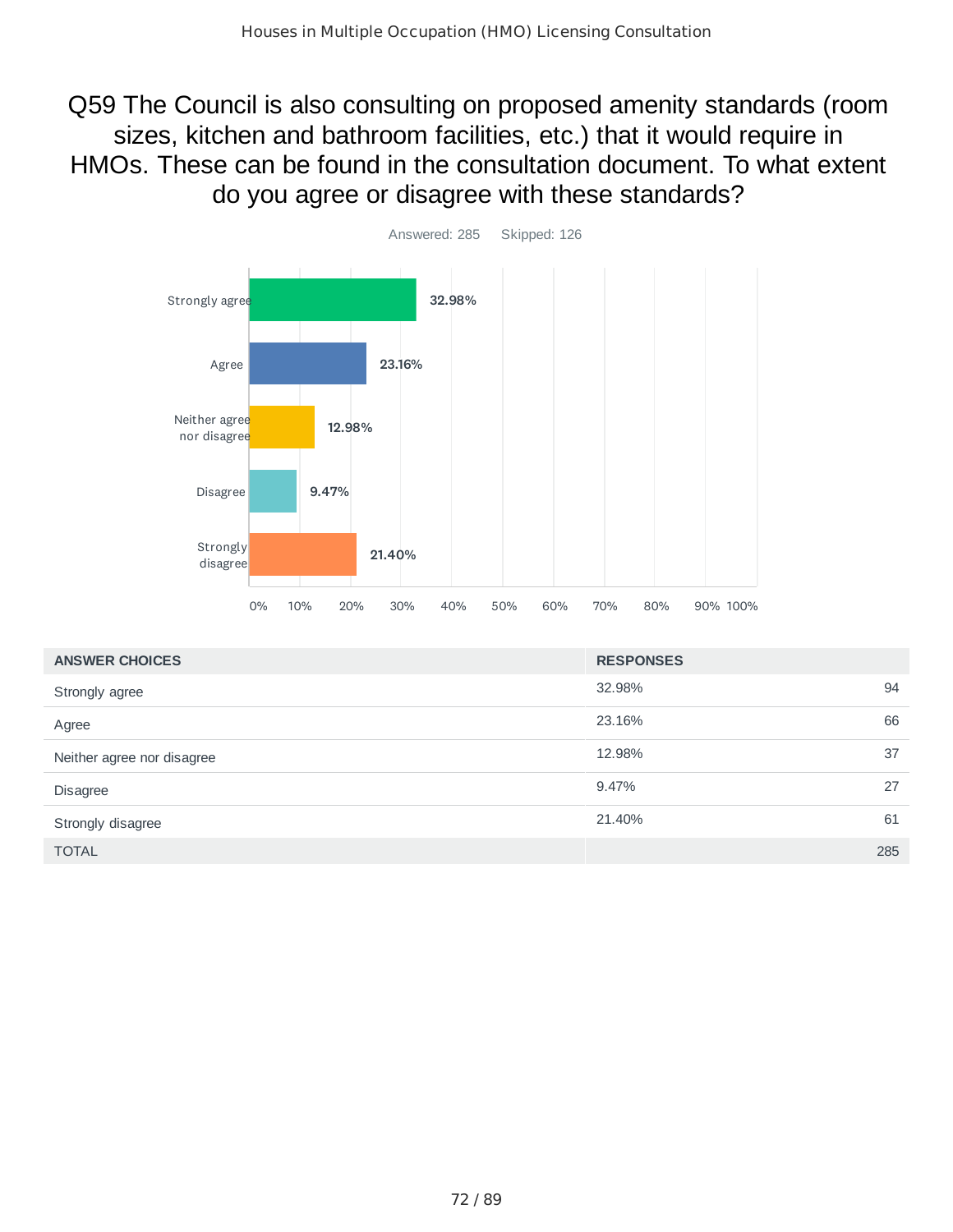# Q59 The Council is also consulting on proposed amenity standards (room sizes, kitchen and bathroom facilities, etc.) that it would require in HMOs. These can be found in the consultation document. To what extent do you agree or disagree with these standards?

Answered: 285 Skipped: 126

| ANSWER CHOICES | RESPONSES | |
|---|---|---|
| Strongly agree | 32.98% | 94 |
| Agree | 23.16% | 66 |
| Neither agree nor disagree | 12.98% | 37 |
| Disagree | 9.47% | 27 |
| Strongly disagree | 21.40% | 61 |
| TOTAL | | 285 |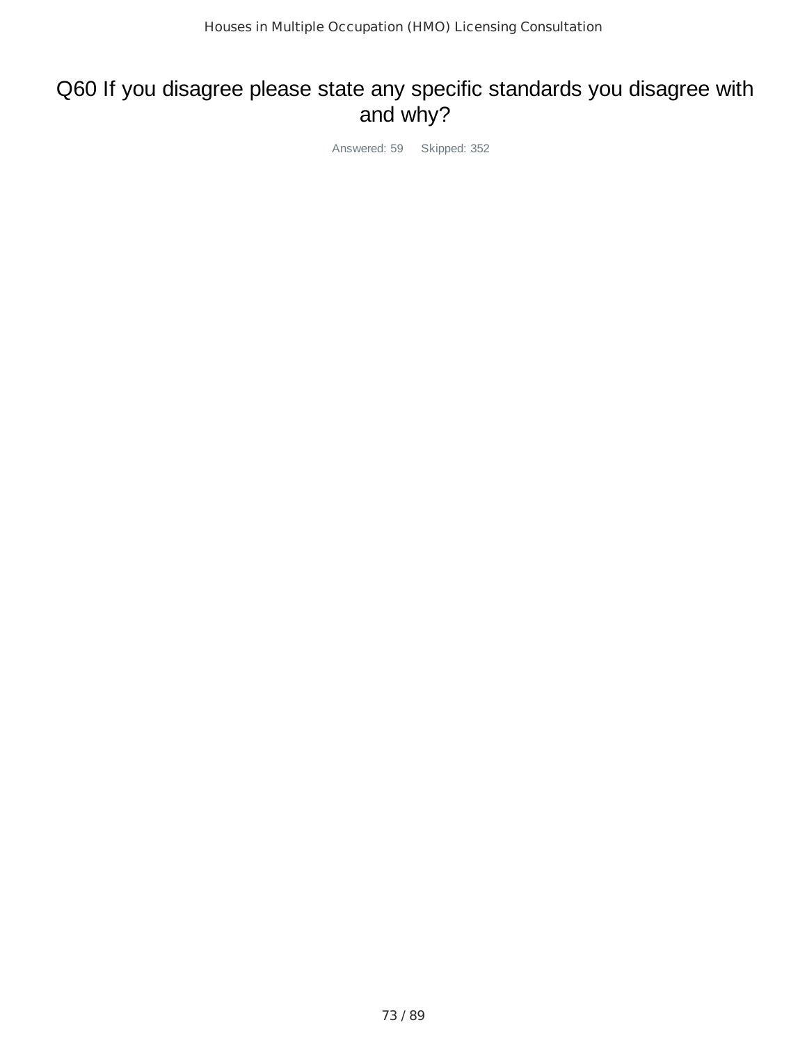# Q60 If you disagree please state any specific standards you disagree with and why?

Answered: 59 Skipped: 352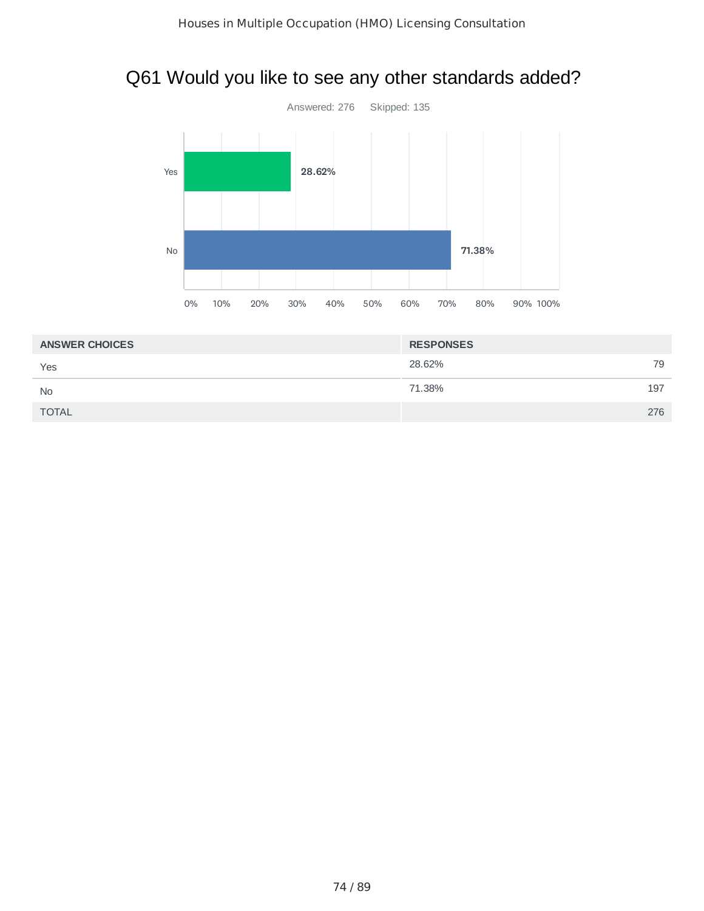# Q61 Would you like to see any other standards added?

Answered: 276 Skipped: 135

| ANSWER CHOICES | RESPONSES | |
| --- | --- | --- |
| Yes | 28.62% | 79 |
| No | 71.38% | 197 |
| TOTAL | | 276 |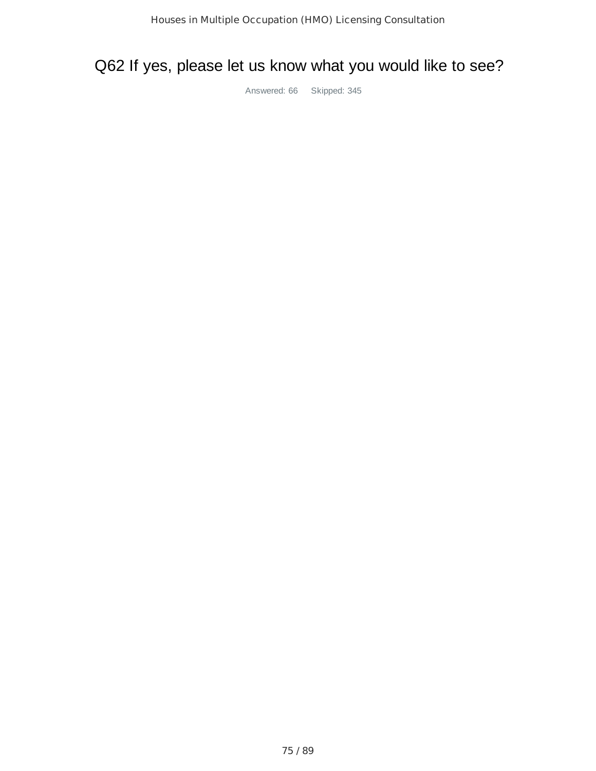# Q62 If yes, please let us know what you would like to see?

Answered: 66 Skipped: 345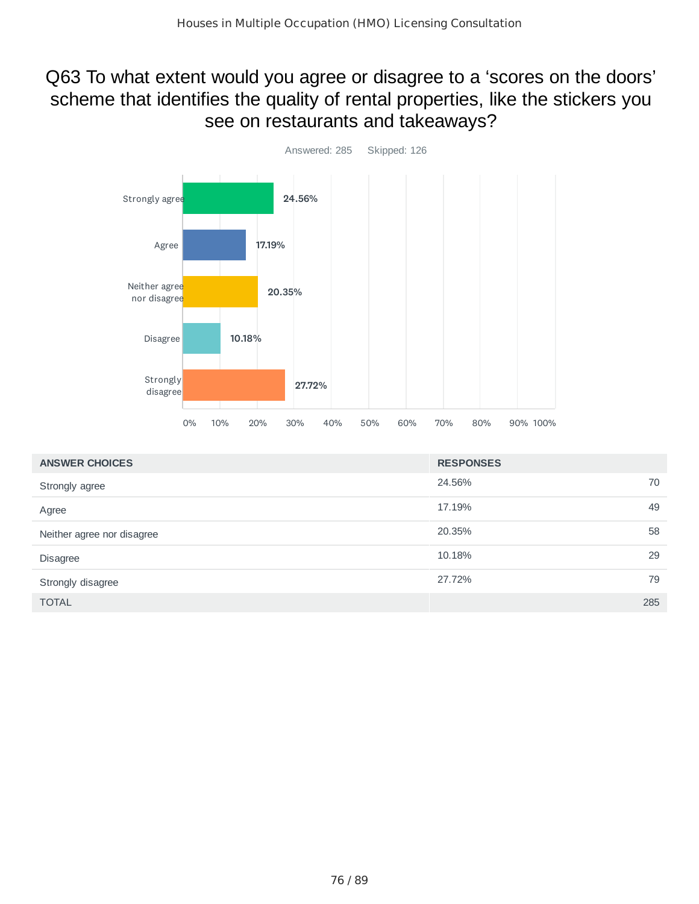## Q63 To what extent would you agree or disagree to a 'scores on the doors' scheme that identifies the quality of rental properties, like the stickers you see on restaurants and takeaways?

Answered: 285 Skipped: 126

| ANSWER CHOICES | RESPONSES | |
|---|---|---|
| Strongly agree | 24.56% | 70 |
| Agree | 17.19% | 49 |
| Neither agree nor disagree | 20.35% | 58 |
| Disagree | 10.18% | 29 |
| Strongly disagree | 27.72% | 79 |
| TOTAL | | 285 |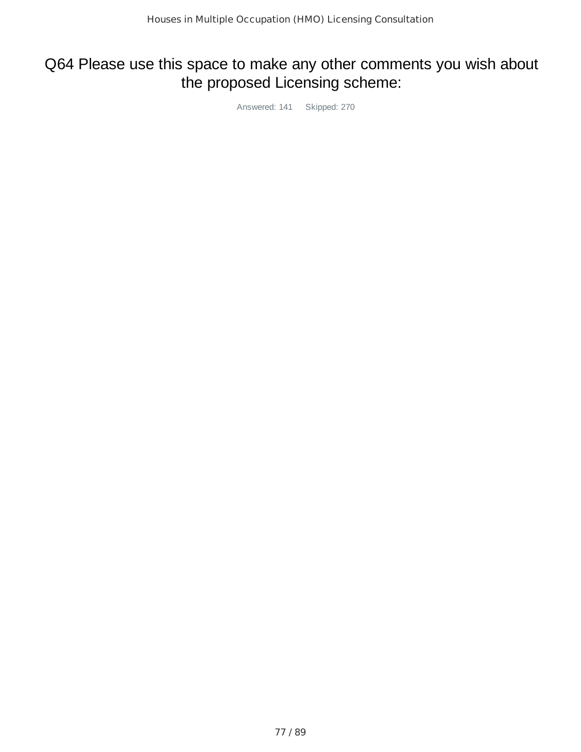# Q64 Please use this space to make any other comments you wish about the proposed Licensing scheme:

Answered: 141 Skipped: 270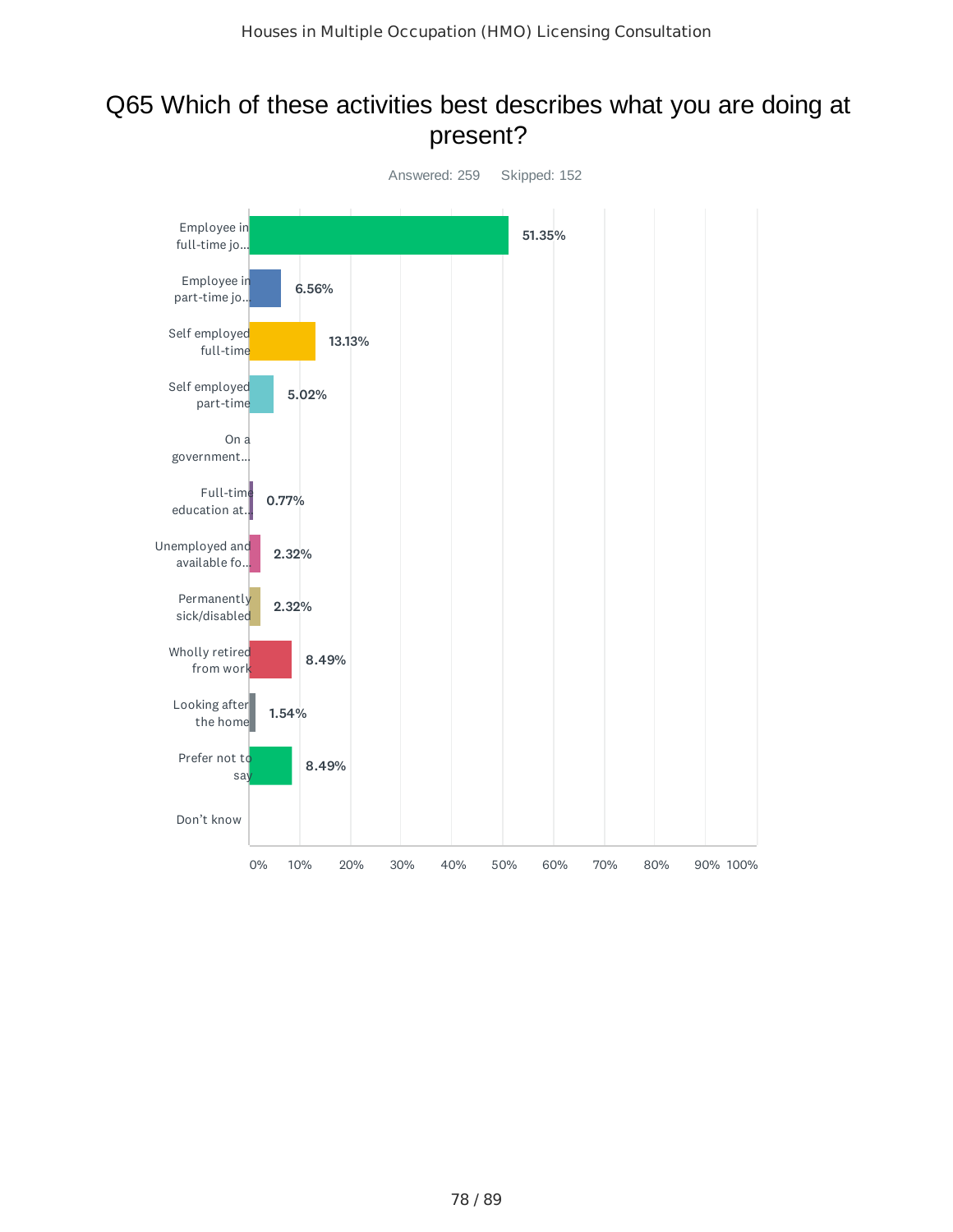## Q65 Which of these activities best describes what you are doing at present?

Answered: 259    Skipped: 152

| Answer | Percentage |
| --- | --- |
| Employee in full-time jo... | 51.35% |
| Employee in part-time jo... | 6.56% |
| Self employed full-time | 13.13% |
| Self employed part-time | 5.02% |
| On a government... | |
| Full-time education at... | 0.77% |
| Unemployed and available fo... | 2.32% |
| Permanently sick/disabled | 2.32% |
| Wholly retired from work | 8.49% |
| Looking after the home | 1.54% |
| Prefer not to say | 8.49% |
| Don't know | |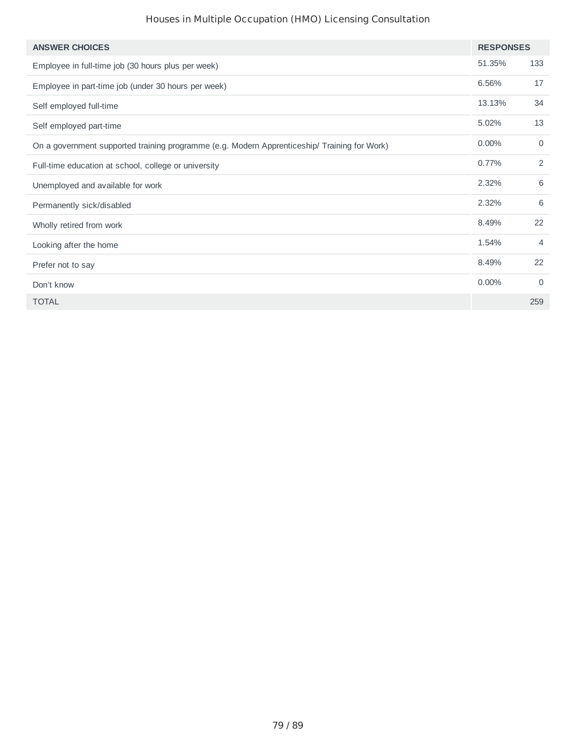| ANSWER CHOICES | RESPONSES | |
|---|---|---|
| Employee in full-time job (30 hours plus per week) | 51.35% | 133 |
| Employee in part-time job (under 30 hours per week) | 6.56% | 17 |
| Self employed full-time | 13.13% | 34 |
| Self employed part-time | 5.02% | 13 |
| On a government supported training programme (e.g. Modern Apprenticeship/ Training for Work) | 0.00% | 0 |
| Full-time education at school, college or university | 0.77% | 2 |
| Unemployed and available for work | 2.32% | 6 |
| Permanently sick/disabled | 2.32% | 6 |
| Wholly retired from work | 8.49% | 22 |
| Looking after the home | 1.54% | 4 |
| Prefer not to say | 8.49% | 22 |
| Don't know | 0.00% | 0 |
| TOTAL | | 259 |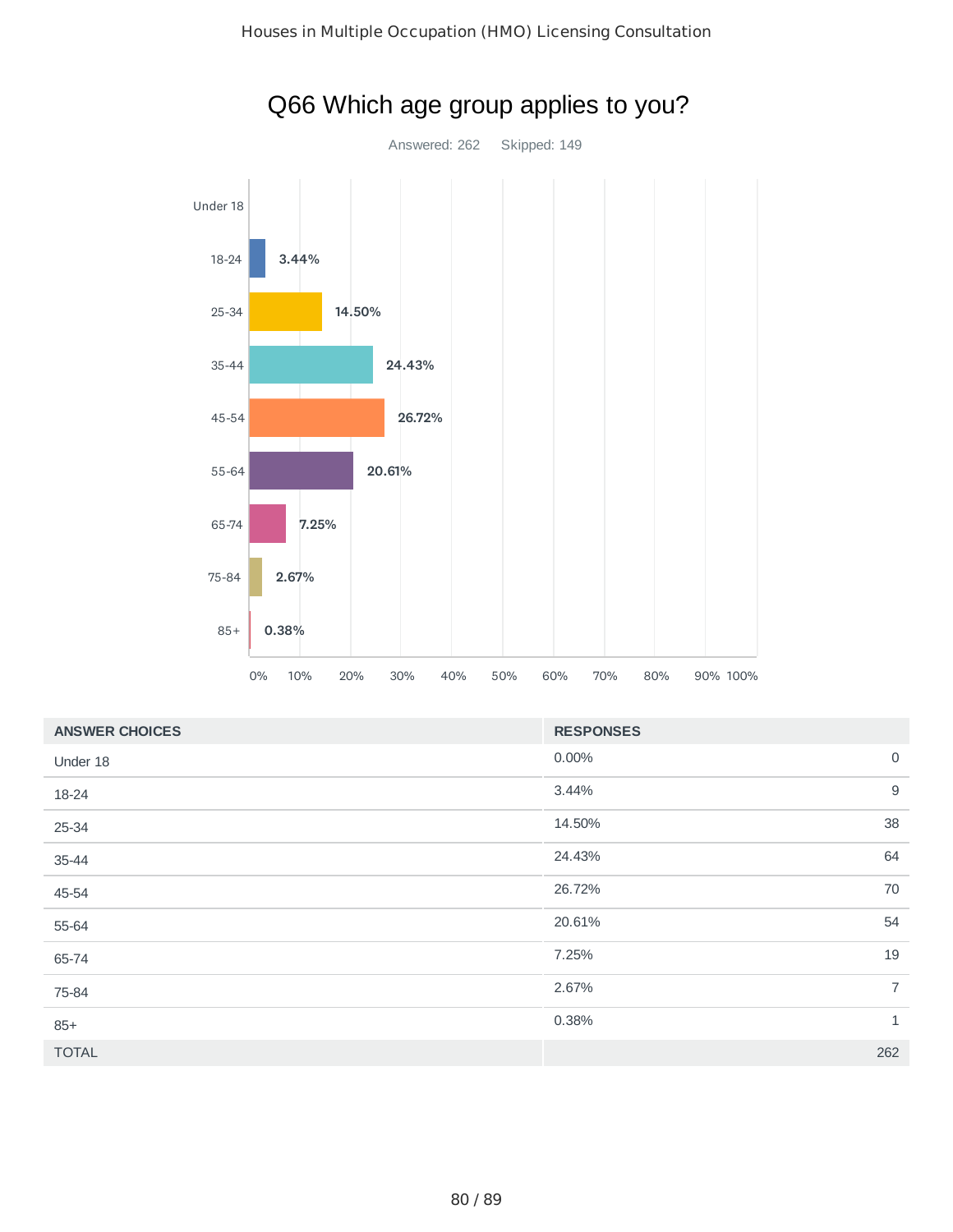# Q66 Which age group applies to you?

Answered: 262 Skipped: 149

| ANSWER CHOICES | RESPONSES | |
|---|---|---|
| Under 18 | 0.00% | 0 |
| 18-24 | 3.44% | 9 |
| 25-34 | 14.50% | 38 |
| 35-44 | 24.43% | 64 |
| 45-54 | 26.72% | 70 |
| 55-64 | 20.61% | 54 |
| 65-74 | 7.25% | 19 |
| 75-84 | 2.67% | 7 |
| 85+ | 0.38% | 1 |
| TOTAL | | 262 |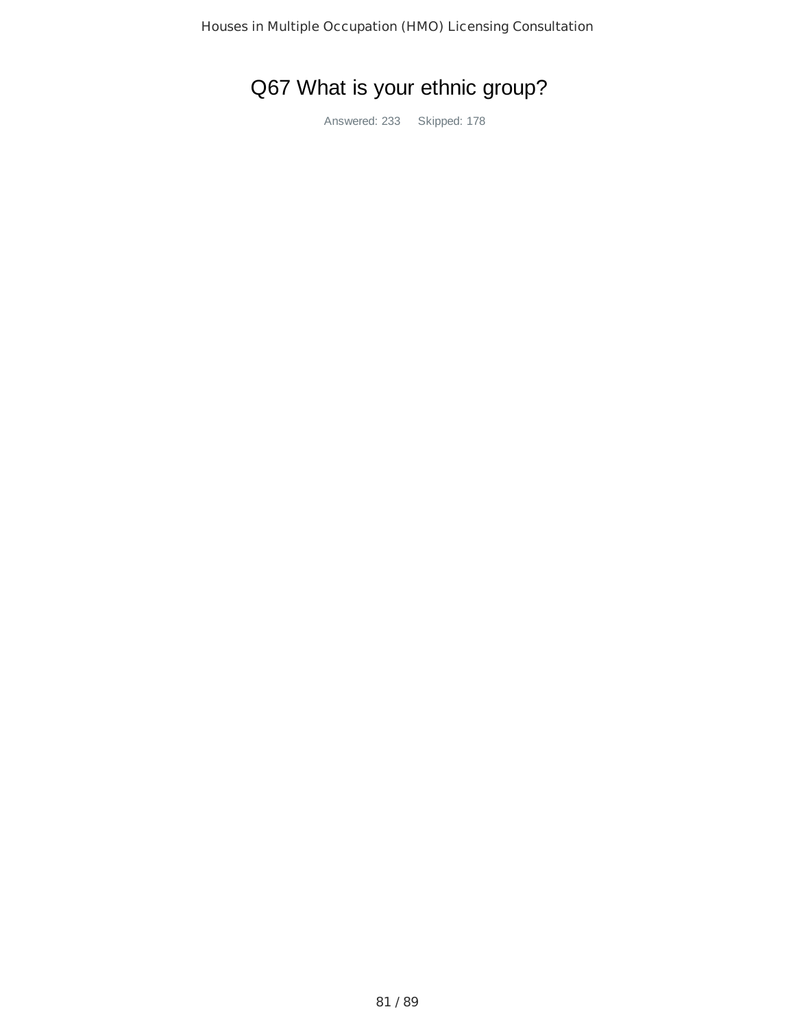# Q67 What is your ethnic group?

Answered: 233 Skipped: 178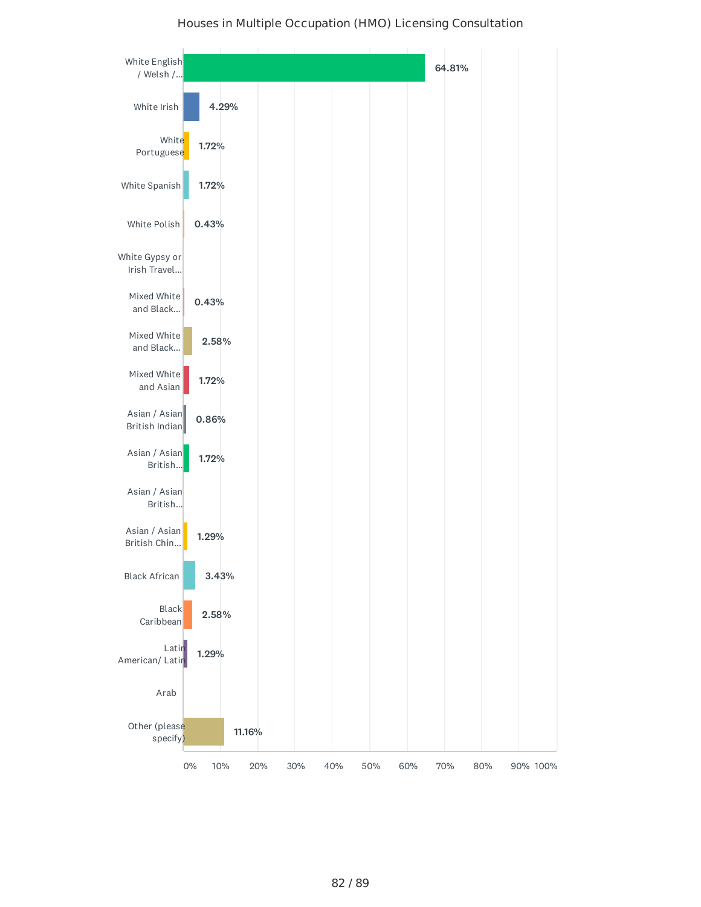## Houses in Multiple Occupation (HMO) Licensing Consultation

| Category | Percentage |
|---|---|
| White English / Welsh /... | 64.81% |
| White Irish | 4.29% |
| White Portuguese | 1.72% |
| White Spanish | 1.72% |
| White Polish | 0.43% |
| White Gypsy or Irish Travel... | |
| Mixed White and Black... | 0.43% |
| Mixed White and Black... | 2.58% |
| Mixed White and Asian | 1.72% |
| Asian / Asian British Indian | 0.86% |
| Asian / Asian British... | 1.72% |
| Asian / Asian British... | |
| Asian / Asian British Chin... | 1.29% |
| Black African | 3.43% |
| Black Caribbean | 2.58% |
| Latin American/ Latin | 1.29% |
| Arab | |
| Other (please specify) | 11.16% |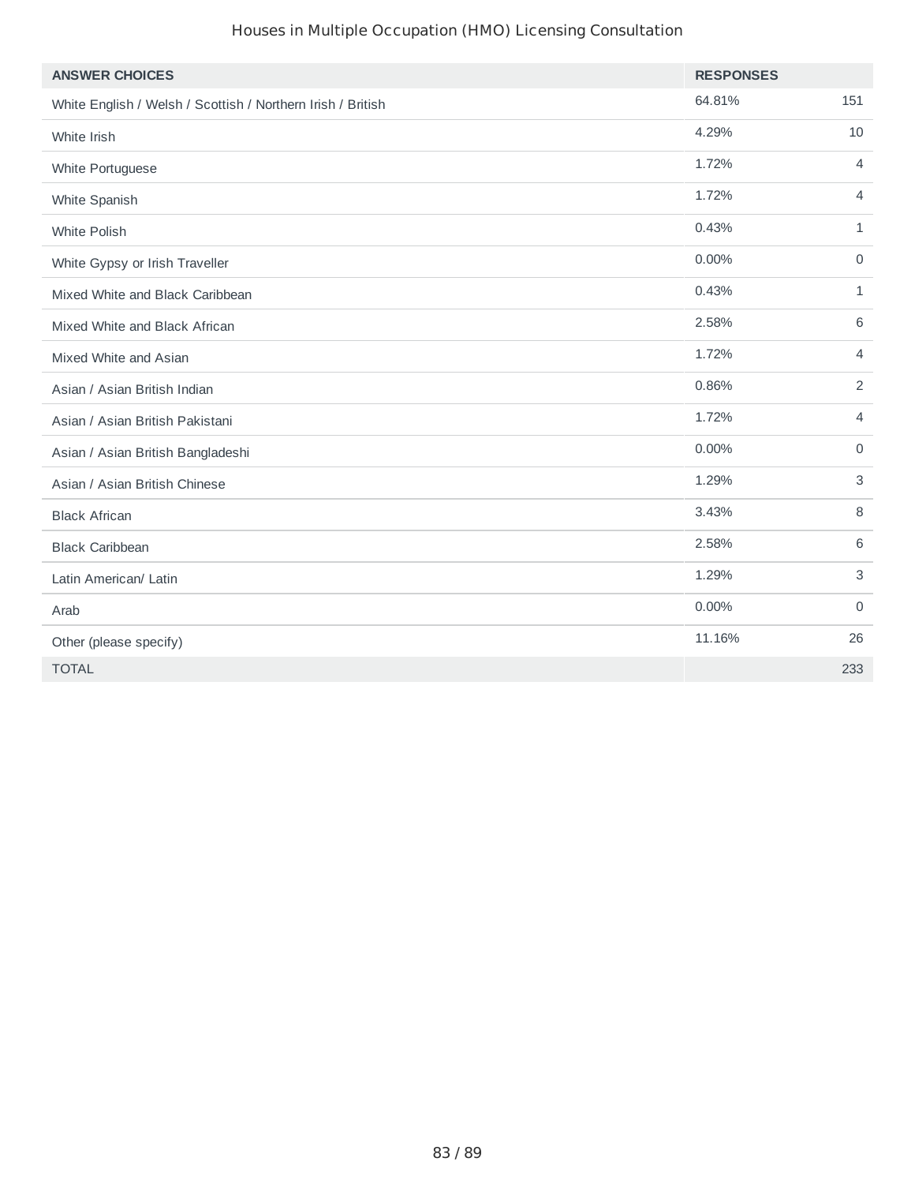| ANSWER CHOICES | RESPONSES | |
|---|---|---|
| White English / Welsh / Scottish / Northern Irish / British | 64.81% | 151 |
| White Irish | 4.29% | 10 |
| White Portuguese | 1.72% | 4 |
| White Spanish | 1.72% | 4 |
| White Polish | 0.43% | 1 |
| White Gypsy or Irish Traveller | 0.00% | 0 |
| Mixed White and Black Caribbean | 0.43% | 1 |
| Mixed White and Black African | 2.58% | 6 |
| Mixed White and Asian | 1.72% | 4 |
| Asian / Asian British Indian | 0.86% | 2 |
| Asian / Asian British Pakistani | 1.72% | 4 |
| Asian / Asian British Bangladeshi | 0.00% | 0 |
| Asian / Asian British Chinese | 1.29% | 3 |
| Black African | 3.43% | 8 |
| Black Caribbean | 2.58% | 6 |
| Latin American/ Latin | 1.29% | 3 |
| Arab | 0.00% | 0 |
| Other (please specify) | 11.16% | 26 |
| TOTAL | | 233 |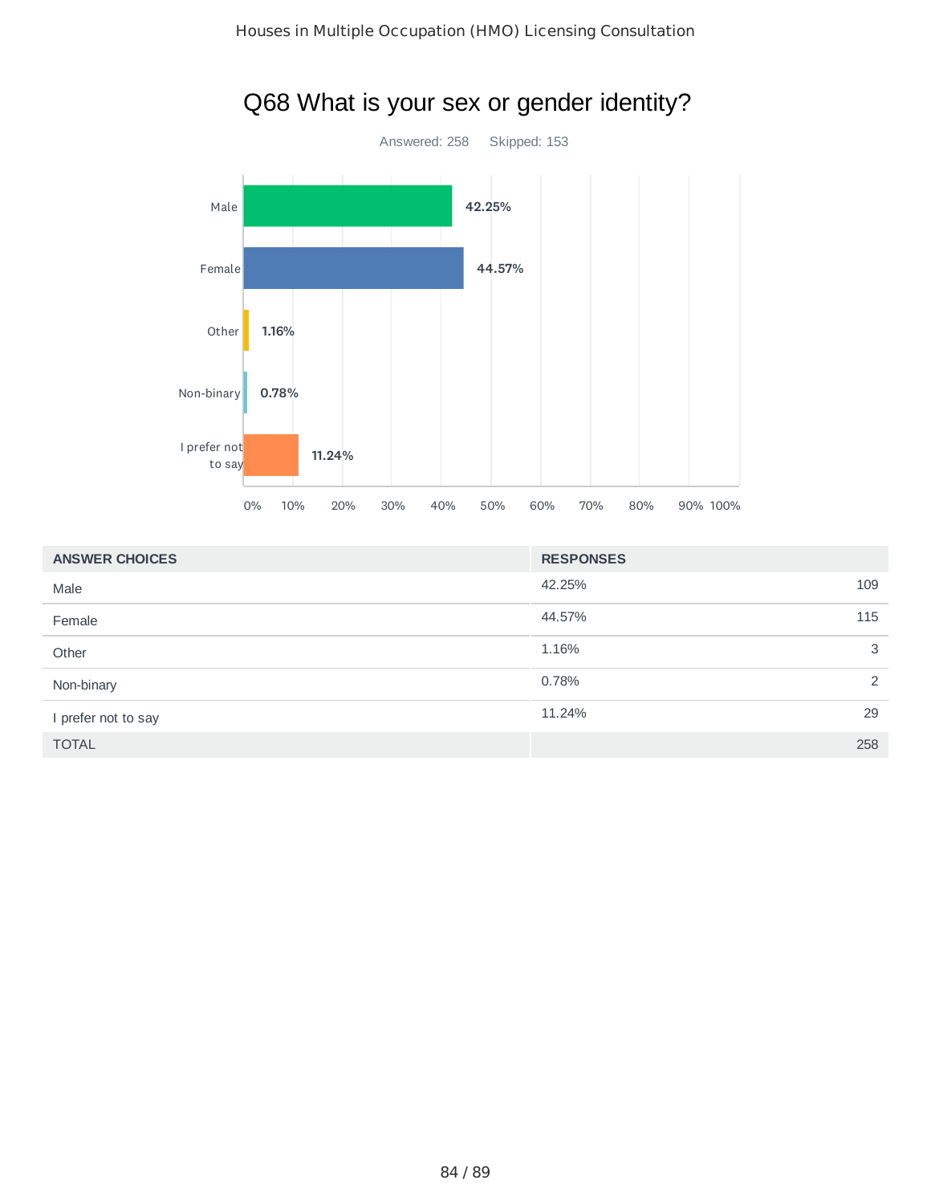# Q68 What is your sex or gender identity?

Answered: 258 Skipped: 153

| ANSWER CHOICES | RESPONSES | |
|---|---|---|
| Male | 42.25% | 109 |
| Female | 44.57% | 115 |
| Other | 1.16% | 3 |
| Non-binary | 0.78% | 2 |
| I prefer not to say | 11.24% | 29 |
| TOTAL | | 258 |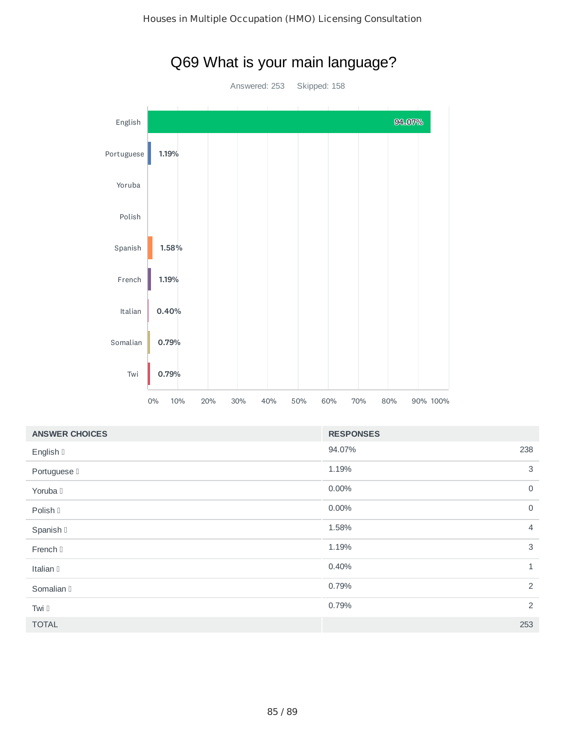# Q69 What is your main language?

Answered: 253    Skipped: 158

| ANSWER CHOICES | RESPONSES | |
|---|---|---|
| English | 94.07% | 238 |
| Portuguese | 1.19% | 3 |
| Yoruba | 0.00% | 0 |
| Polish | 0.00% | 0 |
| Spanish | 1.58% | 4 |
| French | 1.19% | 3 |
| Italian | 0.40% | 1 |
| Somalian | 0.79% | 2 |
| Twi | 0.79% | 2 |
| TOTAL | | 253 |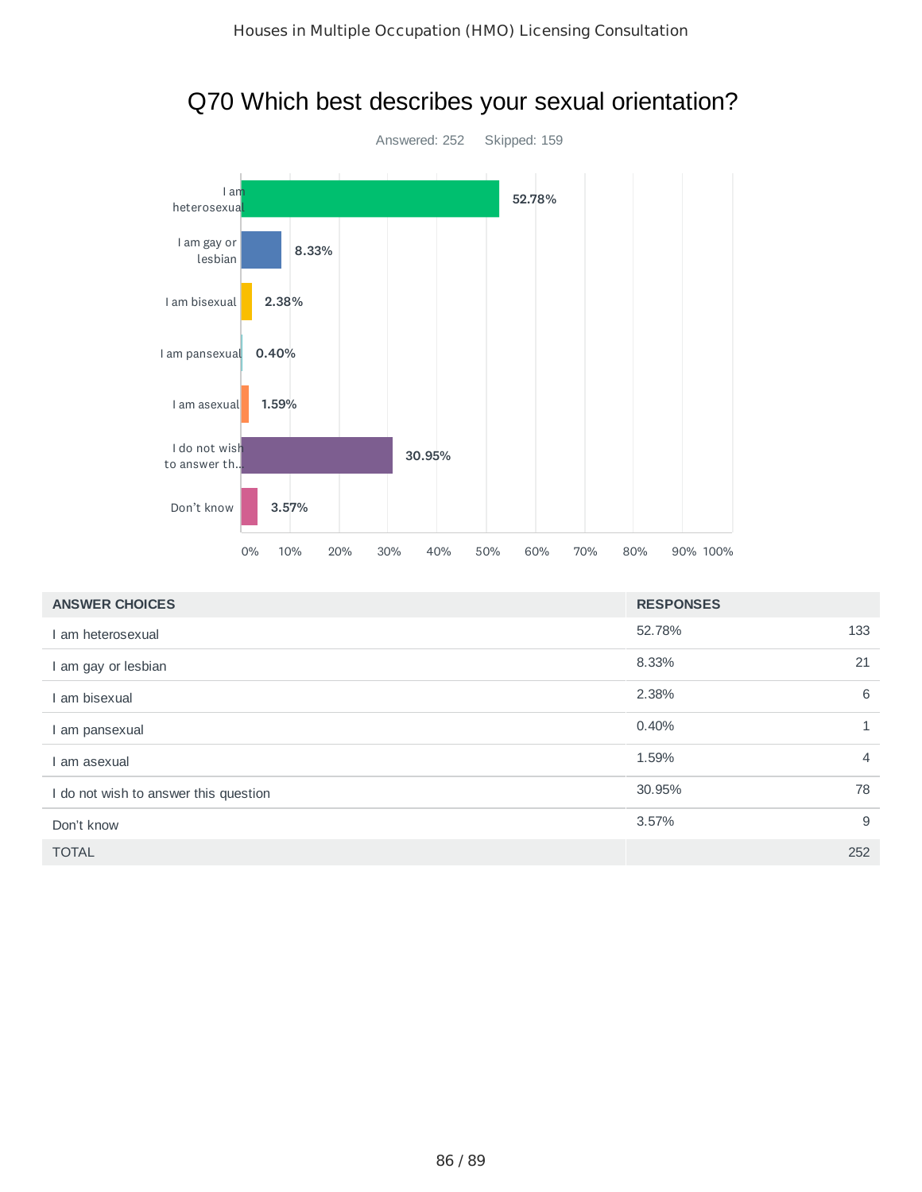## Q70 Which best describes your sexual orientation?

Answered: 252 Skipped: 159

| ANSWER CHOICES | RESPONSES | |
|---|---|---|
| I am heterosexual | 52.78% | 133 |
| I am gay or lesbian | 8.33% | 21 |
| I am bisexual | 2.38% | 6 |
| I am pansexual | 0.40% | 1 |
| I am asexual | 1.59% | 4 |
| I do not wish to answer this question | 30.95% | 78 |
| Don't know | 3.57% | 9 |
| TOTAL | | 252 |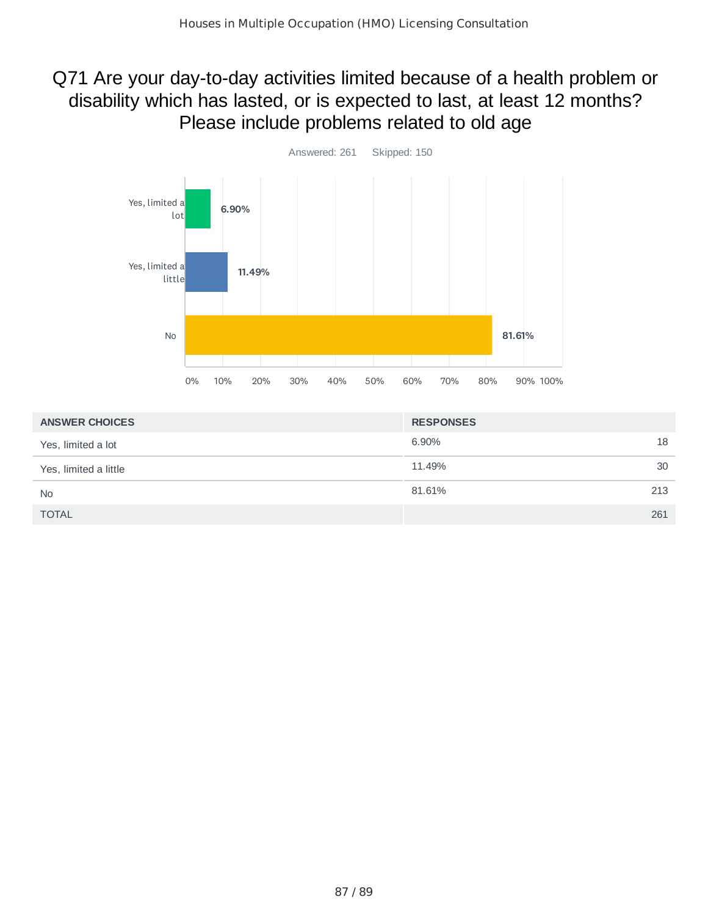# Q71 Are your day-to-day activities limited because of a health problem or disability which has lasted, or is expected to last, at least 12 months? Please include problems related to old age

Answered: 261 Skipped: 150

| ANSWER CHOICES | RESPONSES | |
|---|---|---|
| Yes, limited a lot | 6.90% | 18 |
| Yes, limited a little | 11.49% | 30 |
| No | 81.61% | 213 |
| TOTAL | | 261 |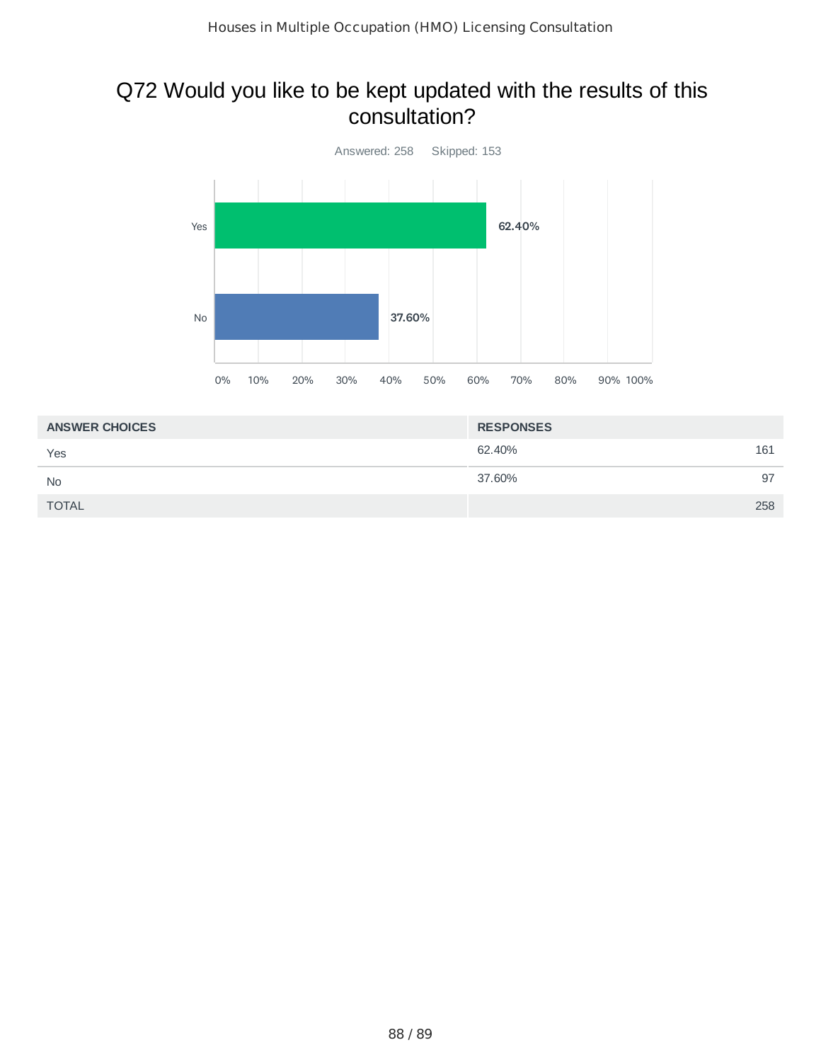## Q72 Would you like to be kept updated with the results of this consultation?

Answered: 258 Skipped: 153

| ANSWER CHOICES | RESPONSES | |
|---|---|---|
| Yes | 62.40% | 161 |
| No | 37.60% | 97 |
| TOTAL | | 258 |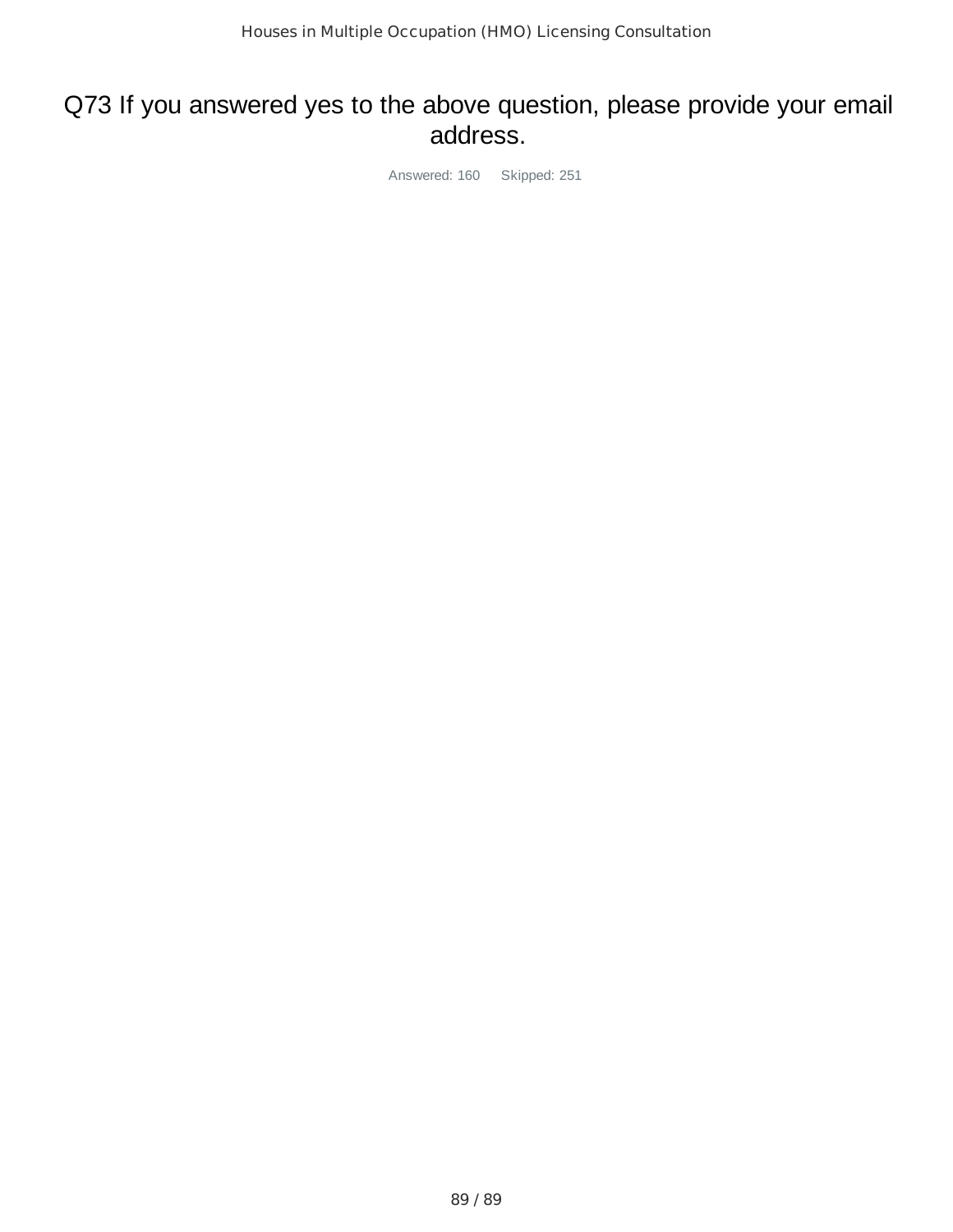## Q73 If you answered yes to the above question, please provide your email address.

Answered: 160 Skipped: 251